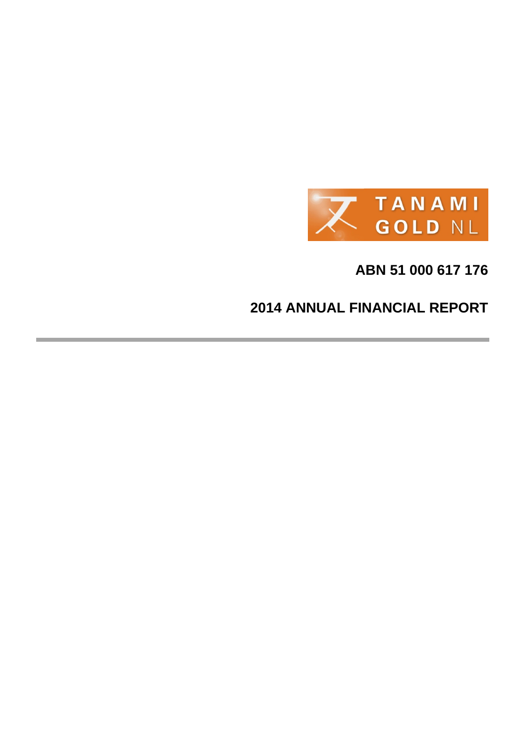TANAMI GOLD NL

**ABN 51 000 617 176**

# 2014 ANNUAL FINANCIAL REPORT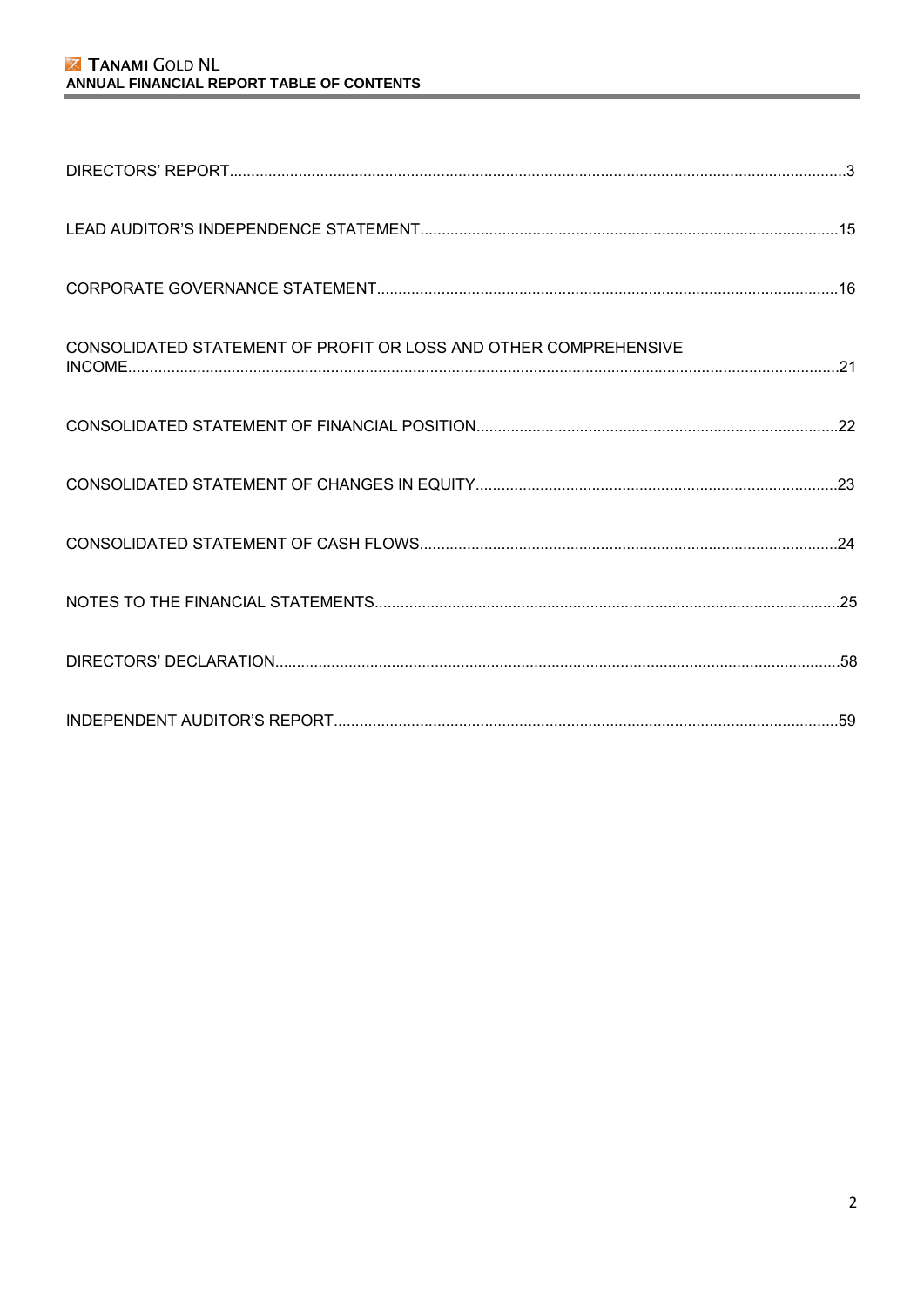# ANNUAL FINANCIAL REPORT TABLE OF CONTENTS

| | |
|---|---|
| DIRECTORS' REPORT | 3 |
| LEAD AUDITOR'S INDEPENDENCE STATEMENT | 15 |
| CORPORATE GOVERNANCE STATEMENT | 16 |
| CONSOLIDATED STATEMENT OF PROFIT OR LOSS AND OTHER COMPREHENSIVE INCOME | 21 |
| CONSOLIDATED STATEMENT OF FINANCIAL POSITION | 22 |
| CONSOLIDATED STATEMENT OF CHANGES IN EQUITY | 23 |
| CONSOLIDATED STATEMENT OF CASH FLOWS | 24 |
| NOTES TO THE FINANCIAL STATEMENTS | 25 |
| DIRECTORS' DECLARATION | 58 |
| INDEPENDENT AUDITOR'S REPORT | 59 |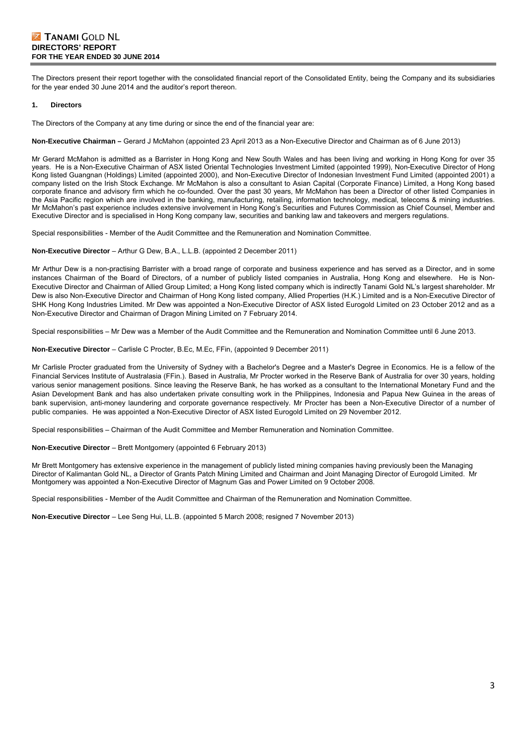**DIRECTORS' REPORT**
**FOR THE YEAR ENDED 30 JUNE 2014**

The Directors present their report together with the consolidated financial report of the Consolidated Entity, being the Company and its subsidiaries for the year ended 30 June 2014 and the auditor's report thereon.

### 1. Directors

The Directors of the Company at any time during or since the end of the financial year are:

**Non-Executive Chairman –** Gerard J McMahon (appointed 23 April 2013 as a Non-Executive Director and Chairman as of 6 June 2013)

Mr Gerard McMahon is admitted as a Barrister in Hong Kong and New South Wales and has been living and working in Hong Kong for over 35 years. He is a Non-Executive Chairman of ASX listed Oriental Technologies Investment Limited (appointed 1999), Non-Executive Director of Hong Kong listed Guangnan (Holdings) Limited (appointed 2000), and Non-Executive Director of Indonesian Investment Fund Limited (appointed 2001) a company listed on the Irish Stock Exchange. Mr McMahon is also a consultant to Asian Capital (Corporate Finance) Limited, a Hong Kong based corporate finance and advisory firm which he co-founded. Over the past 30 years, Mr McMahon has been a Director of other listed Companies in the Asia Pacific region which are involved in the banking, manufacturing, retailing, information technology, medical, telecoms & mining industries. Mr McMahon's past experience includes extensive involvement in Hong Kong's Securities and Futures Commission as Chief Counsel, Member and Executive Director and is specialised in Hong Kong company law, securities and banking law and takeovers and mergers regulations.

Special responsibilities - Member of the Audit Committee and the Remuneration and Nomination Committee.

**Non-Executive Director** – Arthur G Dew, B.A., L.L.B. (appointed 2 December 2011)

Mr Arthur Dew is a non-practising Barrister with a broad range of corporate and business experience and has served as a Director, and in some instances Chairman of the Board of Directors, of a number of publicly listed companies in Australia, Hong Kong and elsewhere. He is Non-Executive Director and Chairman of Allied Group Limited; a Hong Kong listed company which is indirectly Tanami Gold NL's largest shareholder. Mr Dew is also Non-Executive Director and Chairman of Hong Kong listed company, Allied Properties (H.K.) Limited and is a Non-Executive Director of SHK Hong Kong Industries Limited. Mr Dew was appointed a Non-Executive Director of ASX listed Eurogold Limited on 23 October 2012 and as a Non-Executive Director and Chairman of Dragon Mining Limited on 7 February 2014.

Special responsibilities – Mr Dew was a Member of the Audit Committee and the Remuneration and Nomination Committee until 6 June 2013.

**Non-Executive Director** – Carlisle C Procter, B.Ec, M.Ec, FFin, (appointed 9 December 2011)

Mr Carlisle Procter graduated from the University of Sydney with a Bachelor's Degree and a Master's Degree in Economics. He is a fellow of the Financial Services Institute of Australasia (FFin.). Based in Australia, Mr Procter worked in the Reserve Bank of Australia for over 30 years, holding various senior management positions. Since leaving the Reserve Bank, he has worked as a consultant to the International Monetary Fund and the Asian Development Bank and has also undertaken private consulting work in the Philippines, Indonesia and Papua New Guinea in the areas of bank supervision, anti-money laundering and corporate governance respectively. Mr Procter has been a Non-Executive Director of a number of public companies. He was appointed a Non-Executive Director of ASX listed Eurogold Limited on 29 November 2012.

Special responsibilities – Chairman of the Audit Committee and Member Remuneration and Nomination Committee.

**Non-Executive Director** – Brett Montgomery (appointed 6 February 2013)

Mr Brett Montgomery has extensive experience in the management of publicly listed mining companies having previously been the Managing Director of Kalimantan Gold NL, a Director of Grants Patch Mining Limited and Chairman and Joint Managing Director of Eurogold Limited. Mr Montgomery was appointed a Non-Executive Director of Magnum Gas and Power Limited on 9 October 2008.

Special responsibilities - Member of the Audit Committee and Chairman of the Remuneration and Nomination Committee.

**Non-Executive Director** – Lee Seng Hui, LL.B. (appointed 5 March 2008; resigned 7 November 2013)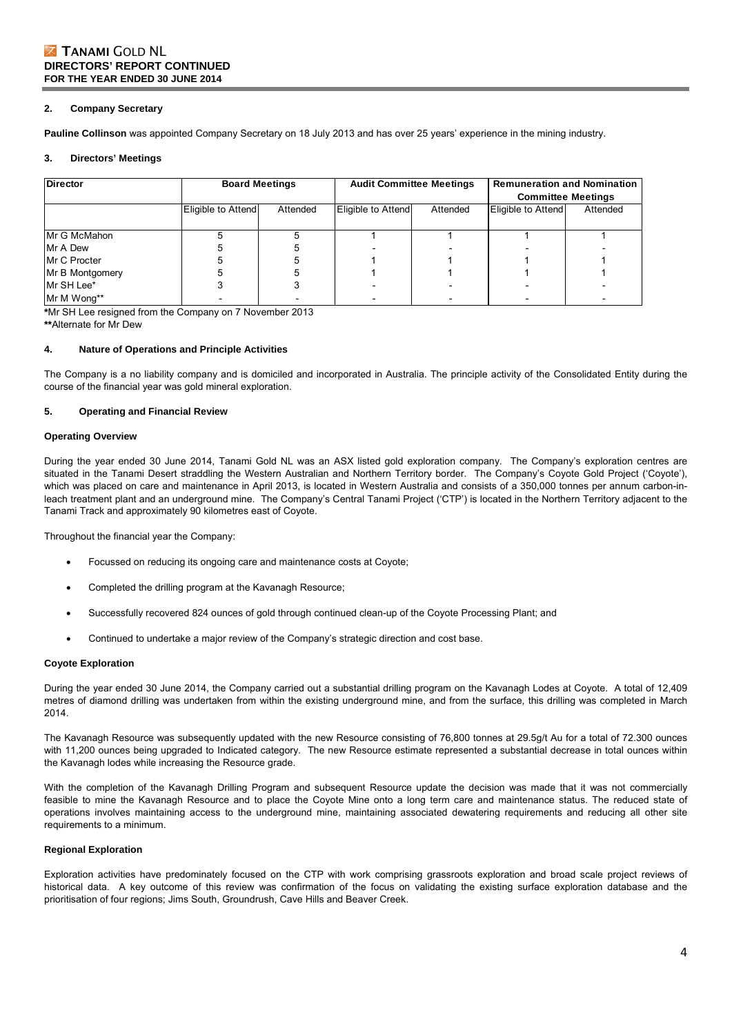## 2. Company Secretary

**Pauline Collinson** was appointed Company Secretary on 18 July 2013 and has over 25 years' experience in the mining industry.

## 3. Directors' Meetings

| Director | Board Meetings | | Audit Committee Meetings | | Remuneration and Nomination Committee Meetings | |
|---|---|---|---|---|---|---|
| | Eligible to Attend | Attended | Eligible to Attend | Attended | Eligible to Attend | Attended |
| Mr G McMahon | 5 | 5 | 1 | 1 | 1 | 1 |
| Mr A Dew | 5 | 5 | - | - | - | - |
| Mr C Procter | 5 | 5 | 1 | 1 | 1 | 1 |
| Mr B Montgomery | 5 | 5 | 1 | 1 | 1 | 1 |
| Mr SH Lee* | 3 | 3 | - | - | - | - |
| Mr M Wong** | - | - | - | - | - | - |

***Mr SH Lee resigned from the Company on 7 November 2013
****Alternate for Mr Dew

## 4. Nature of Operations and Principle Activities

The Company is a no liability company and is domiciled and incorporated in Australia. The principle activity of the Consolidated Entity during the course of the financial year was gold mineral exploration.

## 5. Operating and Financial Review

### Operating Overview

During the year ended 30 June 2014, Tanami Gold NL was an ASX listed gold exploration company. The Company's exploration centres are situated in the Tanami Desert straddling the Western Australian and Northern Territory border. The Company's Coyote Gold Project ('Coyote'), which was placed on care and maintenance in April 2013, is located in Western Australia and consists of a 350,000 tonnes per annum carbon-in-leach treatment plant and an underground mine. The Company's Central Tanami Project ('CTP') is located in the Northern Territory adjacent to the Tanami Track and approximately 90 kilometres east of Coyote.

Throughout the financial year the Company:

- Focussed on reducing its ongoing care and maintenance costs at Coyote;
- Completed the drilling program at the Kavanagh Resource;
- Successfully recovered 824 ounces of gold through continued clean-up of the Coyote Processing Plant; and
- Continued to undertake a major review of the Company's strategic direction and cost base.

### Coyote Exploration

During the year ended 30 June 2014, the Company carried out a substantial drilling program on the Kavanagh Lodes at Coyote. A total of 12,409 metres of diamond drilling was undertaken from within the existing underground mine, and from the surface, this drilling was completed in March 2014.

The Kavanagh Resource was subsequently updated with the new Resource consisting of 76,800 tonnes at 29.5g/t Au for a total of 72.300 ounces with 11,200 ounces being upgraded to Indicated category. The new Resource estimate represented a substantial decrease in total ounces within the Kavanagh lodes while increasing the Resource grade.

With the completion of the Kavanagh Drilling Program and subsequent Resource update the decision was made that it was not commercially feasible to mine the Kavanagh Resource and to place the Coyote Mine onto a long term care and maintenance status. The reduced state of operations involves maintaining access to the underground mine, maintaining associated dewatering requirements and reducing all other site requirements to a minimum.

### Regional Exploration

Exploration activities have predominately focused on the CTP with work comprising grassroots exploration and broad scale project reviews of historical data. A key outcome of this review was confirmation of the focus on validating the existing surface exploration database and the prioritisation of four regions; Jims South, Groundrush, Cave Hills and Beaver Creek.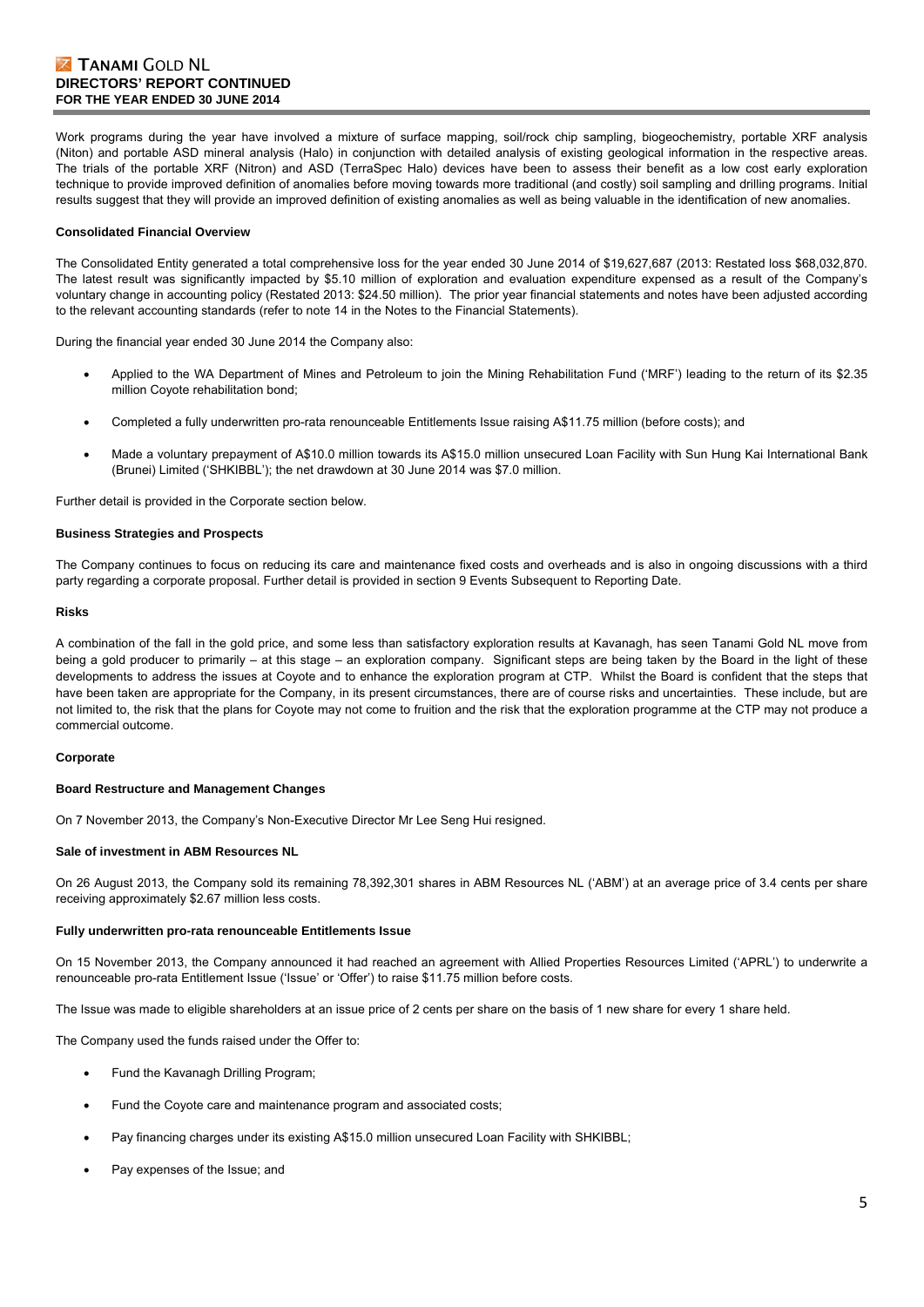Work programs during the year have involved a mixture of surface mapping, soil/rock chip sampling, biogeochemistry, portable XRF analysis (Niton) and portable ASD mineral analysis (Halo) in conjunction with detailed analysis of existing geological information in the respective areas. The trials of the portable XRF (Nitron) and ASD (TerraSpec Halo) devices have been to assess their benefit as a low cost early exploration technique to provide improved definition of anomalies before moving towards more traditional (and costly) soil sampling and drilling programs. Initial results suggest that they will provide an improved definition of existing anomalies as well as being valuable in the identification of new anomalies.

**Consolidated Financial Overview**

The Consolidated Entity generated a total comprehensive loss for the year ended 30 June 2014 of $19,627,687 (2013: Restated loss $68,032,870. The latest result was significantly impacted by $5.10 million of exploration and evaluation expenditure expensed as a result of the Company's voluntary change in accounting policy (Restated 2013: $24.50 million). The prior year financial statements and notes have been adjusted according to the relevant accounting standards (refer to note 14 in the Notes to the Financial Statements).

During the financial year ended 30 June 2014 the Company also:

- Applied to the WA Department of Mines and Petroleum to join the Mining Rehabilitation Fund ('MRF') leading to the return of its $2.35 million Coyote rehabilitation bond;
- Completed a fully underwritten pro-rata renounceable Entitlements Issue raising A$11.75 million (before costs); and
- Made a voluntary prepayment of A$10.0 million towards its A$15.0 million unsecured Loan Facility with Sun Hung Kai International Bank (Brunei) Limited ('SHKIBBL'); the net drawdown at 30 June 2014 was $7.0 million.

Further detail is provided in the Corporate section below.

**Business Strategies and Prospects**

The Company continues to focus on reducing its care and maintenance fixed costs and overheads and is also in ongoing discussions with a third party regarding a corporate proposal. Further detail is provided in section 9 Events Subsequent to Reporting Date.

**Risks**

A combination of the fall in the gold price, and some less than satisfactory exploration results at Kavanagh, has seen Tanami Gold NL move from being a gold producer to primarily – at this stage – an exploration company. Significant steps are being taken by the Board in the light of these developments to address the issues at Coyote and to enhance the exploration program at CTP. Whilst the Board is confident that the steps that have been taken are appropriate for the Company, in its present circumstances, there are of course risks and uncertainties. These include, but are not limited to, the risk that the plans for Coyote may not come to fruition and the risk that the exploration programme at the CTP may not produce a commercial outcome.

**Corporate**

**Board Restructure and Management Changes**

On 7 November 2013, the Company's Non-Executive Director Mr Lee Seng Hui resigned.

**Sale of investment in ABM Resources NL**

On 26 August 2013, the Company sold its remaining 78,392,301 shares in ABM Resources NL ('ABM') at an average price of 3.4 cents per share receiving approximately $2.67 million less costs.

**Fully underwritten pro-rata renounceable Entitlements Issue**

On 15 November 2013, the Company announced it had reached an agreement with Allied Properties Resources Limited ('APRL') to underwrite a renounceable pro-rata Entitlement Issue ('Issue' or 'Offer') to raise $11.75 million before costs.

The Issue was made to eligible shareholders at an issue price of 2 cents per share on the basis of 1 new share for every 1 share held.

The Company used the funds raised under the Offer to:

- Fund the Kavanagh Drilling Program;
- Fund the Coyote care and maintenance program and associated costs;
- Pay financing charges under its existing A$15.0 million unsecured Loan Facility with SHKIBBL;
- Pay expenses of the Issue; and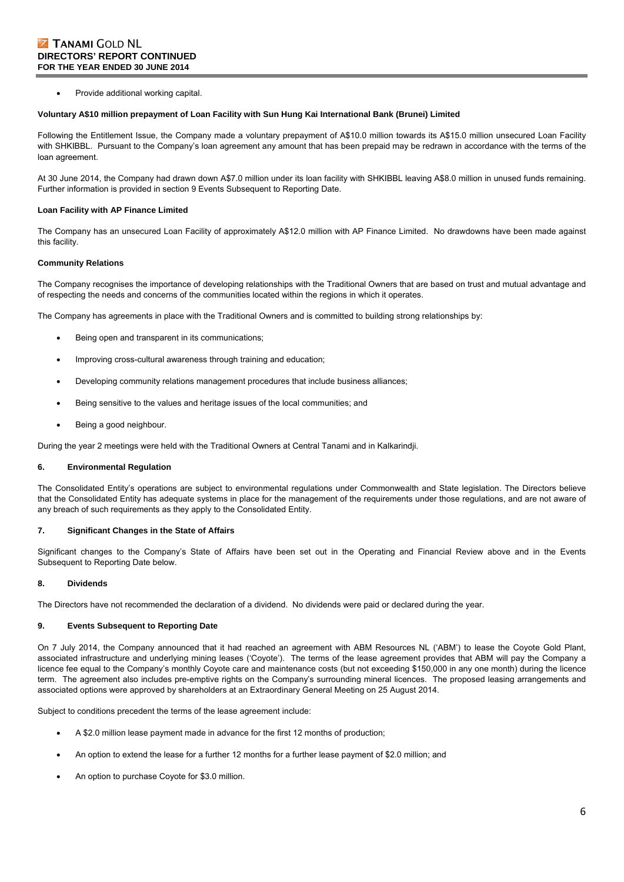- Provide additional working capital.

**Voluntary A$10 million prepayment of Loan Facility with Sun Hung Kai International Bank (Brunei) Limited**

Following the Entitlement Issue, the Company made a voluntary prepayment of A$10.0 million towards its A$15.0 million unsecured Loan Facility with SHKIBBL. Pursuant to the Company's loan agreement any amount that has been prepaid may be redrawn in accordance with the terms of the loan agreement.

At 30 June 2014, the Company had drawn down A$7.0 million under its loan facility with SHKIBBL leaving A$8.0 million in unused funds remaining. Further information is provided in section 9 Events Subsequent to Reporting Date.

**Loan Facility with AP Finance Limited**

The Company has an unsecured Loan Facility of approximately A$12.0 million with AP Finance Limited. No drawdowns have been made against this facility.

**Community Relations**

The Company recognises the importance of developing relationships with the Traditional Owners that are based on trust and mutual advantage and of respecting the needs and concerns of the communities located within the regions in which it operates.

The Company has agreements in place with the Traditional Owners and is committed to building strong relationships by:

- Being open and transparent in its communications;
- Improving cross-cultural awareness through training and education;
- Developing community relations management procedures that include business alliances;
- Being sensitive to the values and heritage issues of the local communities; and
- Being a good neighbour.

During the year 2 meetings were held with the Traditional Owners at Central Tanami and in Kalkarindji.

## 6. Environmental Regulation

The Consolidated Entity's operations are subject to environmental regulations under Commonwealth and State legislation. The Directors believe that the Consolidated Entity has adequate systems in place for the management of the requirements under those regulations, and are not aware of any breach of such requirements as they apply to the Consolidated Entity.

## 7. Significant Changes in the State of Affairs

Significant changes to the Company's State of Affairs have been set out in the Operating and Financial Review above and in the Events Subsequent to Reporting Date below.

## 8. Dividends

The Directors have not recommended the declaration of a dividend. No dividends were paid or declared during the year.

## 9. Events Subsequent to Reporting Date

On 7 July 2014, the Company announced that it had reached an agreement with ABM Resources NL ('ABM') to lease the Coyote Gold Plant, associated infrastructure and underlying mining leases ('Coyote'). The terms of the lease agreement provides that ABM will pay the Company a licence fee equal to the Company's monthly Coyote care and maintenance costs (but not exceeding $150,000 in any one month) during the licence term. The agreement also includes pre-emptive rights on the Company's surrounding mineral licences. The proposed leasing arrangements and associated options were approved by shareholders at an Extraordinary General Meeting on 25 August 2014.

Subject to conditions precedent the terms of the lease agreement include:

- A $2.0 million lease payment made in advance for the first 12 months of production;
- An option to extend the lease for a further 12 months for a further lease payment of $2.0 million; and
- An option to purchase Coyote for $3.0 million.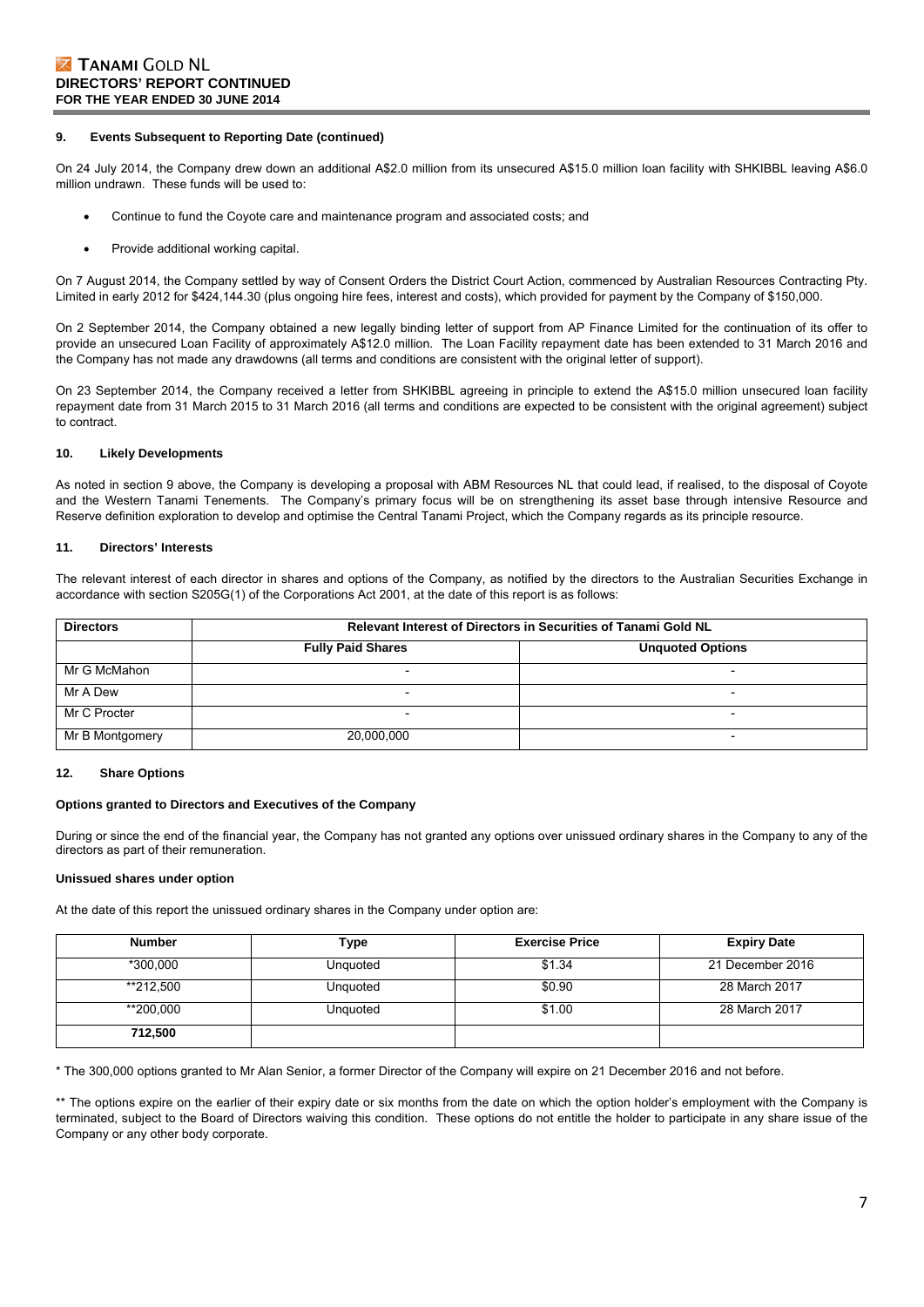### 9. Events Subsequent to Reporting Date (continued)

On 24 July 2014, the Company drew down an additional A$2.0 million from its unsecured A$15.0 million loan facility with SHKIBBL leaving A$6.0 million undrawn. These funds will be used to:

- Continue to fund the Coyote care and maintenance program and associated costs; and
- Provide additional working capital.

On 7 August 2014, the Company settled by way of Consent Orders the District Court Action, commenced by Australian Resources Contracting Pty. Limited in early 2012 for $424,144.30 (plus ongoing hire fees, interest and costs), which provided for payment by the Company of $150,000.

On 2 September 2014, the Company obtained a new legally binding letter of support from AP Finance Limited for the continuation of its offer to provide an unsecured Loan Facility of approximately A$12.0 million. The Loan Facility repayment date has been extended to 31 March 2016 and the Company has not made any drawdowns (all terms and conditions are consistent with the original letter of support).

On 23 September 2014, the Company received a letter from SHKIBBL agreeing in principle to extend the A$15.0 million unsecured loan facility repayment date from 31 March 2015 to 31 March 2016 (all terms and conditions are expected to be consistent with the original agreement) subject to contract.

### 10. Likely Developments

As noted in section 9 above, the Company is developing a proposal with ABM Resources NL that could lead, if realised, to the disposal of Coyote and the Western Tanami Tenements. The Company's primary focus will be on strengthening its asset base through intensive Resource and Reserve definition exploration to develop and optimise the Central Tanami Project, which the Company regards as its principle resource.

### 11. Directors' Interests

The relevant interest of each director in shares and options of the Company, as notified by the directors to the Australian Securities Exchange in accordance with section S205G(1) of the Corporations Act 2001, at the date of this report is as follows:

| Directors | Relevant Interest of Directors in Securities of Tanami Gold NL | |
|---|---|---|
| | **Fully Paid Shares** | **Unquoted Options** |
| Mr G McMahon | - | - |
| Mr A Dew | - | - |
| Mr C Procter | - | - |
| Mr B Montgomery | 20,000,000 | - |

### 12. Share Options

**Options granted to Directors and Executives of the Company**

During or since the end of the financial year, the Company has not granted any options over unissued ordinary shares in the Company to any of the directors as part of their remuneration.

**Unissued shares under option**

At the date of this report the unissued ordinary shares in the Company under option are:

| Number | Type | Exercise Price | Expiry Date |
|---|---|---|---|
| *300,000 | Unquoted | $1.34 | 21 December 2016 |
| **212,500 | Unquoted | $0.90 | 28 March 2017 |
| **200,000 | Unquoted | $1.00 | 28 March 2017 |
| **712,500** | | | |

* The 300,000 options granted to Mr Alan Senior, a former Director of the Company will expire on 21 December 2016 and not before.

** The options expire on the earlier of their expiry date or six months from the date on which the option holder's employment with the Company is terminated, subject to the Board of Directors waiving this condition. These options do not entitle the holder to participate in any share issue of the Company or any other body corporate.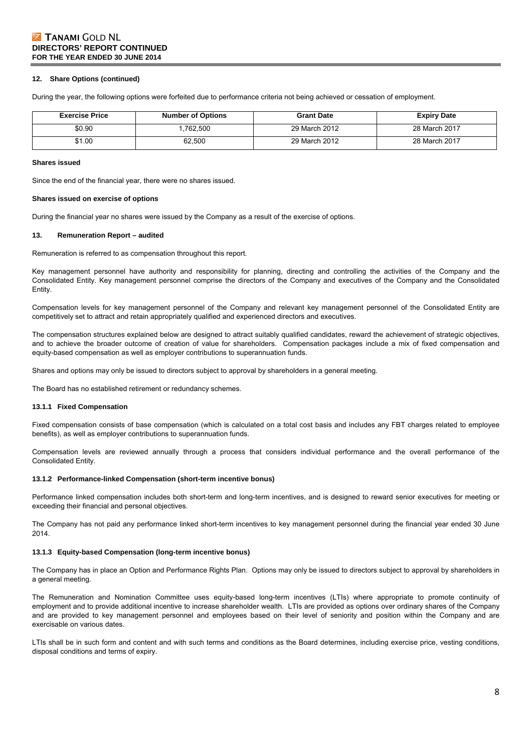**12. Share Options (continued)**

During the year, the following options were forfeited due to performance criteria not being achieved or cessation of employment.

| Exercise Price | Number of Options | Grant Date | Expiry Date |
|---|---|---|---|
| $0.90 | 1,762,500 | 29 March 2012 | 28 March 2017 |
| $1.00 | 62,500 | 29 March 2012 | 28 March 2017 |

**Shares issued**

Since the end of the financial year, there were no shares issued.

**Shares issued on exercise of options**

During the financial year no shares were issued by the Company as a result of the exercise of options.

## 13. Remuneration Report – audited

Remuneration is referred to as compensation throughout this report.

Key management personnel have authority and responsibility for planning, directing and controlling the activities of the Company and the Consolidated Entity. Key management personnel comprise the directors of the Company and executives of the Company and the Consolidated Entity.

Compensation levels for key management personnel of the Company and relevant key management personnel of the Consolidated Entity are competitively set to attract and retain appropriately qualified and experienced directors and executives.

The compensation structures explained below are designed to attract suitably qualified candidates, reward the achievement of strategic objectives, and to achieve the broader outcome of creation of value for shareholders. Compensation packages include a mix of fixed compensation and equity-based compensation as well as employer contributions to superannuation funds.

Shares and options may only be issued to directors subject to approval by shareholders in a general meeting.

The Board has no established retirement or redundancy schemes.

### 13.1.1 Fixed Compensation

Fixed compensation consists of base compensation (which is calculated on a total cost basis and includes any FBT charges related to employee benefits), as well as employer contributions to superannuation funds.

Compensation levels are reviewed annually through a process that considers individual performance and the overall performance of the Consolidated Entity.

### 13.1.2 Performance-linked Compensation (short-term incentive bonus)

Performance linked compensation includes both short-term and long-term incentives, and is designed to reward senior executives for meeting or exceeding their financial and personal objectives.

The Company has not paid any performance linked short-term incentives to key management personnel during the financial year ended 30 June 2014.

### 13.1.3 Equity-based Compensation (long-term incentive bonus)

The Company has in place an Option and Performance Rights Plan. Options may only be issued to directors subject to approval by shareholders in a general meeting.

The Remuneration and Nomination Committee uses equity-based long-term incentives (LTIs) where appropriate to promote continuity of employment and to provide additional incentive to increase shareholder wealth. LTIs are provided as options over ordinary shares of the Company and are provided to key management personnel and employees based on their level of seniority and position within the Company and are exercisable on various dates.

LTIs shall be in such form and content and with such terms and conditions as the Board determines, including exercise price, vesting conditions, disposal conditions and terms of expiry.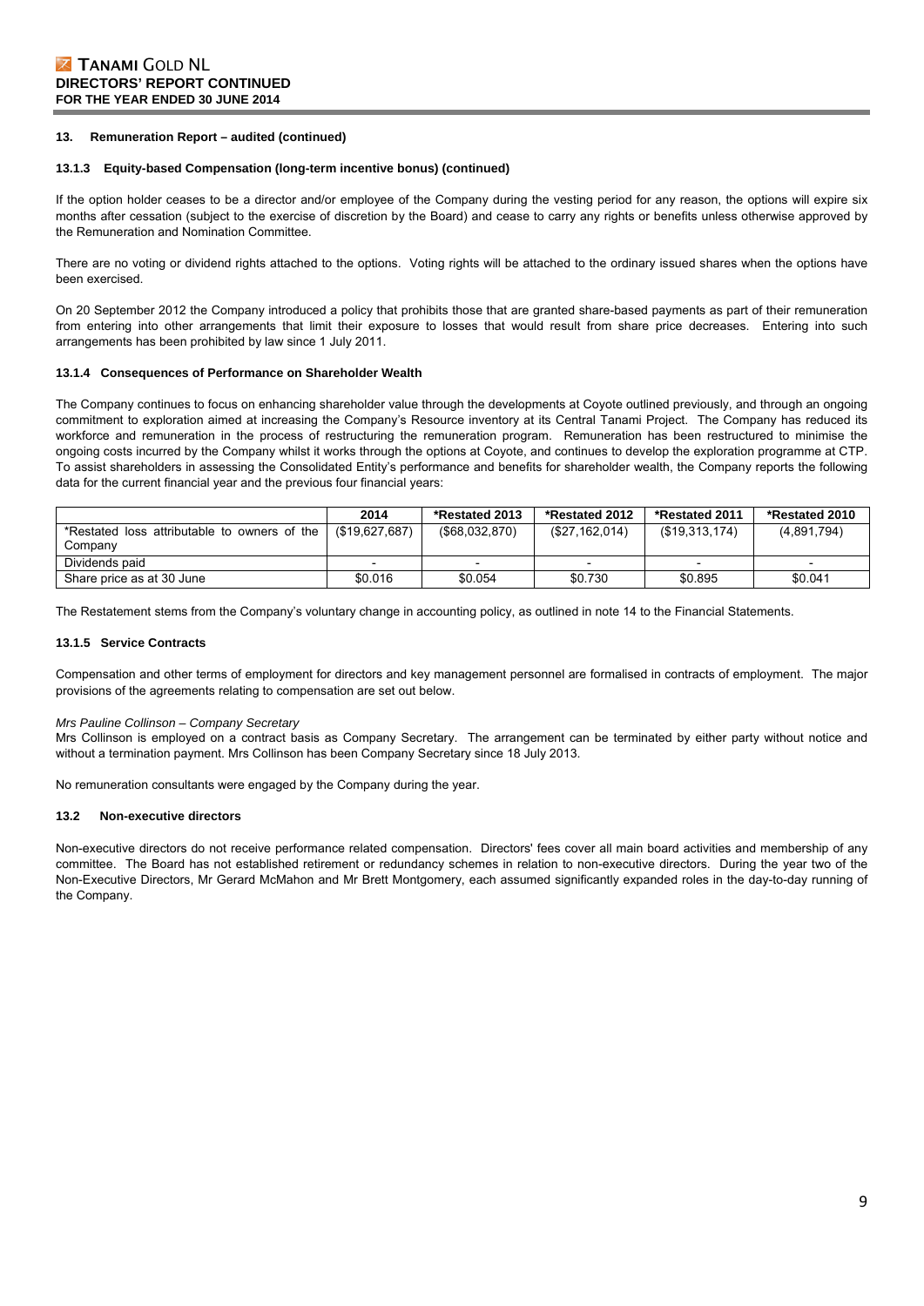## 13. Remuneration Report – audited (continued)

### 13.1.3 Equity-based Compensation (long-term incentive bonus) (continued)

If the option holder ceases to be a director and/or employee of the Company during the vesting period for any reason, the options will expire six months after cessation (subject to the exercise of discretion by the Board) and cease to carry any rights or benefits unless otherwise approved by the Remuneration and Nomination Committee.

There are no voting or dividend rights attached to the options. Voting rights will be attached to the ordinary issued shares when the options have been exercised.

On 20 September 2012 the Company introduced a policy that prohibits those that are granted share-based payments as part of their remuneration from entering into other arrangements that limit their exposure to losses that would result from share price decreases. Entering into such arrangements has been prohibited by law since 1 July 2011.

### 13.1.4 Consequences of Performance on Shareholder Wealth

The Company continues to focus on enhancing shareholder value through the developments at Coyote outlined previously, and through an ongoing commitment to exploration aimed at increasing the Company's Resource inventory at its Central Tanami Project. The Company has reduced its workforce and remuneration in the process of restructuring the remuneration program. Remuneration has been restructured to minimise the ongoing costs incurred by the Company whilst it works through the options at Coyote, and continues to develop the exploration programme at CTP. To assist shareholders in assessing the Consolidated Entity's performance and benefits for shareholder wealth, the Company reports the following data for the current financial year and the previous four financial years:

| | 2014 | *Restated 2013 | *Restated 2012 | *Restated 2011 | *Restated 2010 |
|---|---|---|---|---|---|
| *Restated loss attributable to owners of the Company | ($19,627,687) | ($68,032,870) | ($27,162,014) | ($19,313,174) | (4,891,794) |
| Dividends paid | - | - | - | - | - |
| Share price as at 30 June | $0.016 | $0.054 | $0.730 | $0.895 | $0.041 |

The Restatement stems from the Company's voluntary change in accounting policy, as outlined in note 14 to the Financial Statements.

### 13.1.5 Service Contracts

Compensation and other terms of employment for directors and key management personnel are formalised in contracts of employment. The major provisions of the agreements relating to compensation are set out below.

*Mrs Pauline Collinson – Company Secretary*

Mrs Collinson is employed on a contract basis as Company Secretary. The arrangement can be terminated by either party without notice and without a termination payment. Mrs Collinson has been Company Secretary since 18 July 2013.

No remuneration consultants were engaged by the Company during the year.

### 13.2 Non-executive directors

Non-executive directors do not receive performance related compensation. Directors' fees cover all main board activities and membership of any committee. The Board has not established retirement or redundancy schemes in relation to non-executive directors. During the year two of the Non-Executive Directors, Mr Gerard McMahon and Mr Brett Montgomery, each assumed significantly expanded roles in the day-to-day running of the Company.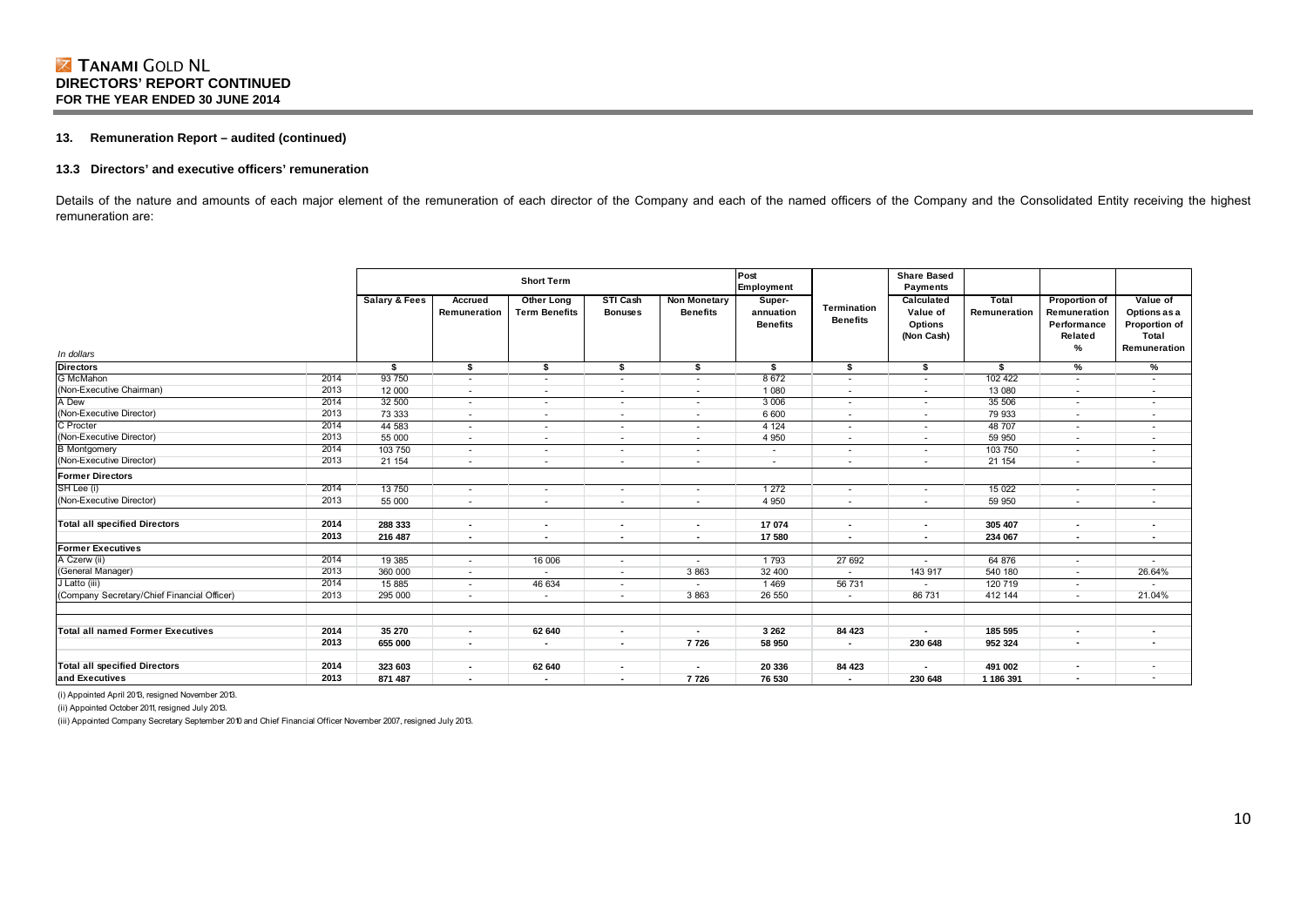# TANAMI GOLD NL
**DIRECTORS' REPORT CONTINUED**
**FOR THE YEAR ENDED 30 JUNE 2014**

### 13. Remuneration Report – audited (continued)

### 13.3 Directors' and executive officers' remuneration

Details of the nature and amounts of each major element of the remuneration of each director of the Company and each of the named officers of the Company and the Consolidated Entity receiving the highest remuneration are:

| | | Short Term | | | | | Post Employment | | Share Based Payments | | | |
|---|---|---|---|---|---|---|---|---|---|---|---|---|
| In dollars | | Salary & Fees | Accrued Remuneration | Other Long Term Benefits | STI Cash Bonuses | Non Monetary Benefits | Super-annuation Benefits | Termination Benefits | Calculated Value of Options (Non Cash) | Total Remuneration | Proportion of Remuneration Performance Related % | Value of Options as a Proportion of Total Remuneration |
| **Directors** | | $ | $ | $ | $ | $ | $ | $ | $ | $ | % | % |
| G McMahon | 2014 | 93 750 | - | - | - | - | 8 672 | - | - | 102 422 | - | - |
| (Non-Executive Chairman) | 2013 | 12 000 | - | - | - | - | 1 080 | - | - | 13 080 | - | - |
| A Dew | 2014 | 32 500 | - | - | - | - | 3 006 | - | - | 35 506 | - | - |
| (Non-Executive Director) | 2013 | 73 333 | - | - | - | - | 6 600 | - | - | 79 933 | - | - |
| C Procter | 2014 | 44 583 | - | - | - | - | 4 124 | - | - | 48 707 | - | - |
| (Non-Executive Director) | 2013 | 55 000 | - | - | - | - | 4 950 | - | - | 59 950 | - | - |
| B Montgomery | 2014 | 103 750 | - | - | - | - | - | - | - | 103 750 | - | - |
| (Non-Executive Director) | 2013 | 21 154 | - | - | - | - | - | - | - | 21 154 | - | - |
| **Former Directors** | | | | | | | | | | | | |
| SH Lee (i) | 2014 | 13 750 | - | - | - | - | 1 272 | - | - | 15 022 | - | - |
| (Non-Executive Director) | 2013 | 55 000 | - | - | - | - | 4 950 | - | - | 59 950 | - | - |
| **Total all specified Directors** | **2014** | **288 333** | **-** | **-** | **-** | **-** | **17 074** | **-** | **-** | **305 407** | **-** | **-** |
| | **2013** | **216 487** | **-** | **-** | **-** | **-** | **17 580** | **-** | **-** | **234 067** | **-** | **-** |
| **Former Executives** | | | | | | | | | | | | |
| A Czerw (ii) | 2014 | 19 385 | - | 16 006 | - | - | 1 793 | 27 692 | - | 64 876 | - | - |
| (General Manager) | 2013 | 360 000 | - | - | - | 3 863 | 32 400 | - | 143 917 | 540 180 | - | 26.64% |
| J Latto (iii) | 2014 | 15 885 | - | 46 634 | - | - | 1 469 | 56 731 | - | 120 719 | - | - |
| (Company Secretary/Chief Financial Officer) | 2013 | 295 000 | - | - | - | 3 863 | 26 550 | - | 86 731 | 412 144 | - | 21.04% |
| **Total all named Former Executives** | **2014** | **35 270** | **-** | **62 640** | **-** | **-** | **3 262** | **84 423** | **-** | **185 595** | **-** | **-** |
| | **2013** | **655 000** | **-** | **-** | **-** | **7 726** | **58 950** | **-** | **230 648** | **952 324** | **-** | **-** |
| **Total all specified Directors** | **2014** | **323 603** | **-** | **62 640** | **-** | **-** | **20 336** | **84 423** | **-** | **491 002** | **-** | - |
| **and Executives** | **2013** | **871 487** | **-** | **-** | **-** | **7 726** | **76 530** | **-** | **230 648** | **1 186 391** | **-** | - |

(i) Appointed April 2013, resigned November 2013.

(ii) Appointed October 2011, resigned July 2013.

(iii) Appointed Company Secretary September 2010 and Chief Financial Officer November 2007, resigned July 2013.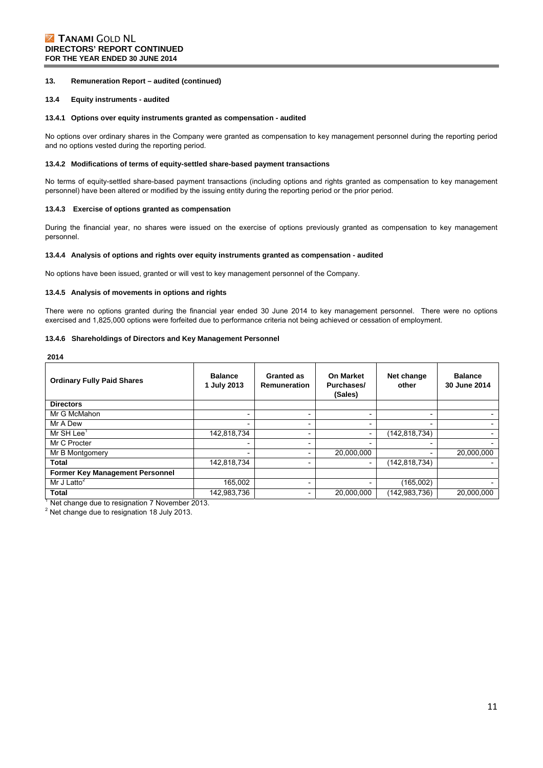## 13. Remuneration Report – audited (continued)

### 13.4 Equity instruments - audited

#### 13.4.1 Options over equity instruments granted as compensation - audited

No options over ordinary shares in the Company were granted as compensation to key management personnel during the reporting period and no options vested during the reporting period.

#### 13.4.2 Modifications of terms of equity-settled share-based payment transactions

No terms of equity-settled share-based payment transactions (including options and rights granted as compensation to key management personnel) have been altered or modified by the issuing entity during the reporting period or the prior period.

#### 13.4.3 Exercise of options granted as compensation

During the financial year, no shares were issued on the exercise of options previously granted as compensation to key management personnel.

#### 13.4.4 Analysis of options and rights over equity instruments granted as compensation - audited

No options have been issued, granted or will vest to key management personnel of the Company.

#### 13.4.5 Analysis of movements in options and rights

There were no options granted during the financial year ended 30 June 2014 to key management personnel. There were no options exercised and 1,825,000 options were forfeited due to performance criteria not being achieved or cessation of employment.

#### 13.4.6 Shareholdings of Directors and Key Management Personnel

**2014**

| Ordinary Fully Paid Shares | Balance 1 July 2013 | Granted as Remuneration | On Market Purchases/ (Sales) | Net change other | Balance 30 June 2014 |
|---|---|---|---|---|---|
| **Directors** | | | | | |
| Mr G McMahon | - | - | - | - | - |
| Mr A Dew | - | - | - | - | - |
| Mr SH Lee[1] | 142,818,734 | - | - | (142,818,734) | - |
| Mr C Procter | - | - | - | - | - |
| Mr B Montgomery | - | - | 20,000,000 | - | 20,000,000 |
| **Total** | 142,818,734 | - | - | (142,818,734) | - |
| **Former Key Management Personnel** | | | | | |
| Mr J Latto[2] | 165,002 | - | - | (165,002) | - |
| **Total** | 142,983,736 | - | 20,000,000 | (142,983,736) | 20,000,000 |

[1] Net change due to resignation 7 November 2013.

[2] Net change due to resignation 18 July 2013.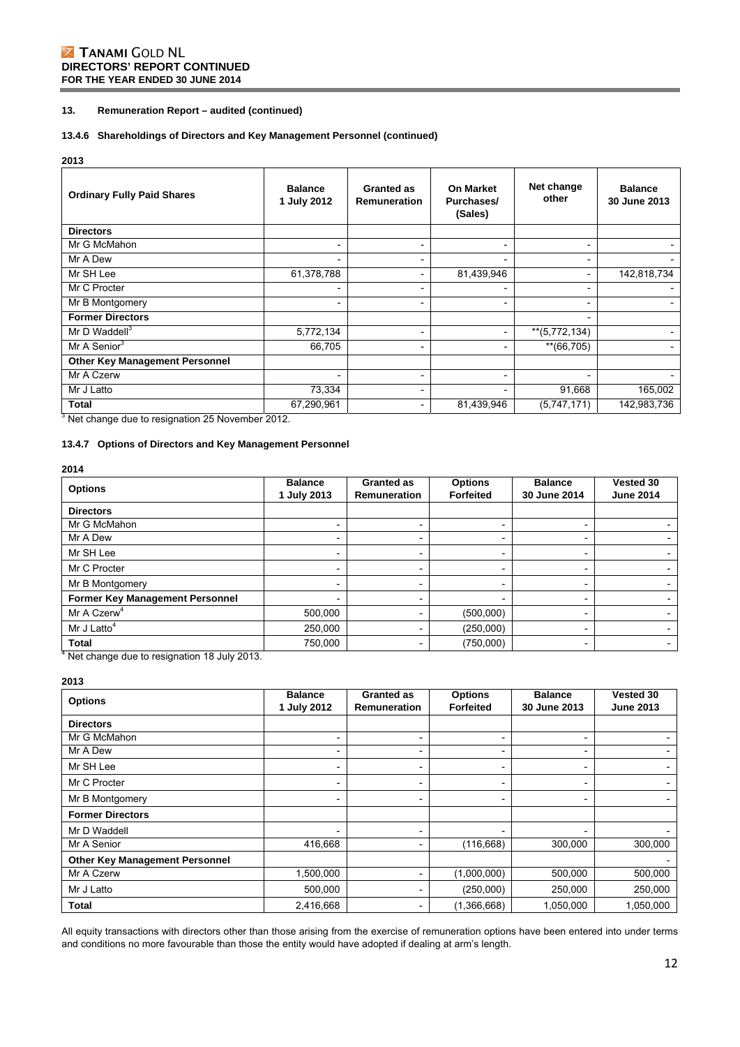## 13. Remuneration Report – audited (continued)

### 13.4.6 Shareholdings of Directors and Key Management Personnel (continued)

**2013**

| Ordinary Fully Paid Shares | Balance 1 July 2012 | Granted as Remuneration | On Market Purchases/ (Sales) | Net change other | Balance 30 June 2013 |
|---|---|---|---|---|---|
| **Directors** | | | | | |
| Mr G McMahon | - | - | - | - | - |
| Mr A Dew | - | - | - | - | - |
| Mr SH Lee | 61,378,788 | - | 81,439,946 | - | 142,818,734 |
| Mr C Procter | - | - | - | - | - |
| Mr B Montgomery | - | - | - | - | - |
| **Former Directors** | | | | - | |
| Mr D Waddell[3] | 5,772,134 | - | - | **(5,772,134) | - |
| Mr A Senior[3] | 66,705 | - | - | **(66,705) | - |
| **Other Key Management Personnel** | | | | | |
| Mr A Czerw | - | - | - | - | - |
| Mr J Latto | 73,334 | - | - | 91,668 | 165,002 |
| **Total** | 67,290,961 | - | 81,439,946 | (5,747,171) | 142,983,736 |

[3] Net change due to resignation 25 November 2012.

### 13.4.7 Options of Directors and Key Management Personnel

**2014**

| Options | Balance 1 July 2013 | Granted as Remuneration | Options Forfeited | Balance 30 June 2014 | Vested 30 June 2014 |
|---|---|---|---|---|---|
| **Directors** | | | | | |
| Mr G McMahon | - | - | - | - | - |
| Mr A Dew | - | - | - | - | - |
| Mr SH Lee | - | - | - | - | - |
| Mr C Procter | - | - | - | - | - |
| Mr B Montgomery | - | - | - | - | - |
| **Former Key Management Personnel** | - | - | - | - | - |
| Mr A Czerw[4] | 500,000 | - | (500,000) | - | - |
| Mr J Latto[4] | 250,000 | - | (250,000) | - | - |
| **Total** | 750,000 | - | (750,000) | - | - |

[4] Net change due to resignation 18 July 2013.

**2013**

| Options | Balance 1 July 2012 | Granted as Remuneration | Options Forfeited | Balance 30 June 2013 | Vested 30 June 2013 |
|---|---|---|---|---|---|
| **Directors** | | | | | |
| Mr G McMahon | - | - | - | - | - |
| Mr A Dew | - | - | - | - | - |
| Mr SH Lee | - | - | - | - | - |
| Mr C Procter | - | - | - | - | - |
| Mr B Montgomery | - | - | - | - | - |
| **Former Directors** | | | | | |
| Mr D Waddell | - | - | - | - | - |
| Mr A Senior | 416,668 | - | (116,668) | 300,000 | 300,000 |
| **Other Key Management Personnel** | | | | | - |
| Mr A Czerw | 1,500,000 | - | (1,000,000) | 500,000 | 500,000 |
| Mr J Latto | 500,000 | - | (250,000) | 250,000 | 250,000 |
| **Total** | 2,416,668 | - | (1,366,668) | 1,050,000 | 1,050,000 |

All equity transactions with directors other than those arising from the exercise of remuneration options have been entered into under terms and conditions no more favourable than those the entity would have adopted if dealing at arm's length.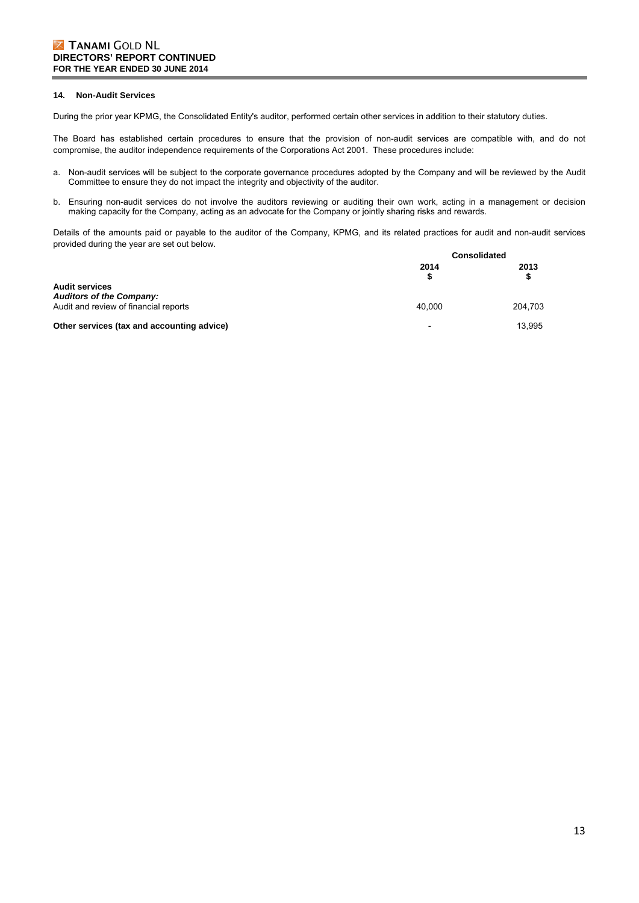## 14. Non-Audit Services

During the prior year KPMG, the Consolidated Entity's auditor, performed certain other services in addition to their statutory duties.

The Board has established certain procedures to ensure that the provision of non-audit services are compatible with, and do not compromise, the auditor independence requirements of the Corporations Act 2001. These procedures include:

a. Non-audit services will be subject to the corporate governance procedures adopted by the Company and will be reviewed by the Audit Committee to ensure they do not impact the integrity and objectivity of the auditor.

b. Ensuring non-audit services do not involve the auditors reviewing or auditing their own work, acting in a management or decision making capacity for the Company, acting as an advocate for the Company or jointly sharing risks and rewards.

Details of the amounts paid or payable to the auditor of the Company, KPMG, and its related practices for audit and non-audit services provided during the year are set out below.

| | Consolidated | |
|---|---|---|
| | **2014** **$** | **2013** **$** |
| **Audit services** | | |
| ***Auditors of the Company:*** | | |
| Audit and review of financial reports | 40,000 | 204,703 |
| **Other services (tax and accounting advice)** | - | 13,995 |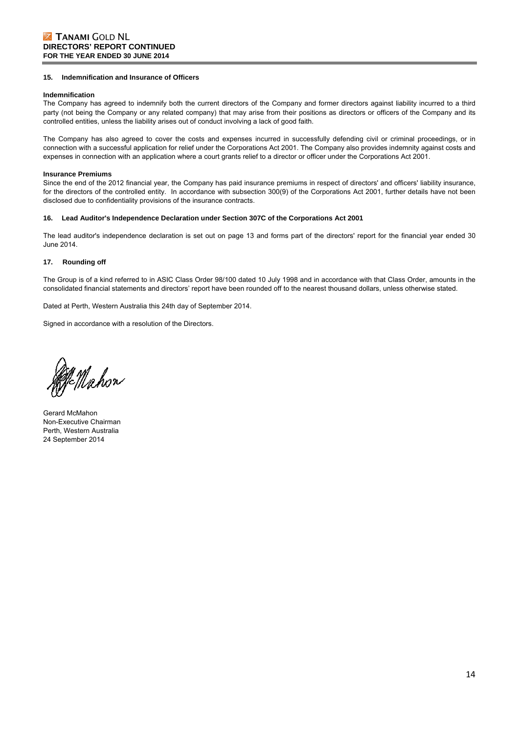## 15. Indemnification and Insurance of Officers

**Indemnification**

The Company has agreed to indemnify both the current directors of the Company and former directors against liability incurred to a third party (not being the Company or any related company) that may arise from their positions as directors or officers of the Company and its controlled entities, unless the liability arises out of conduct involving a lack of good faith.

The Company has also agreed to cover the costs and expenses incurred in successfully defending civil or criminal proceedings, or in connection with a successful application for relief under the Corporations Act 2001. The Company also provides indemnity against costs and expenses in connection with an application where a court grants relief to a director or officer under the Corporations Act 2001.

**Insurance Premiums**

Since the end of the 2012 financial year, the Company has paid insurance premiums in respect of directors' and officers' liability insurance, for the directors of the controlled entity. In accordance with subsection 300(9) of the Corporations Act 2001, further details have not been disclosed due to confidentiality provisions of the insurance contracts.

## 16. Lead Auditor's Independence Declaration under Section 307C of the Corporations Act 2001

The lead auditor's independence declaration is set out on page 13 and forms part of the directors' report for the financial year ended 30 June 2014.

## 17. Rounding off

The Group is of a kind referred to in ASIC Class Order 98/100 dated 10 July 1998 and in accordance with that Class Order, amounts in the consolidated financial statements and directors' report have been rounded off to the nearest thousand dollars, unless otherwise stated.

Dated at Perth, Western Australia this 24th day of September 2014.

Signed in accordance with a resolution of the Directors.

Gerard McMahon
Non-Executive Chairman
Perth, Western Australia
24 September 2014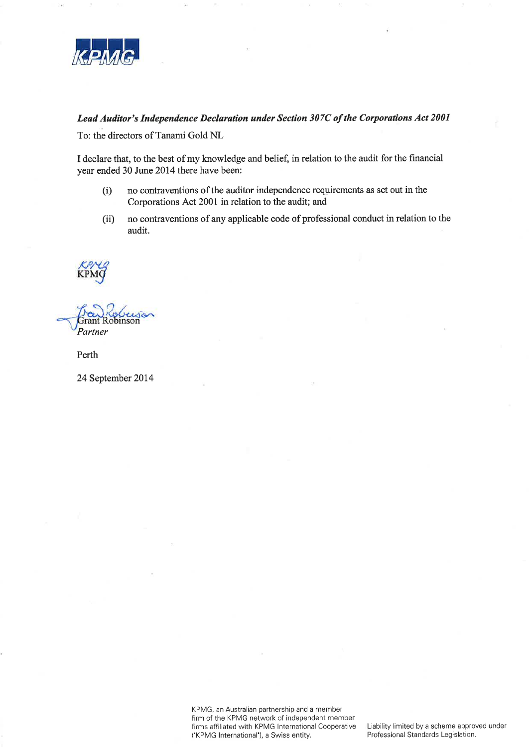KPMG

***Lead Auditor's Independence Declaration under Section 307C of the Corporations Act 2001***

To: the directors of Tanami Gold NL

I declare that, to the best of my knowledge and belief, in relation to the audit for the financial year ended 30 June 2014 there have been:

(i) no contraventions of the auditor independence requirements as set out in the Corporations Act 2001 in relation to the audit; and

(ii) no contraventions of any applicable code of professional conduct in relation to the audit.

KPMG

Grant Robinson
*Partner*

Perth

24 September 2014

KPMG, an Australian partnership and a member firm of the KPMG network of independent member firms affiliated with KPMG International Cooperative ("KPMG International"), a Swiss entity.

Liability limited by a scheme approved under Professional Standards Legislation.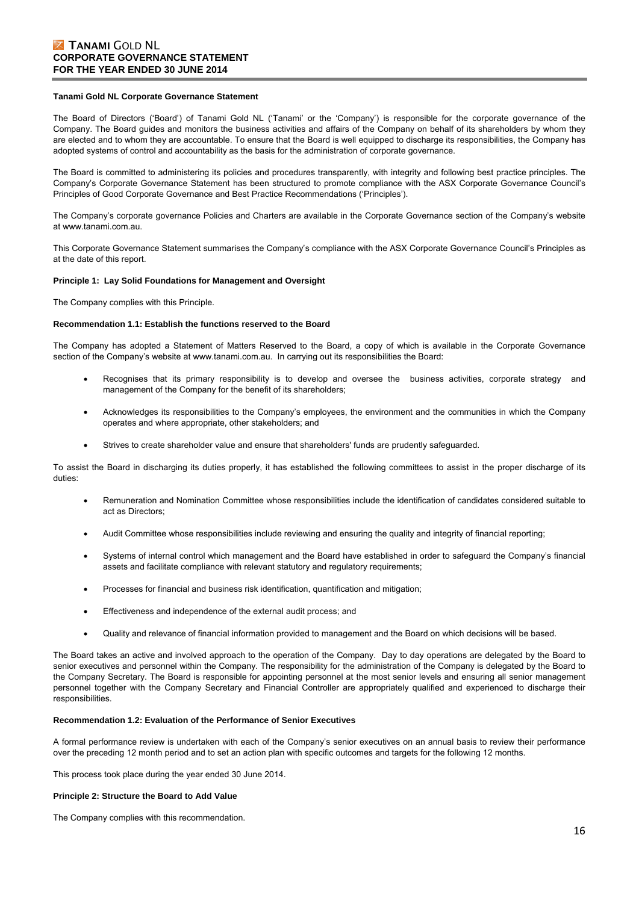**Tanami Gold NL Corporate Governance Statement**

The Board of Directors ('Board') of Tanami Gold NL ('Tanami' or the 'Company') is responsible for the corporate governance of the Company. The Board guides and monitors the business activities and affairs of the Company on behalf of its shareholders by whom they are elected and to whom they are accountable. To ensure that the Board is well equipped to discharge its responsibilities, the Company has adopted systems of control and accountability as the basis for the administration of corporate governance.

The Board is committed to administering its policies and procedures transparently, with integrity and following best practice principles. The Company's Corporate Governance Statement has been structured to promote compliance with the ASX Corporate Governance Council's Principles of Good Corporate Governance and Best Practice Recommendations ('Principles').

The Company's corporate governance Policies and Charters are available in the Corporate Governance section of the Company's website at www.tanami.com.au.

This Corporate Governance Statement summarises the Company's compliance with the ASX Corporate Governance Council's Principles as at the date of this report.

**Principle 1: Lay Solid Foundations for Management and Oversight**

The Company complies with this Principle.

**Recommendation 1.1: Establish the functions reserved to the Board**

The Company has adopted a Statement of Matters Reserved to the Board, a copy of which is available in the Corporate Governance section of the Company's website at www.tanami.com.au. In carrying out its responsibilities the Board:

- Recognises that its primary responsibility is to develop and oversee the business activities, corporate strategy and management of the Company for the benefit of its shareholders;
- Acknowledges its responsibilities to the Company's employees, the environment and the communities in which the Company operates and where appropriate, other stakeholders; and
- Strives to create shareholder value and ensure that shareholders' funds are prudently safeguarded.

To assist the Board in discharging its duties properly, it has established the following committees to assist in the proper discharge of its duties:

- Remuneration and Nomination Committee whose responsibilities include the identification of candidates considered suitable to act as Directors;
- Audit Committee whose responsibilities include reviewing and ensuring the quality and integrity of financial reporting;
- Systems of internal control which management and the Board have established in order to safeguard the Company's financial assets and facilitate compliance with relevant statutory and regulatory requirements;
- Processes for financial and business risk identification, quantification and mitigation;
- Effectiveness and independence of the external audit process; and
- Quality and relevance of financial information provided to management and the Board on which decisions will be based.

The Board takes an active and involved approach to the operation of the Company. Day to day operations are delegated by the Board to senior executives and personnel within the Company. The responsibility for the administration of the Company is delegated by the Board to the Company Secretary. The Board is responsible for appointing personnel at the most senior levels and ensuring all senior management personnel together with the Company Secretary and Financial Controller are appropriately qualified and experienced to discharge their responsibilities.

**Recommendation 1.2: Evaluation of the Performance of Senior Executives**

A formal performance review is undertaken with each of the Company's senior executives on an annual basis to review their performance over the preceding 12 month period and to set an action plan with specific outcomes and targets for the following 12 months.

This process took place during the year ended 30 June 2014.

**Principle 2: Structure the Board to Add Value**

The Company complies with this recommendation.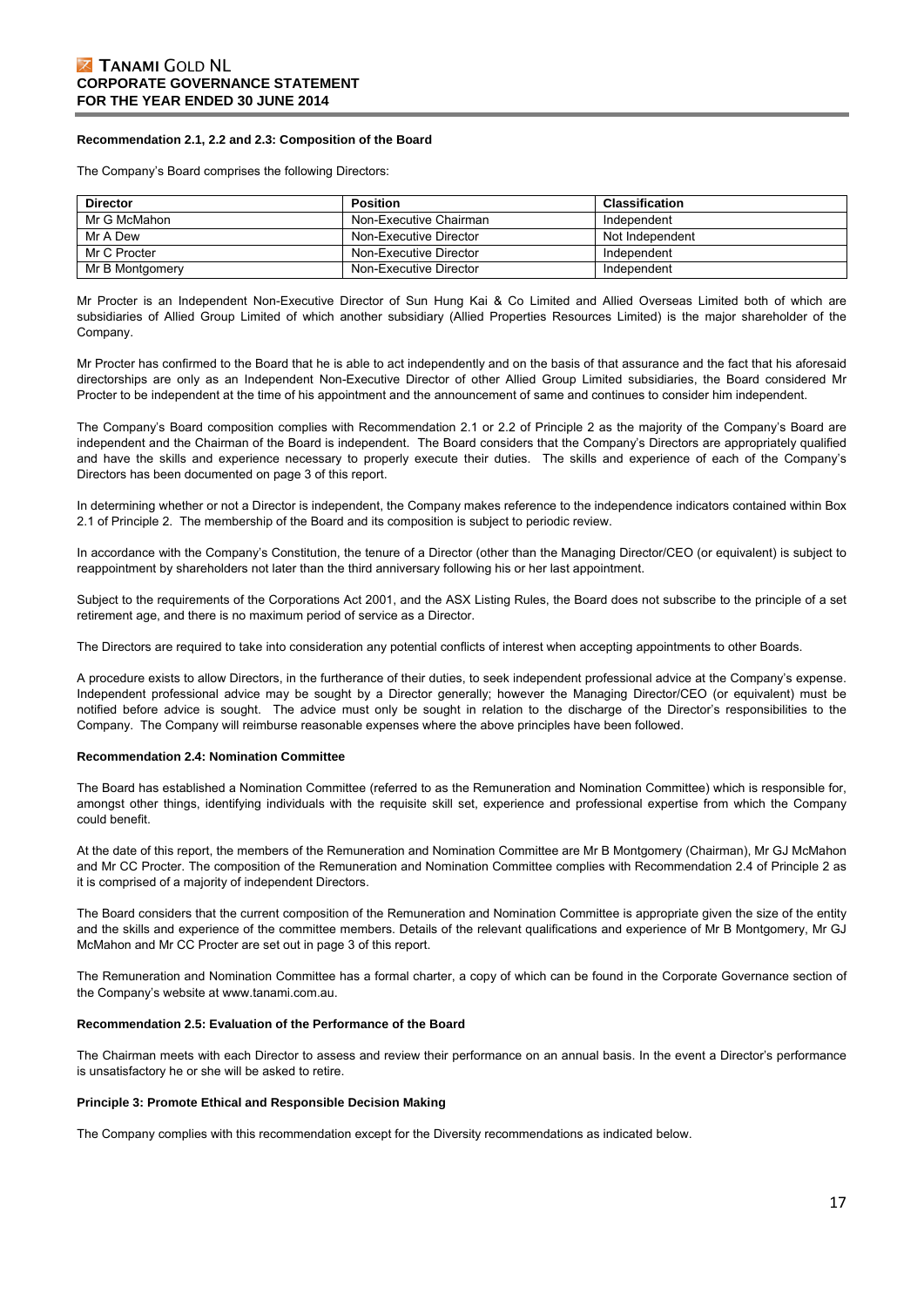**Recommendation 2.1, 2.2 and 2.3: Composition of the Board**

The Company's Board comprises the following Directors:

| Director | Position | Classification |
|---|---|---|
| Mr G McMahon | Non-Executive Chairman | Independent |
| Mr A Dew | Non-Executive Director | Not Independent |
| Mr C Procter | Non-Executive Director | Independent |
| Mr B Montgomery | Non-Executive Director | Independent |

Mr Procter is an Independent Non-Executive Director of Sun Hung Kai & Co Limited and Allied Overseas Limited both of which are subsidiaries of Allied Group Limited of which another subsidiary (Allied Properties Resources Limited) is the major shareholder of the Company.

Mr Procter has confirmed to the Board that he is able to act independently and on the basis of that assurance and the fact that his aforesaid directorships are only as an Independent Non-Executive Director of other Allied Group Limited subsidiaries, the Board considered Mr Procter to be independent at the time of his appointment and the announcement of same and continues to consider him independent.

The Company's Board composition complies with Recommendation 2.1 or 2.2 of Principle 2 as the majority of the Company's Board are independent and the Chairman of the Board is independent. The Board considers that the Company's Directors are appropriately qualified and have the skills and experience necessary to properly execute their duties. The skills and experience of each of the Company's Directors has been documented on page 3 of this report.

In determining whether or not a Director is independent, the Company makes reference to the independence indicators contained within Box 2.1 of Principle 2. The membership of the Board and its composition is subject to periodic review.

In accordance with the Company's Constitution, the tenure of a Director (other than the Managing Director/CEO (or equivalent) is subject to reappointment by shareholders not later than the third anniversary following his or her last appointment.

Subject to the requirements of the Corporations Act 2001, and the ASX Listing Rules, the Board does not subscribe to the principle of a set retirement age, and there is no maximum period of service as a Director.

The Directors are required to take into consideration any potential conflicts of interest when accepting appointments to other Boards.

A procedure exists to allow Directors, in the furtherance of their duties, to seek independent professional advice at the Company's expense. Independent professional advice may be sought by a Director generally; however the Managing Director/CEO (or equivalent) must be notified before advice is sought. The advice must only be sought in relation to the discharge of the Director's responsibilities to the Company. The Company will reimburse reasonable expenses where the above principles have been followed.

**Recommendation 2.4: Nomination Committee**

The Board has established a Nomination Committee (referred to as the Remuneration and Nomination Committee) which is responsible for, amongst other things, identifying individuals with the requisite skill set, experience and professional expertise from which the Company could benefit.

At the date of this report, the members of the Remuneration and Nomination Committee are Mr B Montgomery (Chairman), Mr GJ McMahon and Mr CC Procter. The composition of the Remuneration and Nomination Committee complies with Recommendation 2.4 of Principle 2 as it is comprised of a majority of independent Directors.

The Board considers that the current composition of the Remuneration and Nomination Committee is appropriate given the size of the entity and the skills and experience of the committee members. Details of the relevant qualifications and experience of Mr B Montgomery, Mr GJ McMahon and Mr CC Procter are set out in page 3 of this report.

The Remuneration and Nomination Committee has a formal charter, a copy of which can be found in the Corporate Governance section of the Company's website at www.tanami.com.au.

**Recommendation 2.5: Evaluation of the Performance of the Board**

The Chairman meets with each Director to assess and review their performance on an annual basis. In the event a Director's performance is unsatisfactory he or she will be asked to retire.

**Principle 3: Promote Ethical and Responsible Decision Making**

The Company complies with this recommendation except for the Diversity recommendations as indicated below.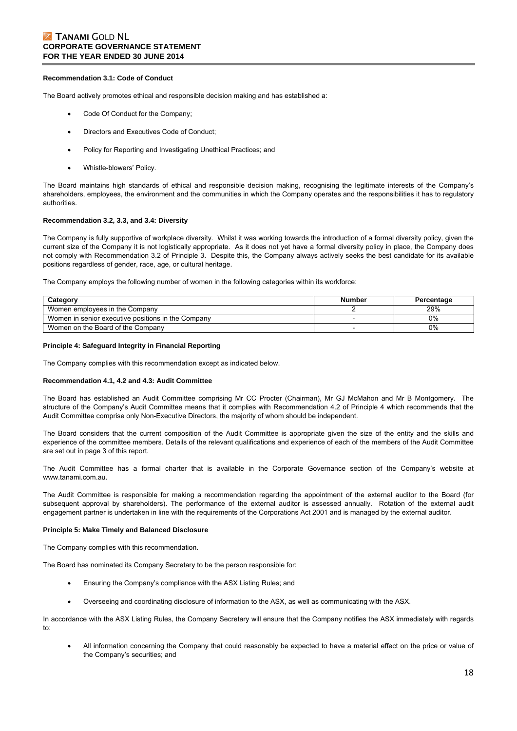**Recommendation 3.1: Code of Conduct**

The Board actively promotes ethical and responsible decision making and has established a:

- Code Of Conduct for the Company;
- Directors and Executives Code of Conduct;
- Policy for Reporting and Investigating Unethical Practices; and
- Whistle-blowers' Policy.

The Board maintains high standards of ethical and responsible decision making, recognising the legitimate interests of the Company's shareholders, employees, the environment and the communities in which the Company operates and the responsibilities it has to regulatory authorities.

**Recommendation 3.2, 3.3, and 3.4: Diversity**

The Company is fully supportive of workplace diversity. Whilst it was working towards the introduction of a formal diversity policy, given the current size of the Company it is not logistically appropriate. As it does not yet have a formal diversity policy in place, the Company does not comply with Recommendation 3.2 of Principle 3. Despite this, the Company always actively seeks the best candidate for its available positions regardless of gender, race, age, or cultural heritage.

The Company employs the following number of women in the following categories within its workforce:

| Category | Number | Percentage |
|---|---|---|
| Women employees in the Company | 2 | 29% |
| Women in senior executive positions in the Company | - | 0% |
| Women on the Board of the Company | - | 0% |

**Principle 4: Safeguard Integrity in Financial Reporting**

The Company complies with this recommendation except as indicated below.

**Recommendation 4.1, 4.2 and 4.3: Audit Committee**

The Board has established an Audit Committee comprising Mr CC Procter (Chairman), Mr GJ McMahon and Mr B Montgomery. The structure of the Company's Audit Committee means that it complies with Recommendation 4.2 of Principle 4 which recommends that the Audit Committee comprise only Non-Executive Directors, the majority of whom should be independent.

The Board considers that the current composition of the Audit Committee is appropriate given the size of the entity and the skills and experience of the committee members. Details of the relevant qualifications and experience of each of the members of the Audit Committee are set out in page 3 of this report.

The Audit Committee has a formal charter that is available in the Corporate Governance section of the Company's website at www.tanami.com.au.

The Audit Committee is responsible for making a recommendation regarding the appointment of the external auditor to the Board (for subsequent approval by shareholders). The performance of the external auditor is assessed annually. Rotation of the external audit engagement partner is undertaken in line with the requirements of the Corporations Act 2001 and is managed by the external auditor.

**Principle 5: Make Timely and Balanced Disclosure**

The Company complies with this recommendation.

The Board has nominated its Company Secretary to be the person responsible for:

- Ensuring the Company's compliance with the ASX Listing Rules; and
- Overseeing and coordinating disclosure of information to the ASX, as well as communicating with the ASX.

In accordance with the ASX Listing Rules, the Company Secretary will ensure that the Company notifies the ASX immediately with regards to:

- All information concerning the Company that could reasonably be expected to have a material effect on the price or value of the Company's securities; and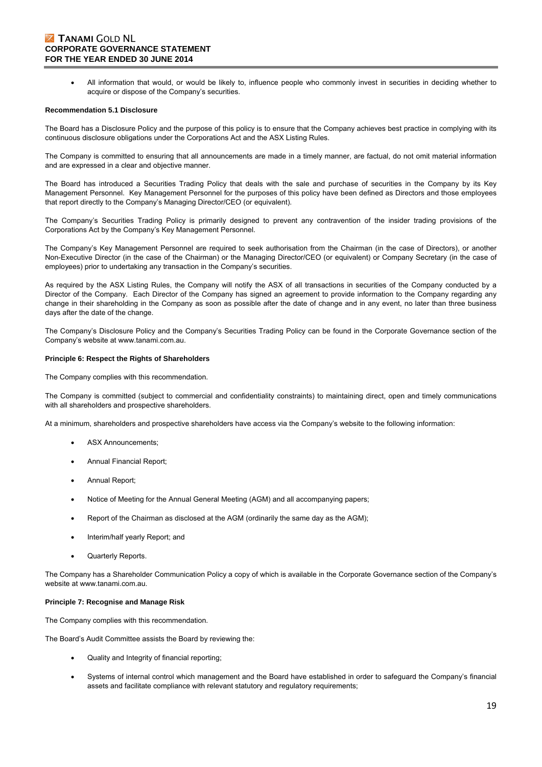- All information that would, or would be likely to, influence people who commonly invest in securities in deciding whether to acquire or dispose of the Company's securities.

**Recommendation 5.1 Disclosure**

The Board has a Disclosure Policy and the purpose of this policy is to ensure that the Company achieves best practice in complying with its continuous disclosure obligations under the Corporations Act and the ASX Listing Rules.

The Company is committed to ensuring that all announcements are made in a timely manner, are factual, do not omit material information and are expressed in a clear and objective manner.

The Board has introduced a Securities Trading Policy that deals with the sale and purchase of securities in the Company by its Key Management Personnel. Key Management Personnel for the purposes of this policy have been defined as Directors and those employees that report directly to the Company's Managing Director/CEO (or equivalent).

The Company's Securities Trading Policy is primarily designed to prevent any contravention of the insider trading provisions of the Corporations Act by the Company's Key Management Personnel.

The Company's Key Management Personnel are required to seek authorisation from the Chairman (in the case of Directors), or another Non-Executive Director (in the case of the Chairman) or the Managing Director/CEO (or equivalent) or Company Secretary (in the case of employees) prior to undertaking any transaction in the Company's securities.

As required by the ASX Listing Rules, the Company will notify the ASX of all transactions in securities of the Company conducted by a Director of the Company. Each Director of the Company has signed an agreement to provide information to the Company regarding any change in their shareholding in the Company as soon as possible after the date of change and in any event, no later than three business days after the date of the change.

The Company's Disclosure Policy and the Company's Securities Trading Policy can be found in the Corporate Governance section of the Company's website at www.tanami.com.au.

**Principle 6: Respect the Rights of Shareholders**

The Company complies with this recommendation.

The Company is committed (subject to commercial and confidentiality constraints) to maintaining direct, open and timely communications with all shareholders and prospective shareholders.

At a minimum, shareholders and prospective shareholders have access via the Company's website to the following information:

- ASX Announcements;
- Annual Financial Report;
- Annual Report;
- Notice of Meeting for the Annual General Meeting (AGM) and all accompanying papers;
- Report of the Chairman as disclosed at the AGM (ordinarily the same day as the AGM);
- Interim/half yearly Report; and
- Quarterly Reports.

The Company has a Shareholder Communication Policy a copy of which is available in the Corporate Governance section of the Company's website at www.tanami.com.au.

**Principle 7: Recognise and Manage Risk**

The Company complies with this recommendation.

The Board's Audit Committee assists the Board by reviewing the:

- Quality and Integrity of financial reporting;
- Systems of internal control which management and the Board have established in order to safeguard the Company's financial assets and facilitate compliance with relevant statutory and regulatory requirements;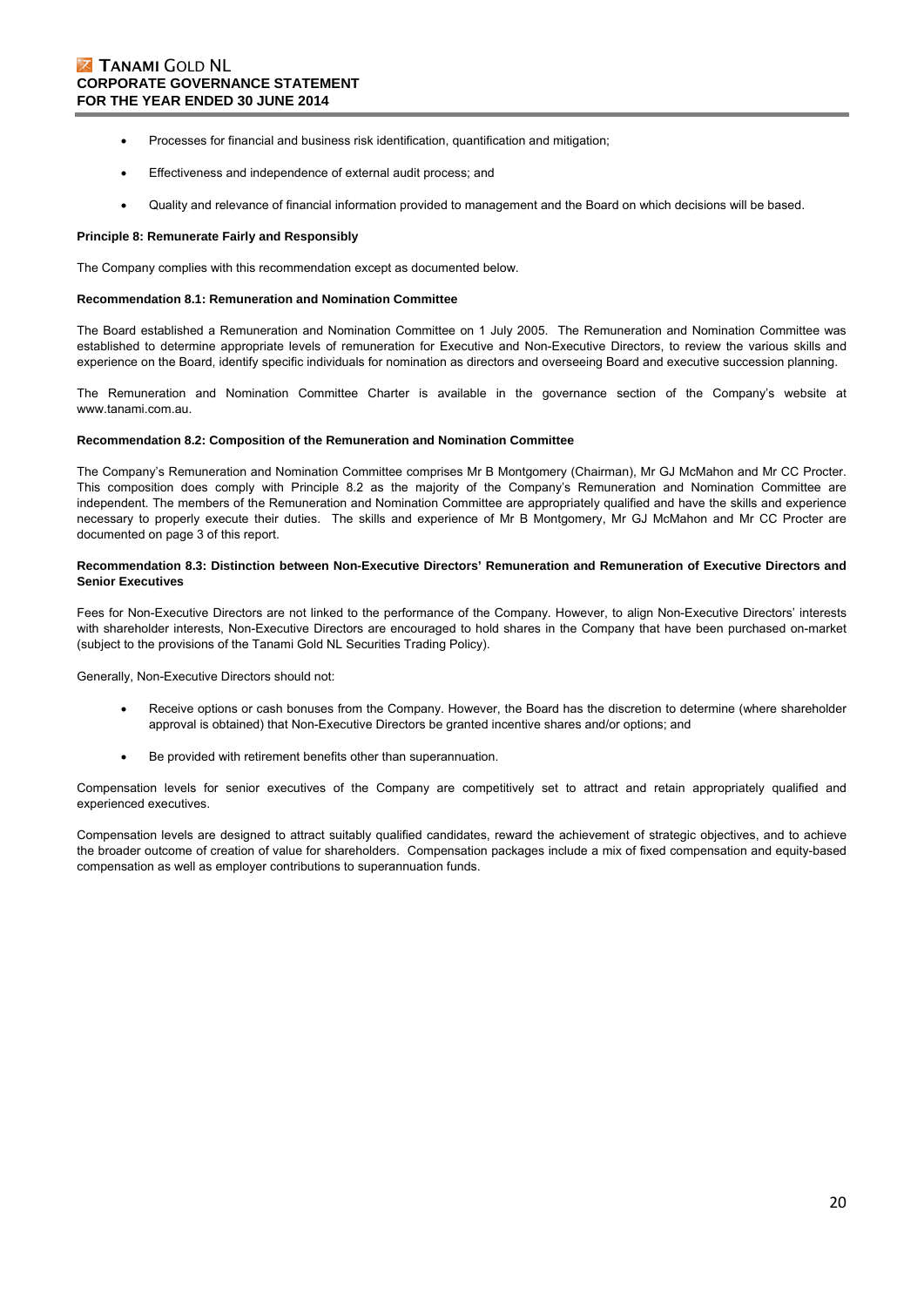- Processes for financial and business risk identification, quantification and mitigation;
- Effectiveness and independence of external audit process; and
- Quality and relevance of financial information provided to management and the Board on which decisions will be based.

**Principle 8: Remunerate Fairly and Responsibly**

The Company complies with this recommendation except as documented below.

**Recommendation 8.1: Remuneration and Nomination Committee**

The Board established a Remuneration and Nomination Committee on 1 July 2005. The Remuneration and Nomination Committee was established to determine appropriate levels of remuneration for Executive and Non-Executive Directors, to review the various skills and experience on the Board, identify specific individuals for nomination as directors and overseeing Board and executive succession planning.

The Remuneration and Nomination Committee Charter is available in the governance section of the Company's website at www.tanami.com.au.

**Recommendation 8.2: Composition of the Remuneration and Nomination Committee**

The Company's Remuneration and Nomination Committee comprises Mr B Montgomery (Chairman), Mr GJ McMahon and Mr CC Procter. This composition does comply with Principle 8.2 as the majority of the Company's Remuneration and Nomination Committee are independent. The members of the Remuneration and Nomination Committee are appropriately qualified and have the skills and experience necessary to properly execute their duties. The skills and experience of Mr B Montgomery, Mr GJ McMahon and Mr CC Procter are documented on page 3 of this report.

**Recommendation 8.3: Distinction between Non-Executive Directors' Remuneration and Remuneration of Executive Directors and Senior Executives**

Fees for Non-Executive Directors are not linked to the performance of the Company. However, to align Non-Executive Directors' interests with shareholder interests, Non-Executive Directors are encouraged to hold shares in the Company that have been purchased on-market (subject to the provisions of the Tanami Gold NL Securities Trading Policy).

Generally, Non-Executive Directors should not:

- Receive options or cash bonuses from the Company. However, the Board has the discretion to determine (where shareholder approval is obtained) that Non-Executive Directors be granted incentive shares and/or options; and
- Be provided with retirement benefits other than superannuation.

Compensation levels for senior executives of the Company are competitively set to attract and retain appropriately qualified and experienced executives.

Compensation levels are designed to attract suitably qualified candidates, reward the achievement of strategic objectives, and to achieve the broader outcome of creation of value for shareholders. Compensation packages include a mix of fixed compensation and equity-based compensation as well as employer contributions to superannuation funds.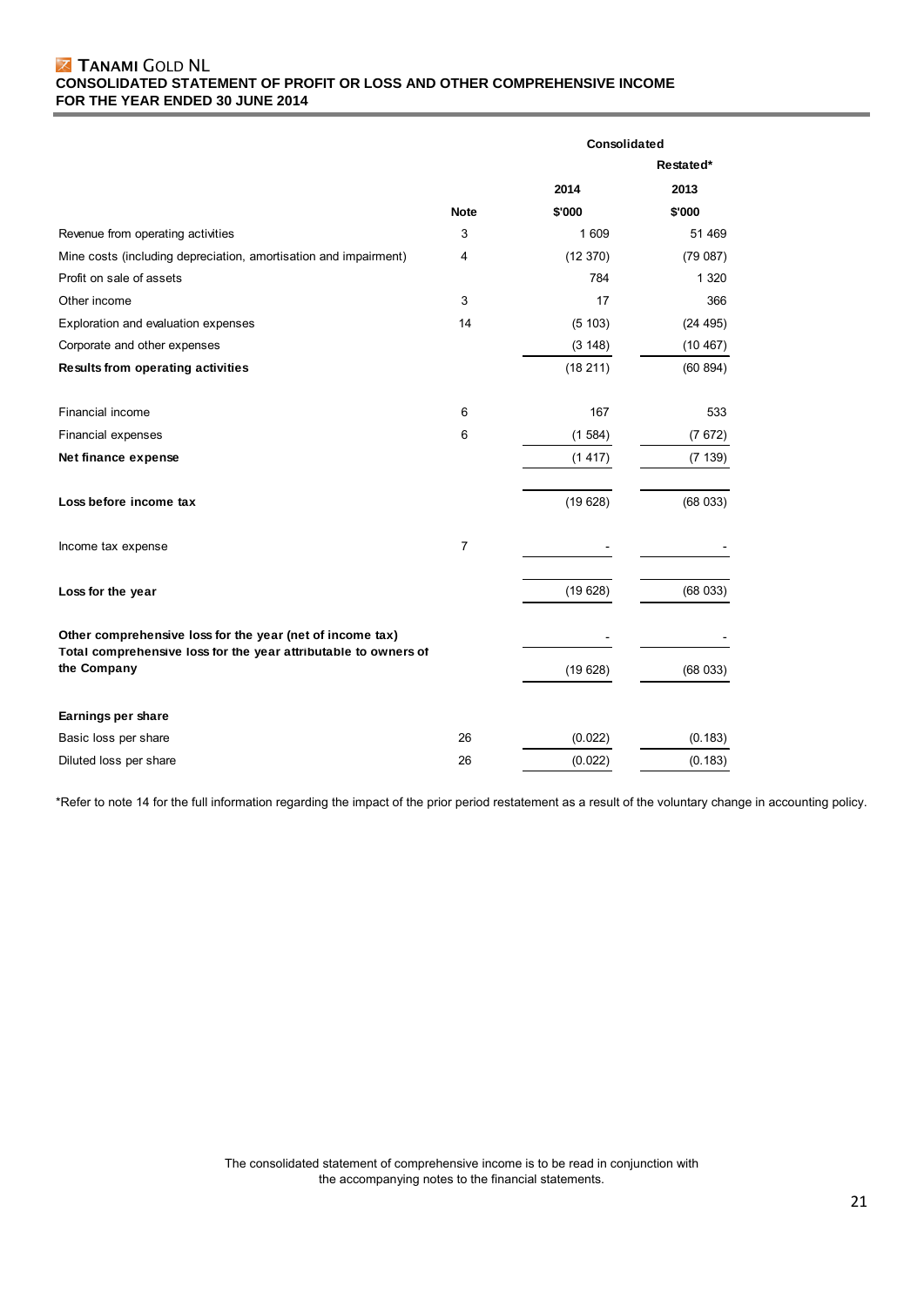**TANAMI GOLD NL**

**CONSOLIDATED STATEMENT OF PROFIT OR LOSS AND OTHER COMPREHENSIVE INCOME**
**FOR THE YEAR ENDED 30 JUNE 2014**

| | | Consolidated | |
|---|---|---|---|
| | | | Restated* |
| | | 2014 | 2013 |
| | Note | $'000 | $'000 |
| Revenue from operating activities | 3 | 1 609 | 51 469 |
| Mine costs (including depreciation, amortisation and impairment) | 4 | (12 370) | (79 087) |
| Profit on sale of assets | | 784 | 1 320 |
| Other income | 3 | 17 | 366 |
| Exploration and evaluation expenses | 14 | (5 103) | (24 495) |
| Corporate and other expenses | | (3 148) | (10 467) |
| **Results from operating activities** | | (18 211) | (60 894) |
| | | | |
| Financial income | 6 | 167 | 533 |
| Financial expenses | 6 | (1 584) | (7 672) |
| **Net finance expense** | | (1 417) | (7 139) |
| | | | |
| **Loss before income tax** | | (19 628) | (68 033) |
| | | | |
| Income tax expense | 7 | - | - |
| | | | |
| **Loss for the year** | | (19 628) | (68 033) |
| | | | |
| **Other comprehensive loss for the year (net of income tax)** | | - | - |
| **Total comprehensive loss for the year attributable to owners of the Company** | | (19 628) | (68 033) |
| | | | |
| **Earnings per share** | | | |
| Basic loss per share | 26 | (0.022) | (0.183) |
| Diluted loss per share | 26 | (0.022) | (0.183) |

*Refer to note 14 for the full information regarding the impact of the prior period restatement as a result of the voluntary change in accounting policy.

The consolidated statement of comprehensive income is to be read in conjunction with the accompanying notes to the financial statements.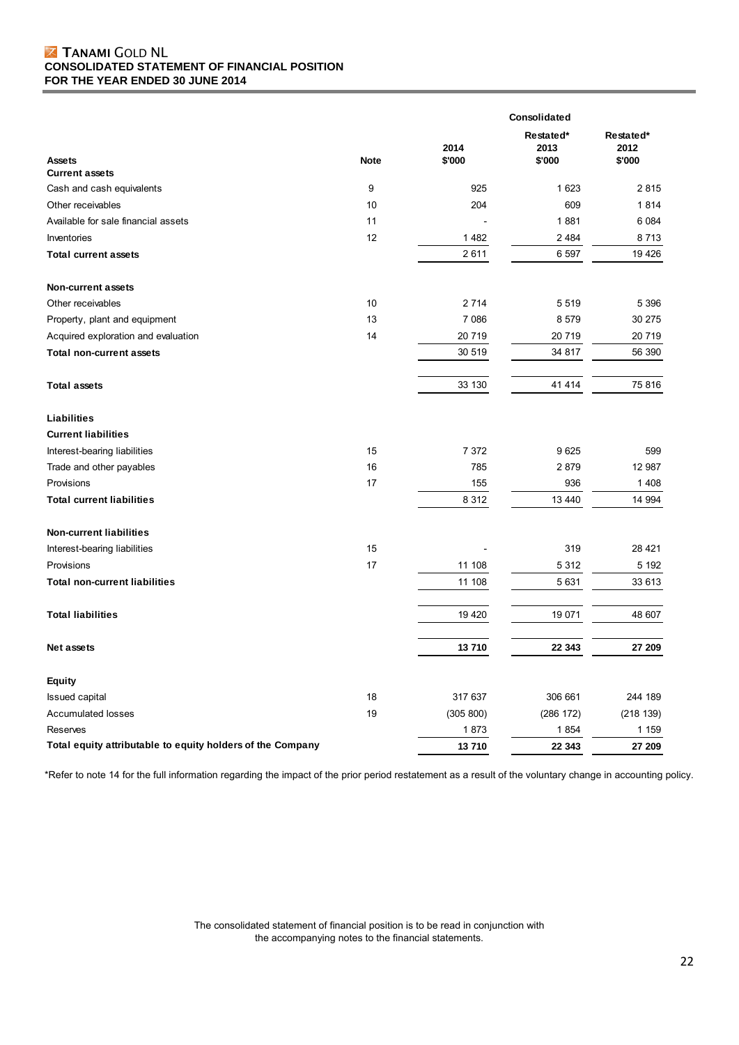# TANAMI GOLD NL

## CONSOLIDATED STATEMENT OF FINANCIAL POSITION

## FOR THE YEAR ENDED 30 JUNE 2014

| | | Consolidated | | |
|---|---|---|---|---|
| **Assets** | **Note** | **2014 \$'000** | **Restated* 2013 \$'000** | **Restated* 2012 \$'000** |
| **Current assets** | | | | |
| Cash and cash equivalents | 9 | 925 | 1 623 | 2 815 |
| Other receivables | 10 | 204 | 609 | 1 814 |
| Available for sale financial assets | 11 | - | 1 881 | 6 084 |
| Inventories | 12 | 1 482 | 2 484 | 8 713 |
| **Total current assets** | | 2 611 | 6 597 | 19 426 |
| | | | | |
| **Non-current assets** | | | | |
| Other receivables | 10 | 2 714 | 5 519 | 5 396 |
| Property, plant and equipment | 13 | 7 086 | 8 579 | 30 275 |
| Acquired exploration and evaluation | 14 | 20 719 | 20 719 | 20 719 |
| **Total non-current assets** | | 30 519 | 34 817 | 56 390 |
| | | | | |
| **Total assets** | | 33 130 | 41 414 | 75 816 |
| | | | | |
| **Liabilities** | | | | |
| **Current liabilities** | | | | |
| Interest-bearing liabilities | 15 | 7 372 | 9 625 | 599 |
| Trade and other payables | 16 | 785 | 2 879 | 12 987 |
| Provisions | 17 | 155 | 936 | 1 408 |
| **Total current liabilities** | | 8 312 | 13 440 | 14 994 |
| | | | | |
| **Non-current liabilities** | | | | |
| Interest-bearing liabilities | 15 | - | 319 | 28 421 |
| Provisions | 17 | 11 108 | 5 312 | 5 192 |
| **Total non-current liabilities** | | 11 108 | 5 631 | 33 613 |
| | | | | |
| **Total liabilities** | | 19 420 | 19 071 | 48 607 |
| | | | | |
| **Net assets** | | **13 710** | **22 343** | **27 209** |
| | | | | |
| **Equity** | | | | |
| Issued capital | 18 | 317 637 | 306 661 | 244 189 |
| Accumulated losses | 19 | (305 800) | (286 172) | (218 139) |
| Reserves | | 1 873 | 1 854 | 1 159 |
| **Total equity attributable to equity holders of the Company** | | **13 710** | **22 343** | **27 209** |

*Refer to note 14 for the full information regarding the impact of the prior period restatement as a result of the voluntary change in accounting policy.

The consolidated statement of financial position is to be read in conjunction with the accompanying notes to the financial statements.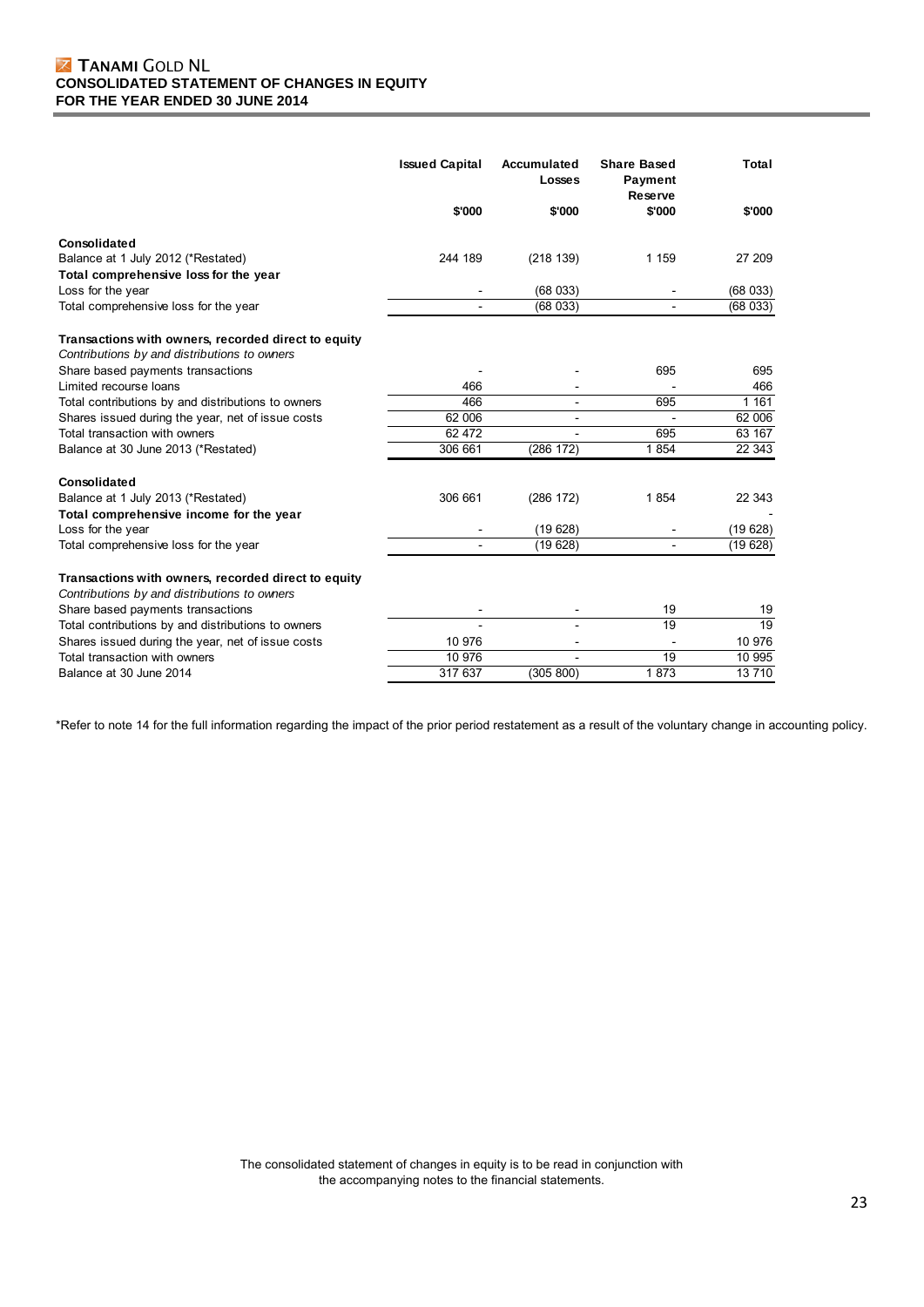# TANAMI GOLD NL

## CONSOLIDATED STATEMENT OF CHANGES IN EQUITY
## FOR THE YEAR ENDED 30 JUNE 2014

| | Issued Capital | Accumulated Losses | Share Based Payment Reserve | Total |
|---|---|---|---|---|
| | $'000 | $'000 | $'000 | $'000 |
| **Consolidated** | | | | |
| Balance at 1 July 2012 (*Restated) | 244 189 | (218 139) | 1 159 | 27 209 |
| **Total comprehensive loss for the year** | | | | |
| Loss for the year | - | (68 033) | - | (68 033) |
| Total comprehensive loss for the year | - | (68 033) | - | (68 033) |
| **Transactions with owners, recorded direct to equity** | | | | |
| *Contributions by and distributions to owners* | | | | |
| Share based payments transactions | - | - | 695 | 695 |
| Limited recourse loans | 466 | - | - | 466 |
| Total contributions by and distributions to owners | 466 | - | 695 | 1 161 |
| Shares issued during the year, net of issue costs | 62 006 | - | - | 62 006 |
| Total transaction with owners | 62 472 | - | 695 | 63 167 |
| Balance at 30 June 2013 (*Restated) | 306 661 | (286 172) | 1 854 | 22 343 |
| **Consolidated** | | | | |
| Balance at 1 July 2013 (*Restated) | 306 661 | (286 172) | 1 854 | 22 343 |
| **Total comprehensive income for the year** | | | | - |
| Loss for the year | - | (19 628) | - | (19 628) |
| Total comprehensive loss for the year | - | (19 628) | - | (19 628) |
| **Transactions with owners, recorded direct to equity** | | | | |
| *Contributions by and distributions to owners* | | | | |
| Share based payments transactions | - | - | 19 | 19 |
| Total contributions by and distributions to owners | - | - | 19 | 19 |
| Shares issued during the year, net of issue costs | 10 976 | - | - | 10 976 |
| Total transaction with owners | 10 976 | - | 19 | 10 995 |
| Balance at 30 June 2014 | 317 637 | (305 800) | 1 873 | 13 710 |

*Refer to note 14 for the full information regarding the impact of the prior period restatement as a result of the voluntary change in accounting policy.

The consolidated statement of changes in equity is to be read in conjunction with the accompanying notes to the financial statements.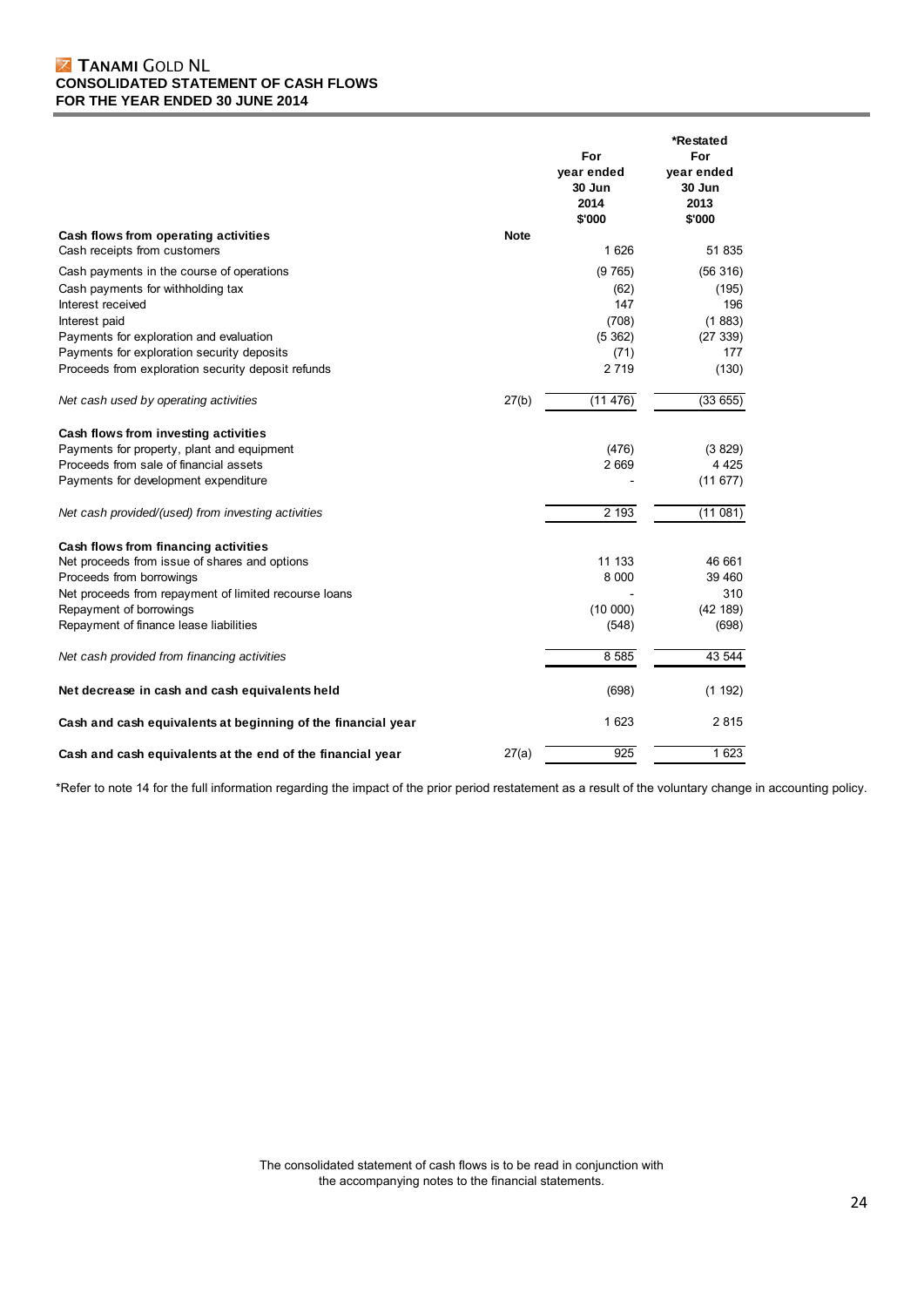# TANAMI GOLD NL
## CONSOLIDATED STATEMENT OF CASH FLOWS
## FOR THE YEAR ENDED 30 JUNE 2014

| | Note | For year ended 30 Jun 2014 $'000 | *Restated For year ended 30 Jun 2013 $'000 |
|---|---|---|---|
| **Cash flows from operating activities** | | | |
| Cash receipts from customers | | 1 626 | 51 835 |
| Cash payments in the course of operations | | (9 765) | (56 316) |
| Cash payments for withholding tax | | (62) | (195) |
| Interest received | | 147 | 196 |
| Interest paid | | (708) | (1 883) |
| Payments for exploration and evaluation | | (5 362) | (27 339) |
| Payments for exploration security deposits | | (71) | 177 |
| Proceeds from exploration security deposit refunds | | 2 719 | (130) |
| *Net cash used by operating activities* | 27(b) | (11 476) | (33 655) |
| **Cash flows from investing activities** | | | |
| Payments for property, plant and equipment | | (476) | (3 829) |
| Proceeds from sale of financial assets | | 2 669 | 4 425 |
| Payments for development expenditure | | - | (11 677) |
| *Net cash provided/(used) from investing activities* | | 2 193 | (11 081) |
| **Cash flows from financing activities** | | | |
| Net proceeds from issue of shares and options | | 11 133 | 46 661 |
| Proceeds from borrowings | | 8 000 | 39 460 |
| Net proceeds from repayment of limited recourse loans | | - | 310 |
| Repayment of borrowings | | (10 000) | (42 189) |
| Repayment of finance lease liabilities | | (548) | (698) |
| *Net cash provided from financing activities* | | 8 585 | 43 544 |
| **Net decrease in cash and cash equivalents held** | | (698) | (1 192) |
| **Cash and cash equivalents at beginning of the financial year** | | 1 623 | 2 815 |
| **Cash and cash equivalents at the end of the financial year** | 27(a) | 925 | 1 623 |

*Refer to note 14 for the full information regarding the impact of the prior period restatement as a result of the voluntary change in accounting policy.

The consolidated statement of cash flows is to be read in conjunction with the accompanying notes to the financial statements.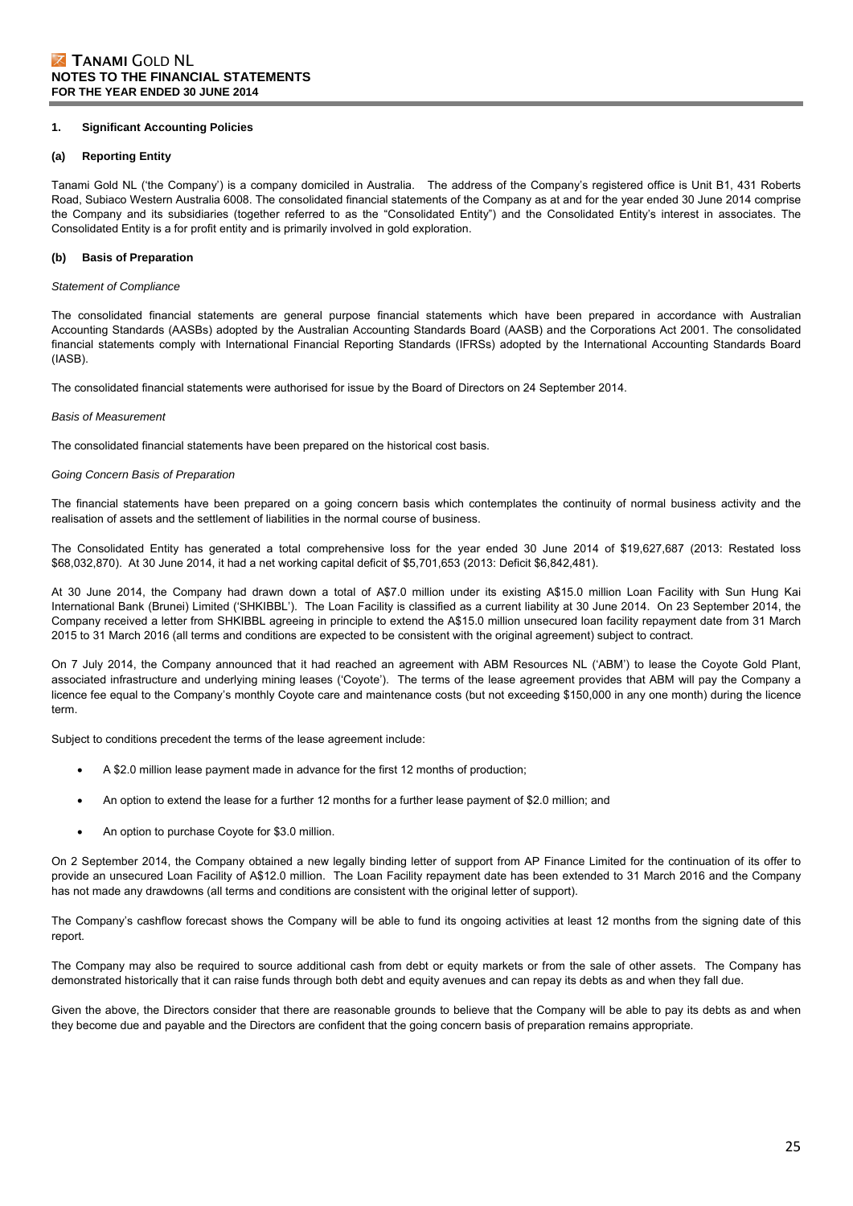## 1. Significant Accounting Policies

### (a) Reporting Entity

Tanami Gold NL ('the Company') is a company domiciled in Australia. The address of the Company's registered office is Unit B1, 431 Roberts Road, Subiaco Western Australia 6008. The consolidated financial statements of the Company as at and for the year ended 30 June 2014 comprise the Company and its subsidiaries (together referred to as the "Consolidated Entity") and the Consolidated Entity's interest in associates. The Consolidated Entity is a for profit entity and is primarily involved in gold exploration.

### (b) Basis of Preparation

*Statement of Compliance*

The consolidated financial statements are general purpose financial statements which have been prepared in accordance with Australian Accounting Standards (AASBs) adopted by the Australian Accounting Standards Board (AASB) and the Corporations Act 2001. The consolidated financial statements comply with International Financial Reporting Standards (IFRSs) adopted by the International Accounting Standards Board (IASB).

The consolidated financial statements were authorised for issue by the Board of Directors on 24 September 2014.

*Basis of Measurement*

The consolidated financial statements have been prepared on the historical cost basis.

*Going Concern Basis of Preparation*

The financial statements have been prepared on a going concern basis which contemplates the continuity of normal business activity and the realisation of assets and the settlement of liabilities in the normal course of business.

The Consolidated Entity has generated a total comprehensive loss for the year ended 30 June 2014 of $19,627,687 (2013: Restated loss $68,032,870). At 30 June 2014, it had a net working capital deficit of $5,701,653 (2013: Deficit $6,842,481).

At 30 June 2014, the Company had drawn down a total of A$7.0 million under its existing A$15.0 million Loan Facility with Sun Hung Kai International Bank (Brunei) Limited ('SHKIBBL'). The Loan Facility is classified as a current liability at 30 June 2014. On 23 September 2014, the Company received a letter from SHKIBBL agreeing in principle to extend the A$15.0 million unsecured loan facility repayment date from 31 March 2015 to 31 March 2016 (all terms and conditions are expected to be consistent with the original agreement) subject to contract.

On 7 July 2014, the Company announced that it had reached an agreement with ABM Resources NL ('ABM') to lease the Coyote Gold Plant, associated infrastructure and underlying mining leases ('Coyote'). The terms of the lease agreement provides that ABM will pay the Company a licence fee equal to the Company's monthly Coyote care and maintenance costs (but not exceeding $150,000 in any one month) during the licence term.

Subject to conditions precedent the terms of the lease agreement include:

- A $2.0 million lease payment made in advance for the first 12 months of production;
- An option to extend the lease for a further 12 months for a further lease payment of $2.0 million; and
- An option to purchase Coyote for $3.0 million.

On 2 September 2014, the Company obtained a new legally binding letter of support from AP Finance Limited for the continuation of its offer to provide an unsecured Loan Facility of A$12.0 million. The Loan Facility repayment date has been extended to 31 March 2016 and the Company has not made any drawdowns (all terms and conditions are consistent with the original letter of support).

The Company's cashflow forecast shows the Company will be able to fund its ongoing activities at least 12 months from the signing date of this report.

The Company may also be required to source additional cash from debt or equity markets or from the sale of other assets. The Company has demonstrated historically that it can raise funds through both debt and equity avenues and can repay its debts as and when they fall due.

Given the above, the Directors consider that there are reasonable grounds to believe that the Company will be able to pay its debts as and when they become due and payable and the Directors are confident that the going concern basis of preparation remains appropriate.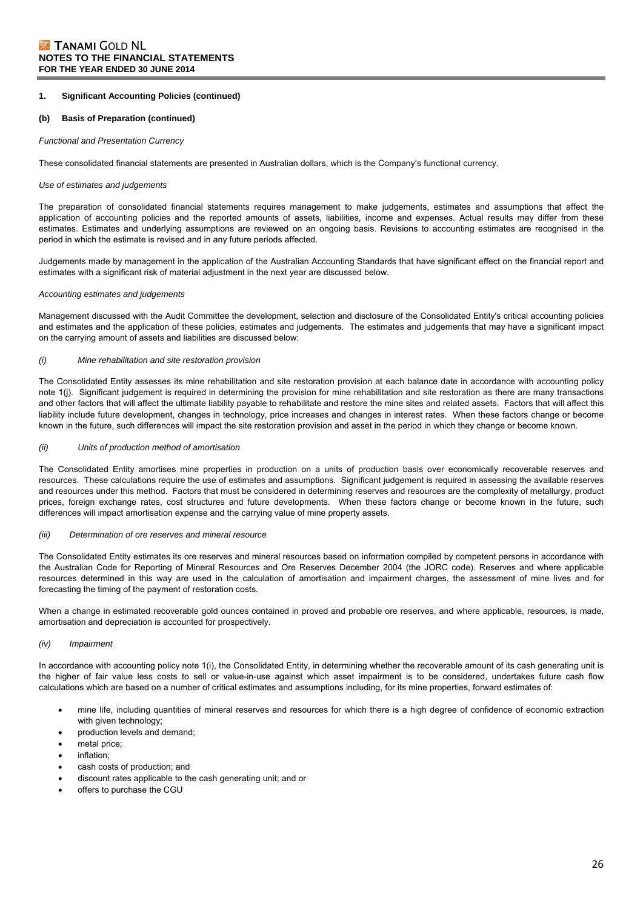## 1. Significant Accounting Policies (continued)

### (b) Basis of Preparation (continued)

*Functional and Presentation Currency*

These consolidated financial statements are presented in Australian dollars, which is the Company's functional currency.

*Use of estimates and judgements*

The preparation of consolidated financial statements requires management to make judgements, estimates and assumptions that affect the application of accounting policies and the reported amounts of assets, liabilities, income and expenses. Actual results may differ from these estimates. Estimates and underlying assumptions are reviewed on an ongoing basis. Revisions to accounting estimates are recognised in the period in which the estimate is revised and in any future periods affected.

Judgements made by management in the application of the Australian Accounting Standards that have significant effect on the financial report and estimates with a significant risk of material adjustment in the next year are discussed below.

*Accounting estimates and judgements*

Management discussed with the Audit Committee the development, selection and disclosure of the Consolidated Entity's critical accounting policies and estimates and the application of these policies, estimates and judgements. The estimates and judgements that may have a significant impact on the carrying amount of assets and liabilities are discussed below:

*(i) Mine rehabilitation and site restoration provision*

The Consolidated Entity assesses its mine rehabilitation and site restoration provision at each balance date in accordance with accounting policy note 1(j). Significant judgement is required in determining the provision for mine rehabilitation and site restoration as there are many transactions and other factors that will affect the ultimate liability payable to rehabilitate and restore the mine sites and related assets. Factors that will affect this liability include future development, changes in technology, price increases and changes in interest rates. When these factors change or become known in the future, such differences will impact the site restoration provision and asset in the period in which they change or become known.

*(ii) Units of production method of amortisation*

The Consolidated Entity amortises mine properties in production on a units of production basis over economically recoverable reserves and resources. These calculations require the use of estimates and assumptions. Significant judgement is required in assessing the available reserves and resources under this method. Factors that must be considered in determining reserves and resources are the complexity of metallurgy, product prices, foreign exchange rates, cost structures and future developments. When these factors change or become known in the future, such differences will impact amortisation expense and the carrying value of mine property assets.

*(iii) Determination of ore reserves and mineral resource*

The Consolidated Entity estimates its ore reserves and mineral resources based on information compiled by competent persons in accordance with the Australian Code for Reporting of Mineral Resources and Ore Reserves December 2004 (the JORC code). Reserves and where applicable resources determined in this way are used in the calculation of amortisation and impairment charges, the assessment of mine lives and for forecasting the timing of the payment of restoration costs.

When a change in estimated recoverable gold ounces contained in proved and probable ore reserves, and where applicable, resources, is made, amortisation and depreciation is accounted for prospectively.

*(iv) Impairment*

In accordance with accounting policy note 1(i), the Consolidated Entity, in determining whether the recoverable amount of its cash generating unit is the higher of fair value less costs to sell or value-in-use against which asset impairment is to be considered, undertakes future cash flow calculations which are based on a number of critical estimates and assumptions including, for its mine properties, forward estimates of:

- mine life, including quantities of mineral reserves and resources for which there is a high degree of confidence of economic extraction with given technology;
- production levels and demand;
- metal price;
- inflation;
- cash costs of production; and
- discount rates applicable to the cash generating unit; and or
- offers to purchase the CGU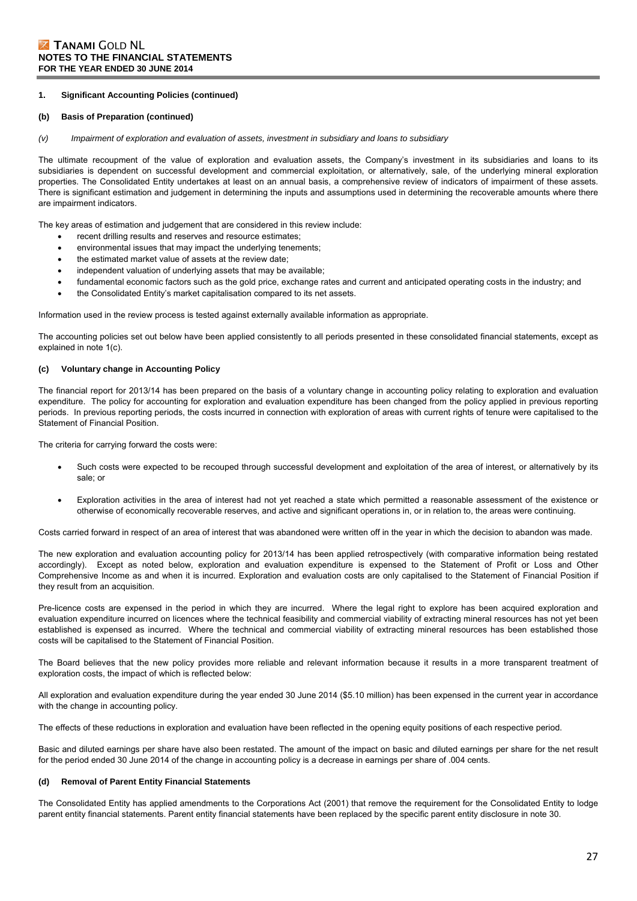## 1. Significant Accounting Policies (continued)

### (b) Basis of Preparation (continued)

*(v) Impairment of exploration and evaluation of assets, investment in subsidiary and loans to subsidiary*

The ultimate recoupment of the value of exploration and evaluation assets, the Company's investment in its subsidiaries and loans to its subsidiaries is dependent on successful development and commercial exploitation, or alternatively, sale, of the underlying mineral exploration properties. The Consolidated Entity undertakes at least on an annual basis, a comprehensive review of indicators of impairment of these assets. There is significant estimation and judgement in determining the inputs and assumptions used in determining the recoverable amounts where there are impairment indicators.

The key areas of estimation and judgement that are considered in this review include:

- recent drilling results and reserves and resource estimates;
- environmental issues that may impact the underlying tenements;
- the estimated market value of assets at the review date;
- independent valuation of underlying assets that may be available;
- fundamental economic factors such as the gold price, exchange rates and current and anticipated operating costs in the industry; and
- the Consolidated Entity's market capitalisation compared to its net assets.

Information used in the review process is tested against externally available information as appropriate.

The accounting policies set out below have been applied consistently to all periods presented in these consolidated financial statements, except as explained in note 1(c).

### (c) Voluntary change in Accounting Policy

The financial report for 2013/14 has been prepared on the basis of a voluntary change in accounting policy relating to exploration and evaluation expenditure. The policy for accounting for exploration and evaluation expenditure has been changed from the policy applied in previous reporting periods. In previous reporting periods, the costs incurred in connection with exploration of areas with current rights of tenure were capitalised to the Statement of Financial Position.

The criteria for carrying forward the costs were:

- Such costs were expected to be recouped through successful development and exploitation of the area of interest, or alternatively by its sale; or
- Exploration activities in the area of interest had not yet reached a state which permitted a reasonable assessment of the existence or otherwise of economically recoverable reserves, and active and significant operations in, or in relation to, the areas were continuing.

Costs carried forward in respect of an area of interest that was abandoned were written off in the year in which the decision to abandon was made.

The new exploration and evaluation accounting policy for 2013/14 has been applied retrospectively (with comparative information being restated accordingly). Except as noted below, exploration and evaluation expenditure is expensed to the Statement of Profit or Loss and Other Comprehensive Income as and when it is incurred. Exploration and evaluation costs are only capitalised to the Statement of Financial Position if they result from an acquisition.

Pre-licence costs are expensed in the period in which they are incurred. Where the legal right to explore has been acquired exploration and evaluation expenditure incurred on licences where the technical feasibility and commercial viability of extracting mineral resources has not yet been established is expensed as incurred. Where the technical and commercial viability of extracting mineral resources has been established those costs will be capitalised to the Statement of Financial Position.

The Board believes that the new policy provides more reliable and relevant information because it results in a more transparent treatment of exploration costs, the impact of which is reflected below:

All exploration and evaluation expenditure during the year ended 30 June 2014 ($5.10 million) has been expensed in the current year in accordance with the change in accounting policy.

The effects of these reductions in exploration and evaluation have been reflected in the opening equity positions of each respective period.

Basic and diluted earnings per share have also been restated. The amount of the impact on basic and diluted earnings per share for the net result for the period ended 30 June 2014 of the change in accounting policy is a decrease in earnings per share of .004 cents.

### (d) Removal of Parent Entity Financial Statements

The Consolidated Entity has applied amendments to the Corporations Act (2001) that remove the requirement for the Consolidated Entity to lodge parent entity financial statements. Parent entity financial statements have been replaced by the specific parent entity disclosure in note 30.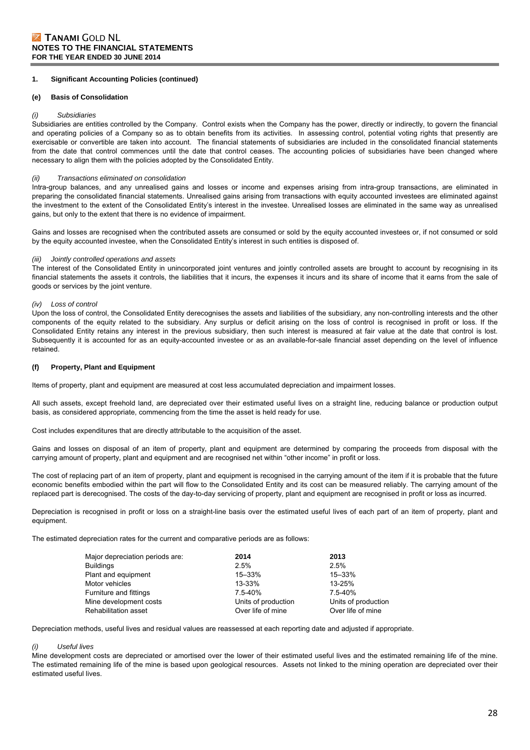## 1. Significant Accounting Policies (continued)

### (e) Basis of Consolidation

*(i) Subsidiaries*

Subsidiaries are entities controlled by the Company. Control exists when the Company has the power, directly or indirectly, to govern the financial and operating policies of a Company so as to obtain benefits from its activities. In assessing control, potential voting rights that presently are exercisable or convertible are taken into account. The financial statements of subsidiaries are included in the consolidated financial statements from the date that control commences until the date that control ceases. The accounting policies of subsidiaries have been changed where necessary to align them with the policies adopted by the Consolidated Entity.

*(ii) Transactions eliminated on consolidation*

Intra-group balances, and any unrealised gains and losses or income and expenses arising from intra-group transactions, are eliminated in preparing the consolidated financial statements. Unrealised gains arising from transactions with equity accounted investees are eliminated against the investment to the extent of the Consolidated Entity's interest in the investee. Unrealised losses are eliminated in the same way as unrealised gains, but only to the extent that there is no evidence of impairment.

Gains and losses are recognised when the contributed assets are consumed or sold by the equity accounted investees or, if not consumed or sold by the equity accounted investee, when the Consolidated Entity's interest in such entities is disposed of.

*(iii) Jointly controlled operations and assets*

The interest of the Consolidated Entity in unincorporated joint ventures and jointly controlled assets are brought to account by recognising in its financial statements the assets it controls, the liabilities that it incurs, the expenses it incurs and its share of income that it earns from the sale of goods or services by the joint venture.

*(iv) Loss of control*

Upon the loss of control, the Consolidated Entity derecognises the assets and liabilities of the subsidiary, any non-controlling interests and the other components of the equity related to the subsidiary. Any surplus or deficit arising on the loss of control is recognised in profit or loss. If the Consolidated Entity retains any interest in the previous subsidiary, then such interest is measured at fair value at the date that control is lost. Subsequently it is accounted for as an equity-accounted investee or as an available-for-sale financial asset depending on the level of influence retained.

### (f) Property, Plant and Equipment

Items of property, plant and equipment are measured at cost less accumulated depreciation and impairment losses.

All such assets, except freehold land, are depreciated over their estimated useful lives on a straight line, reducing balance or production output basis, as considered appropriate, commencing from the time the asset is held ready for use.

Cost includes expenditures that are directly attributable to the acquisition of the asset.

Gains and losses on disposal of an item of property, plant and equipment are determined by comparing the proceeds from disposal with the carrying amount of property, plant and equipment and are recognised net within "other income" in profit or loss.

The cost of replacing part of an item of property, plant and equipment is recognised in the carrying amount of the item if it is probable that the future economic benefits embodied within the part will flow to the Consolidated Entity and its cost can be measured reliably. The carrying amount of the replaced part is derecognised. The costs of the day-to-day servicing of property, plant and equipment are recognised in profit or loss as incurred.

Depreciation is recognised in profit or loss on a straight-line basis over the estimated useful lives of each part of an item of property, plant and equipment.

The estimated depreciation rates for the current and comparative periods are as follows:

| Major depreciation periods are: | 2014 | 2013 |
|---|---|---|
| Buildings | 2.5% | 2.5% |
| Plant and equipment | 15–33% | 15–33% |
| Motor vehicles | 13-33% | 13-25% |
| Furniture and fittings | 7.5-40% | 7.5-40% |
| Mine development costs | Units of production | Units of production |
| Rehabilitation asset | Over life of mine | Over life of mine |

Depreciation methods, useful lives and residual values are reassessed at each reporting date and adjusted if appropriate.

*(i) Useful lives*

Mine development costs are depreciated or amortised over the lower of their estimated useful lives and the estimated remaining life of the mine. The estimated remaining life of the mine is based upon geological resources. Assets not linked to the mining operation are depreciated over their estimated useful lives.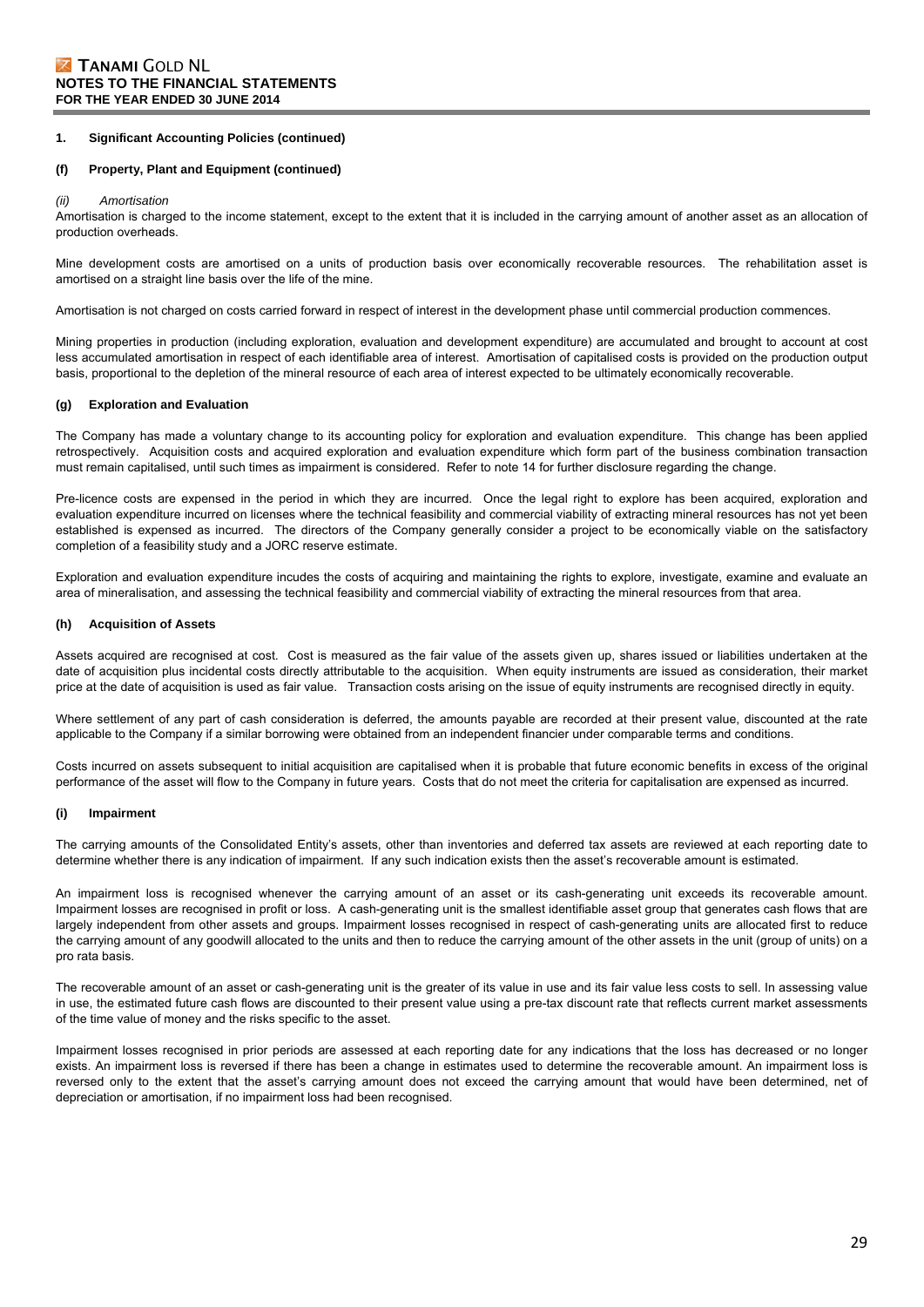**1. Significant Accounting Policies (continued)**

**(f) Property, Plant and Equipment (continued)**

*(ii) Amortisation*

Amortisation is charged to the income statement, except to the extent that it is included in the carrying amount of another asset as an allocation of production overheads.

Mine development costs are amortised on a units of production basis over economically recoverable resources. The rehabilitation asset is amortised on a straight line basis over the life of the mine.

Amortisation is not charged on costs carried forward in respect of interest in the development phase until commercial production commences.

Mining properties in production (including exploration, evaluation and development expenditure) are accumulated and brought to account at cost less accumulated amortisation in respect of each identifiable area of interest. Amortisation of capitalised costs is provided on the production output basis, proportional to the depletion of the mineral resource of each area of interest expected to be ultimately economically recoverable.

**(g) Exploration and Evaluation**

The Company has made a voluntary change to its accounting policy for exploration and evaluation expenditure. This change has been applied retrospectively. Acquisition costs and acquired exploration and evaluation expenditure which form part of the business combination transaction must remain capitalised, until such times as impairment is considered. Refer to note 14 for further disclosure regarding the change.

Pre-licence costs are expensed in the period in which they are incurred. Once the legal right to explore has been acquired, exploration and evaluation expenditure incurred on licenses where the technical feasibility and commercial viability of extracting mineral resources has not yet been established is expensed as incurred. The directors of the Company generally consider a project to be economically viable on the satisfactory completion of a feasibility study and a JORC reserve estimate.

Exploration and evaluation expenditure incudes the costs of acquiring and maintaining the rights to explore, investigate, examine and evaluate an area of mineralisation, and assessing the technical feasibility and commercial viability of extracting the mineral resources from that area.

**(h) Acquisition of Assets**

Assets acquired are recognised at cost. Cost is measured as the fair value of the assets given up, shares issued or liabilities undertaken at the date of acquisition plus incidental costs directly attributable to the acquisition. When equity instruments are issued as consideration, their market price at the date of acquisition is used as fair value. Transaction costs arising on the issue of equity instruments are recognised directly in equity.

Where settlement of any part of cash consideration is deferred, the amounts payable are recorded at their present value, discounted at the rate applicable to the Company if a similar borrowing were obtained from an independent financier under comparable terms and conditions.

Costs incurred on assets subsequent to initial acquisition are capitalised when it is probable that future economic benefits in excess of the original performance of the asset will flow to the Company in future years. Costs that do not meet the criteria for capitalisation are expensed as incurred.

**(i) Impairment**

The carrying amounts of the Consolidated Entity's assets, other than inventories and deferred tax assets are reviewed at each reporting date to determine whether there is any indication of impairment. If any such indication exists then the asset's recoverable amount is estimated.

An impairment loss is recognised whenever the carrying amount of an asset or its cash-generating unit exceeds its recoverable amount. Impairment losses are recognised in profit or loss. A cash-generating unit is the smallest identifiable asset group that generates cash flows that are largely independent from other assets and groups. Impairment losses recognised in respect of cash-generating units are allocated first to reduce the carrying amount of any goodwill allocated to the units and then to reduce the carrying amount of the other assets in the unit (group of units) on a pro rata basis.

The recoverable amount of an asset or cash-generating unit is the greater of its value in use and its fair value less costs to sell. In assessing value in use, the estimated future cash flows are discounted to their present value using a pre-tax discount rate that reflects current market assessments of the time value of money and the risks specific to the asset.

Impairment losses recognised in prior periods are assessed at each reporting date for any indications that the loss has decreased or no longer exists. An impairment loss is reversed if there has been a change in estimates used to determine the recoverable amount. An impairment loss is reversed only to the extent that the asset's carrying amount does not exceed the carrying amount that would have been determined, net of depreciation or amortisation, if no impairment loss had been recognised.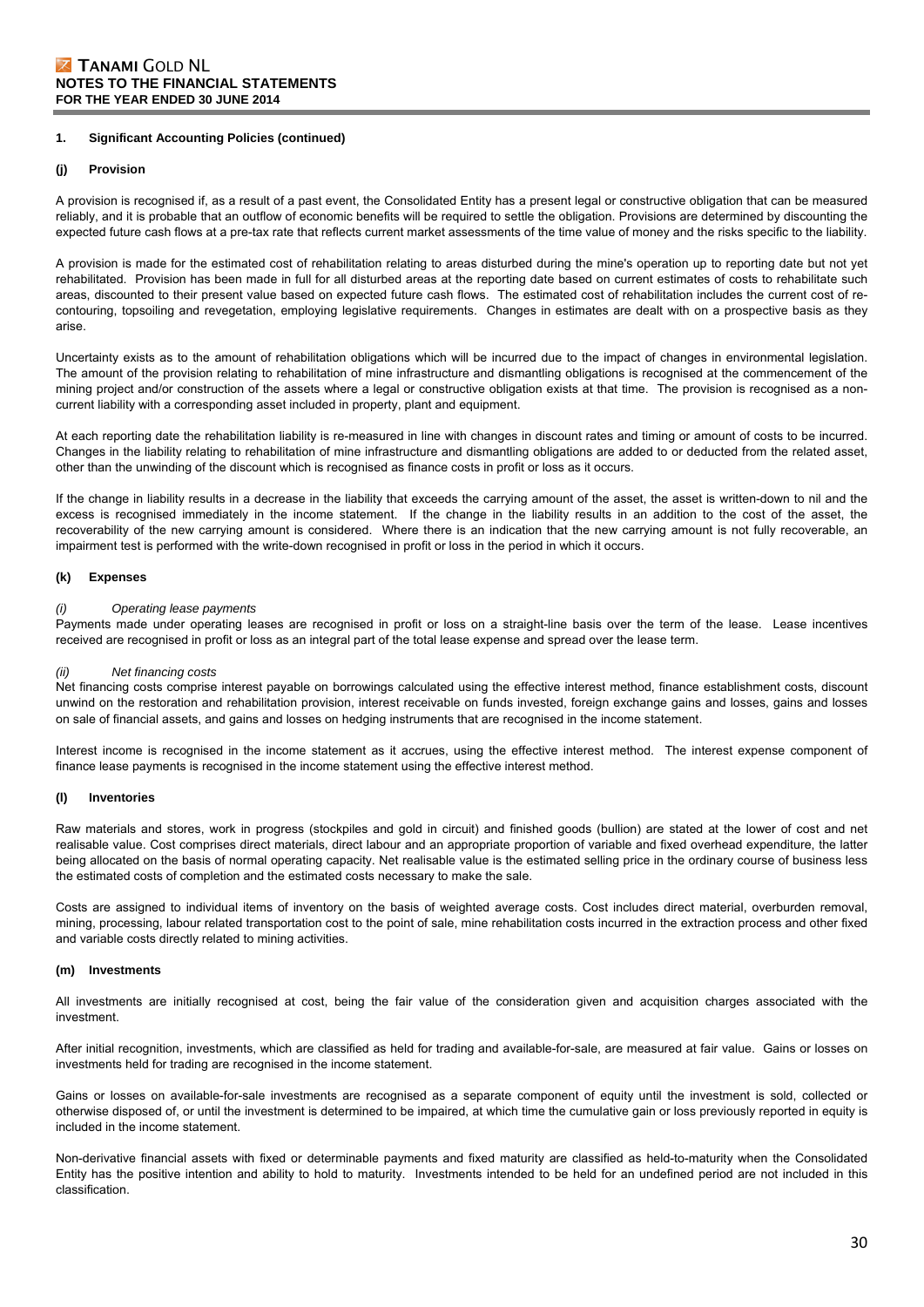## 1. Significant Accounting Policies (continued)

### (j) Provision

A provision is recognised if, as a result of a past event, the Consolidated Entity has a present legal or constructive obligation that can be measured reliably, and it is probable that an outflow of economic benefits will be required to settle the obligation. Provisions are determined by discounting the expected future cash flows at a pre-tax rate that reflects current market assessments of the time value of money and the risks specific to the liability.

A provision is made for the estimated cost of rehabilitation relating to areas disturbed during the mine's operation up to reporting date but not yet rehabilitated. Provision has been made in full for all disturbed areas at the reporting date based on current estimates of costs to rehabilitate such areas, discounted to their present value based on expected future cash flows. The estimated cost of rehabilitation includes the current cost of re-contouring, topsoiling and revegetation, employing legislative requirements. Changes in estimates are dealt with on a prospective basis as they arise.

Uncertainty exists as to the amount of rehabilitation obligations which will be incurred due to the impact of changes in environmental legislation. The amount of the provision relating to rehabilitation of mine infrastructure and dismantling obligations is recognised at the commencement of the mining project and/or construction of the assets where a legal or constructive obligation exists at that time. The provision is recognised as a non-current liability with a corresponding asset included in property, plant and equipment.

At each reporting date the rehabilitation liability is re-measured in line with changes in discount rates and timing or amount of costs to be incurred. Changes in the liability relating to rehabilitation of mine infrastructure and dismantling obligations are added to or deducted from the related asset, other than the unwinding of the discount which is recognised as finance costs in profit or loss as it occurs.

If the change in liability results in a decrease in the liability that exceeds the carrying amount of the asset, the asset is written-down to nil and the excess is recognised immediately in the income statement. If the change in the liability results in an addition to the cost of the asset, the recoverability of the new carrying amount is considered. Where there is an indication that the new carrying amount is not fully recoverable, an impairment test is performed with the write-down recognised in profit or loss in the period in which it occurs.

### (k) Expenses

*(i) Operating lease payments*

Payments made under operating leases are recognised in profit or loss on a straight-line basis over the term of the lease. Lease incentives received are recognised in profit or loss as an integral part of the total lease expense and spread over the lease term.

*(ii) Net financing costs*

Net financing costs comprise interest payable on borrowings calculated using the effective interest method, finance establishment costs, discount unwind on the restoration and rehabilitation provision, interest receivable on funds invested, foreign exchange gains and losses, gains and losses on sale of financial assets, and gains and losses on hedging instruments that are recognised in the income statement.

Interest income is recognised in the income statement as it accrues, using the effective interest method. The interest expense component of finance lease payments is recognised in the income statement using the effective interest method.

### (l) Inventories

Raw materials and stores, work in progress (stockpiles and gold in circuit) and finished goods (bullion) are stated at the lower of cost and net realisable value. Cost comprises direct materials, direct labour and an appropriate proportion of variable and fixed overhead expenditure, the latter being allocated on the basis of normal operating capacity. Net realisable value is the estimated selling price in the ordinary course of business less the estimated costs of completion and the estimated costs necessary to make the sale.

Costs are assigned to individual items of inventory on the basis of weighted average costs. Cost includes direct material, overburden removal, mining, processing, labour related transportation cost to the point of sale, mine rehabilitation costs incurred in the extraction process and other fixed and variable costs directly related to mining activities.

### (m) Investments

All investments are initially recognised at cost, being the fair value of the consideration given and acquisition charges associated with the investment.

After initial recognition, investments, which are classified as held for trading and available-for-sale, are measured at fair value. Gains or losses on investments held for trading are recognised in the income statement.

Gains or losses on available-for-sale investments are recognised as a separate component of equity until the investment is sold, collected or otherwise disposed of, or until the investment is determined to be impaired, at which time the cumulative gain or loss previously reported in equity is included in the income statement.

Non-derivative financial assets with fixed or determinable payments and fixed maturity are classified as held-to-maturity when the Consolidated Entity has the positive intention and ability to hold to maturity. Investments intended to be held for an undefined period are not included in this classification.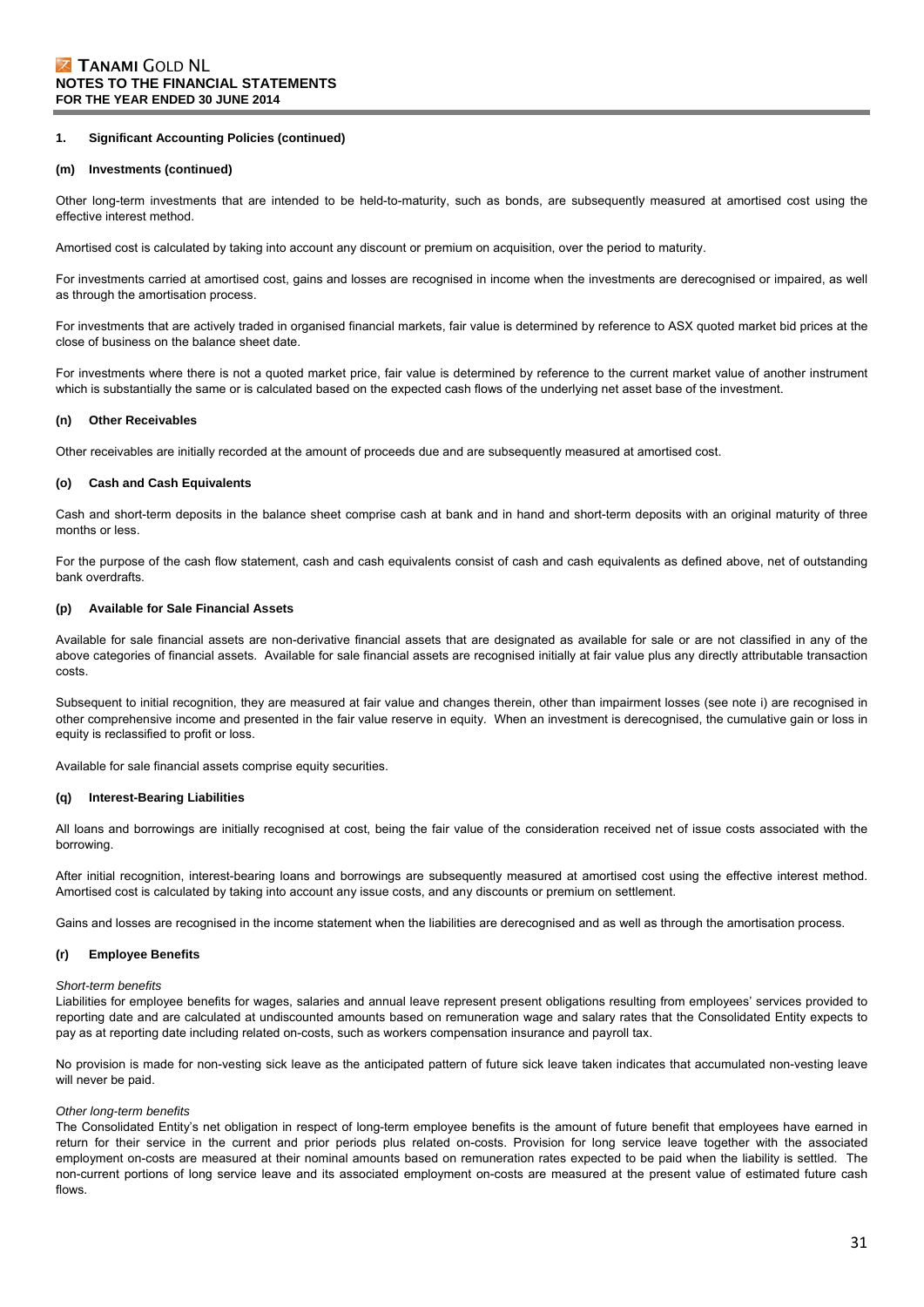## 1. Significant Accounting Policies (continued)

### (m) Investments (continued)

Other long-term investments that are intended to be held-to-maturity, such as bonds, are subsequently measured at amortised cost using the effective interest method.

Amortised cost is calculated by taking into account any discount or premium on acquisition, over the period to maturity.

For investments carried at amortised cost, gains and losses are recognised in income when the investments are derecognised or impaired, as well as through the amortisation process.

For investments that are actively traded in organised financial markets, fair value is determined by reference to ASX quoted market bid prices at the close of business on the balance sheet date.

For investments where there is not a quoted market price, fair value is determined by reference to the current market value of another instrument which is substantially the same or is calculated based on the expected cash flows of the underlying net asset base of the investment.

### (n) Other Receivables

Other receivables are initially recorded at the amount of proceeds due and are subsequently measured at amortised cost.

### (o) Cash and Cash Equivalents

Cash and short-term deposits in the balance sheet comprise cash at bank and in hand and short-term deposits with an original maturity of three months or less.

For the purpose of the cash flow statement, cash and cash equivalents consist of cash and cash equivalents as defined above, net of outstanding bank overdrafts.

### (p) Available for Sale Financial Assets

Available for sale financial assets are non-derivative financial assets that are designated as available for sale or are not classified in any of the above categories of financial assets. Available for sale financial assets are recognised initially at fair value plus any directly attributable transaction costs.

Subsequent to initial recognition, they are measured at fair value and changes therein, other than impairment losses (see note i) are recognised in other comprehensive income and presented in the fair value reserve in equity. When an investment is derecognised, the cumulative gain or loss in equity is reclassified to profit or loss.

Available for sale financial assets comprise equity securities.

### (q) Interest-Bearing Liabilities

All loans and borrowings are initially recognised at cost, being the fair value of the consideration received net of issue costs associated with the borrowing.

After initial recognition, interest-bearing loans and borrowings are subsequently measured at amortised cost using the effective interest method. Amortised cost is calculated by taking into account any issue costs, and any discounts or premium on settlement.

Gains and losses are recognised in the income statement when the liabilities are derecognised and as well as through the amortisation process.

### (r) Employee Benefits

*Short-term benefits*
Liabilities for employee benefits for wages, salaries and annual leave represent present obligations resulting from employees' services provided to reporting date and are calculated at undiscounted amounts based on remuneration wage and salary rates that the Consolidated Entity expects to pay as at reporting date including related on-costs, such as workers compensation insurance and payroll tax.

No provision is made for non-vesting sick leave as the anticipated pattern of future sick leave taken indicates that accumulated non-vesting leave will never be paid.

*Other long-term benefits*
The Consolidated Entity's net obligation in respect of long-term employee benefits is the amount of future benefit that employees have earned in return for their service in the current and prior periods plus related on-costs. Provision for long service leave together with the associated employment on-costs are measured at their nominal amounts based on remuneration rates expected to be paid when the liability is settled. The non-current portions of long service leave and its associated employment on-costs are measured at the present value of estimated future cash flows.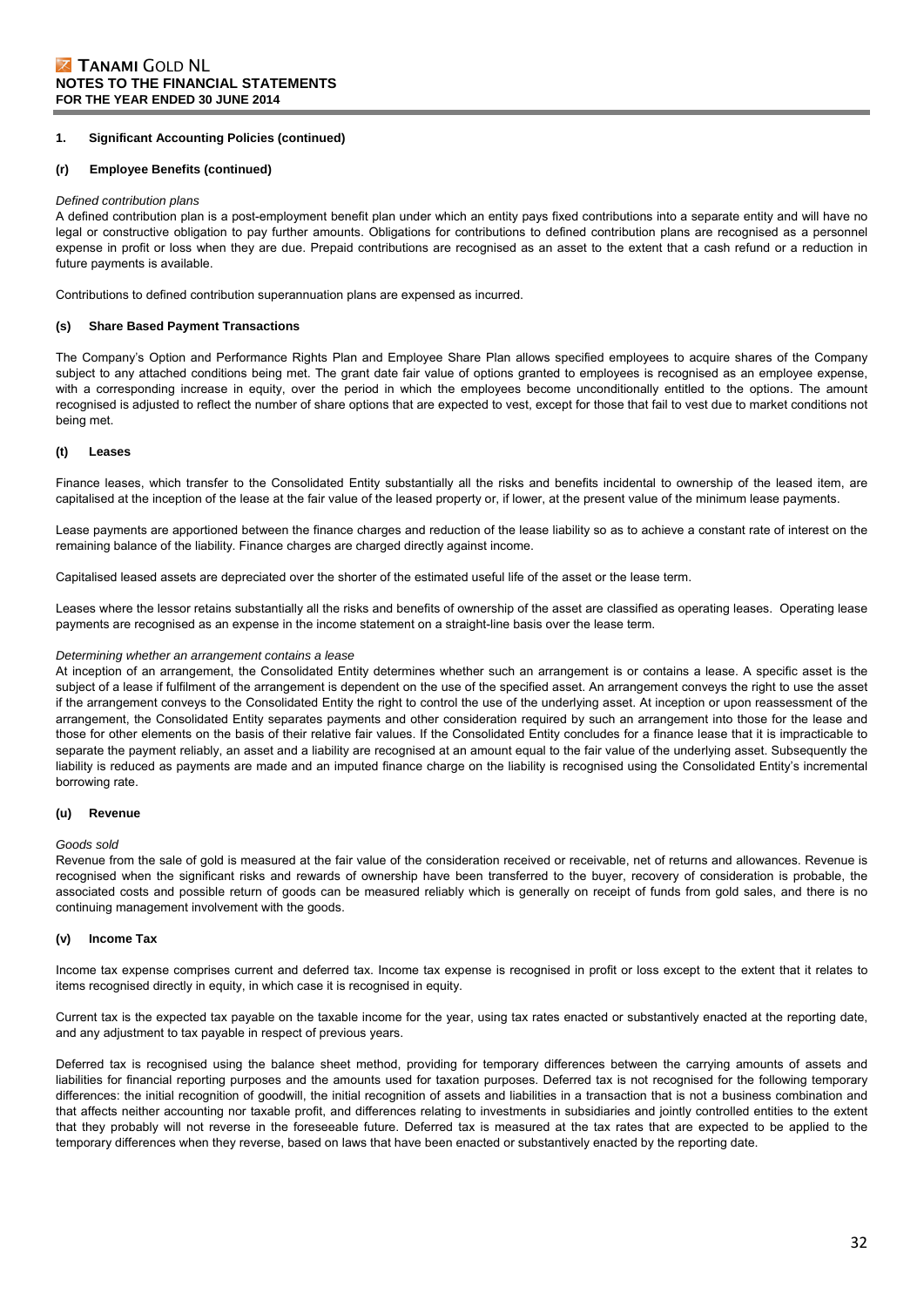## 1. Significant Accounting Policies (continued)

### (r) Employee Benefits (continued)

*Defined contribution plans*

A defined contribution plan is a post-employment benefit plan under which an entity pays fixed contributions into a separate entity and will have no legal or constructive obligation to pay further amounts. Obligations for contributions to defined contribution plans are recognised as a personnel expense in profit or loss when they are due. Prepaid contributions are recognised as an asset to the extent that a cash refund or a reduction in future payments is available.

Contributions to defined contribution superannuation plans are expensed as incurred.

### (s) Share Based Payment Transactions

The Company's Option and Performance Rights Plan and Employee Share Plan allows specified employees to acquire shares of the Company subject to any attached conditions being met. The grant date fair value of options granted to employees is recognised as an employee expense, with a corresponding increase in equity, over the period in which the employees become unconditionally entitled to the options. The amount recognised is adjusted to reflect the number of share options that are expected to vest, except for those that fail to vest due to market conditions not being met.

### (t) Leases

Finance leases, which transfer to the Consolidated Entity substantially all the risks and benefits incidental to ownership of the leased item, are capitalised at the inception of the lease at the fair value of the leased property or, if lower, at the present value of the minimum lease payments.

Lease payments are apportioned between the finance charges and reduction of the lease liability so as to achieve a constant rate of interest on the remaining balance of the liability. Finance charges are charged directly against income.

Capitalised leased assets are depreciated over the shorter of the estimated useful life of the asset or the lease term.

Leases where the lessor retains substantially all the risks and benefits of ownership of the asset are classified as operating leases. Operating lease payments are recognised as an expense in the income statement on a straight-line basis over the lease term.

*Determining whether an arrangement contains a lease*

At inception of an arrangement, the Consolidated Entity determines whether such an arrangement is or contains a lease. A specific asset is the subject of a lease if fulfilment of the arrangement is dependent on the use of the specified asset. An arrangement conveys the right to use the asset if the arrangement conveys to the Consolidated Entity the right to control the use of the underlying asset. At inception or upon reassessment of the arrangement, the Consolidated Entity separates payments and other consideration required by such an arrangement into those for the lease and those for other elements on the basis of their relative fair values. If the Consolidated Entity concludes for a finance lease that it is impracticable to separate the payment reliably, an asset and a liability are recognised at an amount equal to the fair value of the underlying asset. Subsequently the liability is reduced as payments are made and an imputed finance charge on the liability is recognised using the Consolidated Entity's incremental borrowing rate.

### (u) Revenue

*Goods sold*

Revenue from the sale of gold is measured at the fair value of the consideration received or receivable, net of returns and allowances. Revenue is recognised when the significant risks and rewards of ownership have been transferred to the buyer, recovery of consideration is probable, the associated costs and possible return of goods can be measured reliably which is generally on receipt of funds from gold sales, and there is no continuing management involvement with the goods.

### (v) Income Tax

Income tax expense comprises current and deferred tax. Income tax expense is recognised in profit or loss except to the extent that it relates to items recognised directly in equity, in which case it is recognised in equity.

Current tax is the expected tax payable on the taxable income for the year, using tax rates enacted or substantively enacted at the reporting date, and any adjustment to tax payable in respect of previous years.

Deferred tax is recognised using the balance sheet method, providing for temporary differences between the carrying amounts of assets and liabilities for financial reporting purposes and the amounts used for taxation purposes. Deferred tax is not recognised for the following temporary differences: the initial recognition of goodwill, the initial recognition of assets and liabilities in a transaction that is not a business combination and that affects neither accounting nor taxable profit, and differences relating to investments in subsidiaries and jointly controlled entities to the extent that they probably will not reverse in the foreseeable future. Deferred tax is measured at the tax rates that are expected to be applied to the temporary differences when they reverse, based on laws that have been enacted or substantively enacted by the reporting date.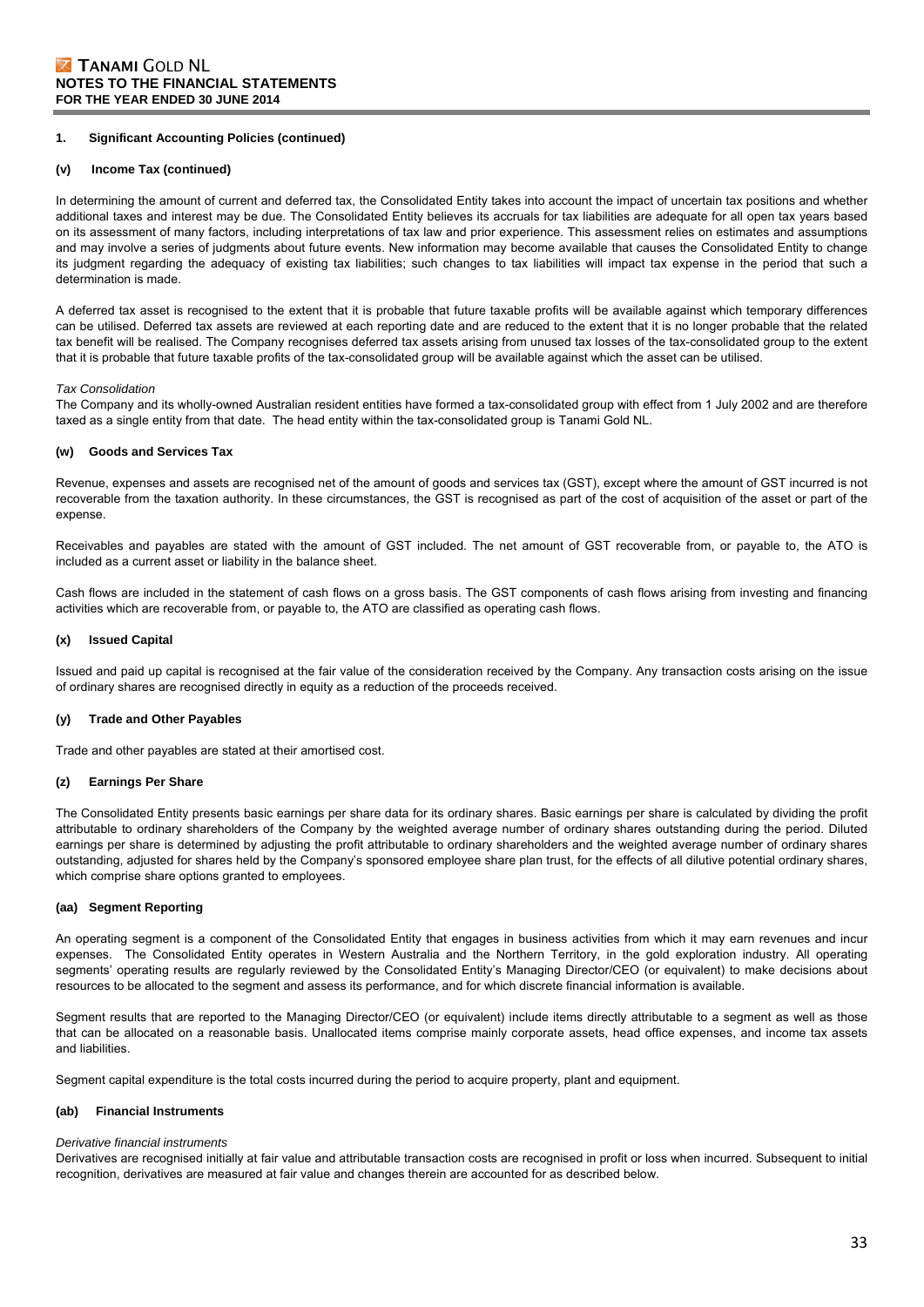## 1. Significant Accounting Policies (continued)

### (v) Income Tax (continued)

In determining the amount of current and deferred tax, the Consolidated Entity takes into account the impact of uncertain tax positions and whether additional taxes and interest may be due. The Consolidated Entity believes its accruals for tax liabilities are adequate for all open tax years based on its assessment of many factors, including interpretations of tax law and prior experience. This assessment relies on estimates and assumptions and may involve a series of judgments about future events. New information may become available that causes the Consolidated Entity to change its judgment regarding the adequacy of existing tax liabilities; such changes to tax liabilities will impact tax expense in the period that such a determination is made.

A deferred tax asset is recognised to the extent that it is probable that future taxable profits will be available against which temporary differences can be utilised. Deferred tax assets are reviewed at each reporting date and are reduced to the extent that it is no longer probable that the related tax benefit will be realised. The Company recognises deferred tax assets arising from unused tax losses of the tax-consolidated group to the extent that it is probable that future taxable profits of the tax-consolidated group will be available against which the asset can be utilised.

*Tax Consolidation*

The Company and its wholly-owned Australian resident entities have formed a tax-consolidated group with effect from 1 July 2002 and are therefore taxed as a single entity from that date. The head entity within the tax-consolidated group is Tanami Gold NL.

### (w) Goods and Services Tax

Revenue, expenses and assets are recognised net of the amount of goods and services tax (GST), except where the amount of GST incurred is not recoverable from the taxation authority. In these circumstances, the GST is recognised as part of the cost of acquisition of the asset or part of the expense.

Receivables and payables are stated with the amount of GST included. The net amount of GST recoverable from, or payable to, the ATO is included as a current asset or liability in the balance sheet.

Cash flows are included in the statement of cash flows on a gross basis. The GST components of cash flows arising from investing and financing activities which are recoverable from, or payable to, the ATO are classified as operating cash flows.

### (x) Issued Capital

Issued and paid up capital is recognised at the fair value of the consideration received by the Company. Any transaction costs arising on the issue of ordinary shares are recognised directly in equity as a reduction of the proceeds received.

### (y) Trade and Other Payables

Trade and other payables are stated at their amortised cost.

### (z) Earnings Per Share

The Consolidated Entity presents basic earnings per share data for its ordinary shares. Basic earnings per share is calculated by dividing the profit attributable to ordinary shareholders of the Company by the weighted average number of ordinary shares outstanding during the period. Diluted earnings per share is determined by adjusting the profit attributable to ordinary shareholders and the weighted average number of ordinary shares outstanding, adjusted for shares held by the Company's sponsored employee share plan trust, for the effects of all dilutive potential ordinary shares, which comprise share options granted to employees.

### (aa) Segment Reporting

An operating segment is a component of the Consolidated Entity that engages in business activities from which it may earn revenues and incur expenses. The Consolidated Entity operates in Western Australia and the Northern Territory, in the gold exploration industry. All operating segments' operating results are regularly reviewed by the Consolidated Entity's Managing Director/CEO (or equivalent) to make decisions about resources to be allocated to the segment and assess its performance, and for which discrete financial information is available.

Segment results that are reported to the Managing Director/CEO (or equivalent) include items directly attributable to a segment as well as those that can be allocated on a reasonable basis. Unallocated items comprise mainly corporate assets, head office expenses, and income tax assets and liabilities.

Segment capital expenditure is the total costs incurred during the period to acquire property, plant and equipment.

### (ab) Financial Instruments

*Derivative financial instruments*

Derivatives are recognised initially at fair value and attributable transaction costs are recognised in profit or loss when incurred. Subsequent to initial recognition, derivatives are measured at fair value and changes therein are accounted for as described below.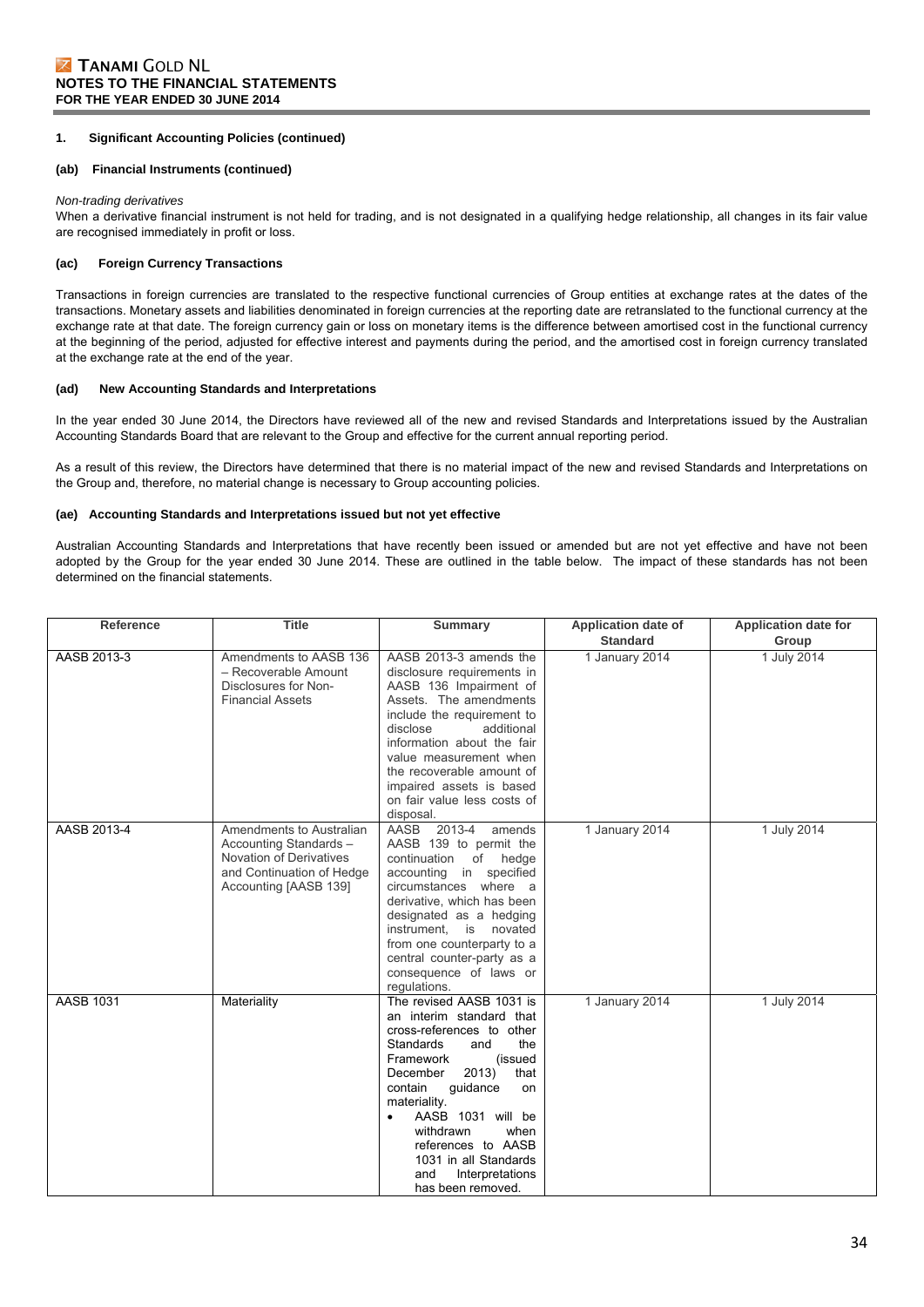**1. Significant Accounting Policies (continued)**

**(ab) Financial Instruments (continued)**

*Non-trading derivatives*

When a derivative financial instrument is not held for trading, and is not designated in a qualifying hedge relationship, all changes in its fair value are recognised immediately in profit or loss.

**(ac) Foreign Currency Transactions**

Transactions in foreign currencies are translated to the respective functional currencies of Group entities at exchange rates at the dates of the transactions. Monetary assets and liabilities denominated in foreign currencies at the reporting date are retranslated to the functional currency at the exchange rate at that date. The foreign currency gain or loss on monetary items is the difference between amortised cost in the functional currency at the beginning of the period, adjusted for effective interest and payments during the period, and the amortised cost in foreign currency translated at the exchange rate at the end of the year.

**(ad) New Accounting Standards and Interpretations**

In the year ended 30 June 2014, the Directors have reviewed all of the new and revised Standards and Interpretations issued by the Australian Accounting Standards Board that are relevant to the Group and effective for the current annual reporting period.

As a result of this review, the Directors have determined that there is no material impact of the new and revised Standards and Interpretations on the Group and, therefore, no material change is necessary to Group accounting policies.

**(ae) Accounting Standards and Interpretations issued but not yet effective**

Australian Accounting Standards and Interpretations that have recently been issued or amended but are not yet effective and have not been adopted by the Group for the year ended 30 June 2014. These are outlined in the table below. The impact of these standards has not been determined on the financial statements.

| Reference | Title | Summary | Application date of Standard | Application date for Group |
|---|---|---|---|---|
| AASB 2013-3 | Amendments to AASB 136 – Recoverable Amount Disclosures for Non-Financial Assets | AASB 2013-3 amends the disclosure requirements in AASB 136 Impairment of Assets. The amendments include the requirement to disclose additional information about the fair value measurement when the recoverable amount of impaired assets is based on fair value less costs of disposal. | 1 January 2014 | 1 July 2014 |
| AASB 2013-4 | Amendments to Australian Accounting Standards – Novation of Derivatives and Continuation of Hedge Accounting [AASB 139] | AASB 2013-4 amends AASB 139 to permit the continuation of hedge accounting in specified circumstances where a derivative, which has been designated as a hedging instrument, is novated from one counterparty to a central counter-party as a consequence of laws or regulations. | 1 January 2014 | 1 July 2014 |
| AASB 1031 | Materiality | The revised AASB 1031 is an interim standard that cross-references to other Standards and the Framework (issued December 2013) that contain guidance on materiality. • AASB 1031 will be withdrawn when references to AASB 1031 in all Standards and Interpretations has been removed. | 1 January 2014 | 1 July 2014 |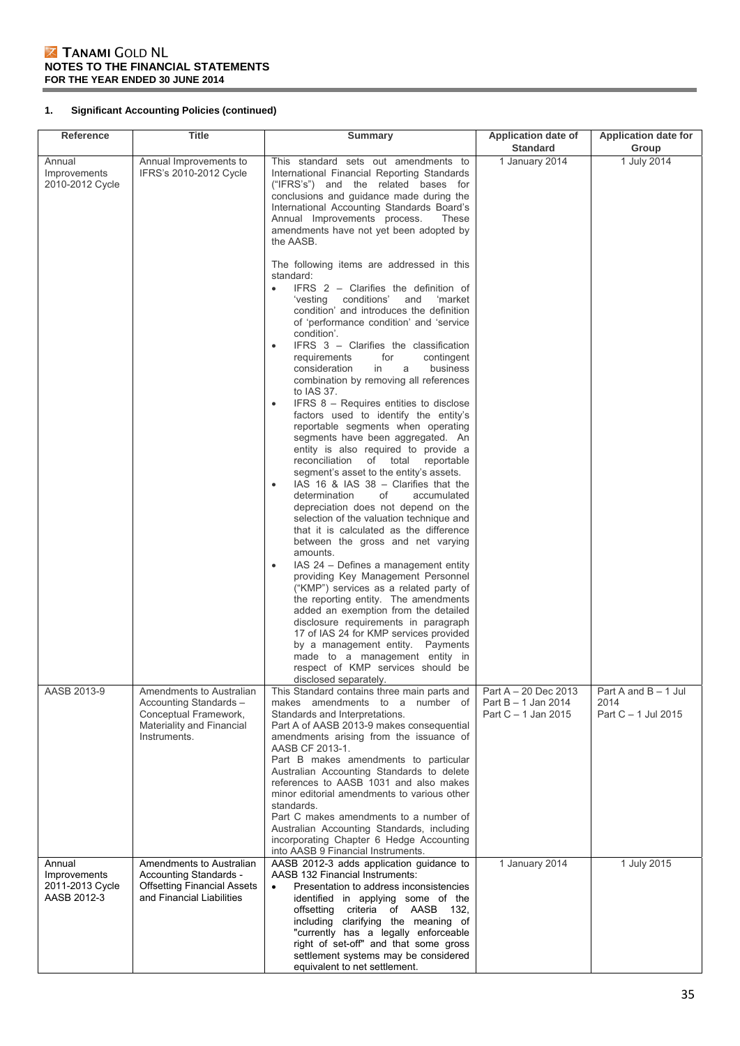## 1. Significant Accounting Policies (continued)

| Reference | Title | Summary | Application date of Standard | Application date for Group |
|---|---|---|---|---|
| Annual Improvements 2010-2012 Cycle | Annual Improvements to IFRS's 2010-2012 Cycle | This standard sets out amendments to International Financial Reporting Standards ("IFRS's") and the related bases for conclusions and guidance made during the International Accounting Standards Board's Annual Improvements process. These amendments have not yet been adopted by the AASB.<br><br>The following items are addressed in this standard:<br>• IFRS 2 – Clarifies the definition of 'vesting conditions' and 'market condition' and introduces the definition of 'performance condition' and 'service condition'.<br>• IFRS 3 – Clarifies the classification requirements for contingent consideration in a business combination by removing all references to IAS 37.<br>• IFRS 8 – Requires entities to disclose factors used to identify the entity's reportable segments when operating segments have been aggregated. An entity is also required to provide a reconciliation of total reportable segment's asset to the entity's assets.<br>• IAS 16 & IAS 38 – Clarifies that the determination of accumulated depreciation does not depend on the selection of the valuation technique and that it is calculated as the difference between the gross and net varying amounts.<br>• IAS 24 – Defines a management entity providing Key Management Personnel ("KMP") services as a related party of the reporting entity. The amendments added an exemption from the detailed disclosure requirements in paragraph 17 of IAS 24 for KMP services provided by a management entity. Payments made to a management entity in respect of KMP services should be disclosed separately. | 1 January 2014 | 1 July 2014 |
| AASB 2013-9 | Amendments to Australian Accounting Standards – Conceptual Framework, Materiality and Financial Instruments. | This Standard contains three main parts and makes amendments to a number of Standards and Interpretations.<br>Part A of AASB 2013-9 makes consequential amendments arising from the issuance of AASB CF 2013-1.<br>Part B makes amendments to particular Australian Accounting Standards to delete references to AASB 1031 and also makes minor editorial amendments to various other standards.<br>Part C makes amendments to a number of Australian Accounting Standards, including incorporating Chapter 6 Hedge Accounting into AASB 9 Financial Instruments. | Part A – 20 Dec 2013<br>Part B – 1 Jan 2014<br>Part C – 1 Jan 2015 | Part A and B – 1 Jul 2014<br>Part C – 1 Jul 2015 |
| Annual Improvements 2011-2013 Cycle AASB 2012-3 | Amendments to Australian Accounting Standards - Offsetting Financial Assets and Financial Liabilities | AASB 2012-3 adds application guidance to AASB 132 Financial Instruments:<br>• Presentation to address inconsistencies identified in applying some of the offsetting criteria of AASB 132, including clarifying the meaning of "currently has a legally enforceable right of set-off" and that some gross settlement systems may be considered equivalent to net settlement. | 1 January 2014 | 1 July 2015 |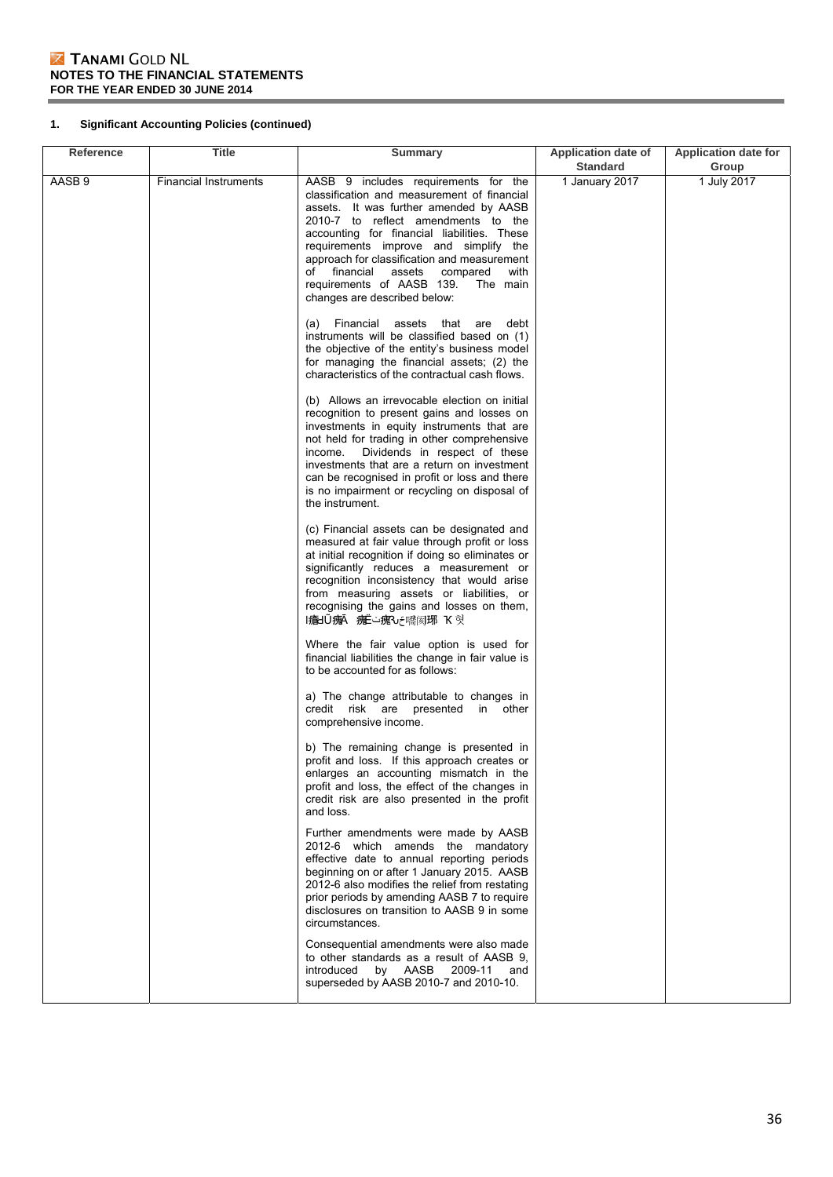**1. Significant Accounting Policies (continued)**

| Reference | Title | Summary | Application date of Standard | Application date for Group |
|---|---|---|---|---|
| AASB 9 | Financial Instruments | AASB 9 includes requirements for the classification and measurement of financial assets. It was further amended by AASB 2010-7 to reflect amendments to the accounting for financial liabilities. These requirements improve and simplify the approach for classification and measurement of financial assets compared with requirements of AASB 139. The main changes are described below:<br><br>(a) Financial assets that are debt instruments will be classified based on (1) the objective of the entity's business model for managing the financial assets; (2) the characteristics of the contractual cash flows.<br><br>(b) Allows an irrevocable election on initial recognition to present gains and losses on investments in equity instruments that are not held for trading in other comprehensive income. Dividends in respect of these investments that are a return on investment can be recognised in profit or loss and there is no impairment or recycling on disposal of the instrument.<br><br>(c) Financial assets can be designated and measured at fair value through profit or loss at initial recognition if doing so eliminates or significantly reduces a measurement or recognition inconsistency that would arise from measuring assets or liabilities, or recognising the gains and losses on them, l瘖łǗ痪Ā 痪Ē亠痪ᒐ٬ẻ嘯閿珋 Ꮶ 헛<br><br>Where the fair value option is used for financial liabilities the change in fair value is to be accounted for as follows:<br><br>a) The change attributable to changes in credit risk are presented in other comprehensive income.<br><br>b) The remaining change is presented in profit and loss. If this approach creates or enlarges an accounting mismatch in the profit and loss, the effect of the changes in credit risk are also presented in the profit and loss.<br><br>Further amendments were made by AASB 2012-6 which amends the mandatory effective date to annual reporting periods beginning on or after 1 January 2015. AASB 2012-6 also modifies the relief from restating prior periods by amending AASB 7 to require disclosures on transition to AASB 9 in some circumstances.<br><br>Consequential amendments were also made to other standards as a result of AASB 9, introduced by AASB 2009-11 and superseded by AASB 2010-7 and 2010-10. | 1 January 2017 | 1 July 2017 |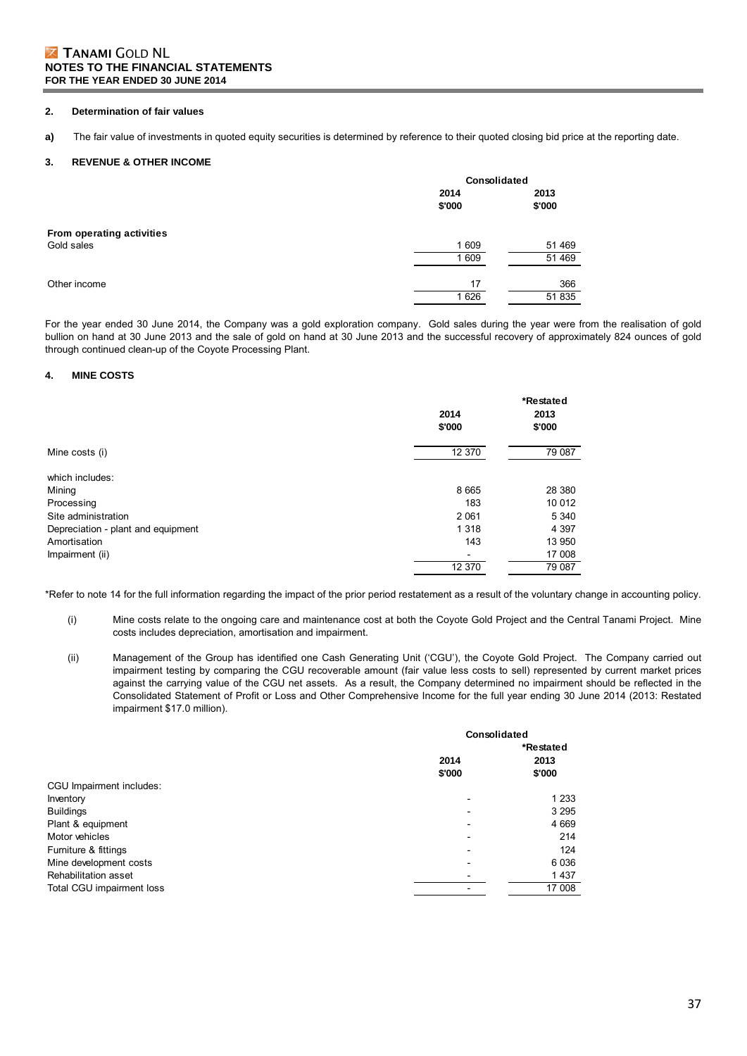## 2. Determination of fair values

**a)** The fair value of investments in quoted equity securities is determined by reference to their quoted closing bid price at the reporting date.

## 3. REVENUE & OTHER INCOME

| | Consolidated | |
|---|---|---|
| | 2014 $'000 | 2013 $'000 |
| **From operating activities** | | |
| Gold sales | 1 609 | 51 469 |
| | 1 609 | 51 469 |
| Other income | 17 | 366 |
| | 1 626 | 51 835 |

For the year ended 30 June 2014, the Company was a gold exploration company. Gold sales during the year were from the realisation of gold bullion on hand at 30 June 2013 and the sale of gold on hand at 30 June 2013 and the successful recovery of approximately 824 ounces of gold through continued clean-up of the Coyote Processing Plant.

## 4. MINE COSTS

| | 2014 $'000 | *Restated 2013 $'000 |
|---|---|---|
| Mine costs (i) | 12 370 | 79 087 |
| which includes: | | |
| Mining | 8 665 | 28 380 |
| Processing | 183 | 10 012 |
| Site administration | 2 061 | 5 340 |
| Depreciation - plant and equipment | 1 318 | 4 397 |
| Amortisation | 143 | 13 950 |
| Impairment (ii) | - | 17 008 |
| | 12 370 | 79 087 |

*Refer to note 14 for the full information regarding the impact of the prior period restatement as a result of the voluntary change in accounting policy.

(i) Mine costs relate to the ongoing care and maintenance cost at both the Coyote Gold Project and the Central Tanami Project. Mine costs includes depreciation, amortisation and impairment.

(ii) Management of the Group has identified one Cash Generating Unit ('CGU'), the Coyote Gold Project. The Company carried out impairment testing by comparing the CGU recoverable amount (fair value less costs to sell) represented by current market prices against the carrying value of the CGU net assets. As a result, the Company determined no impairment should be reflected in the Consolidated Statement of Profit or Loss and Other Comprehensive Income for the full year ending 30 June 2014 (2013: Restated impairment $17.0 million).

| | Consolidated | |
|---|---|---|
| | 2014 $'000 | *Restated 2013 $'000 |
| CGU Impairment includes: | | |
| Inventory | - | 1 233 |
| Buildings | - | 3 295 |
| Plant & equipment | - | 4 669 |
| Motor vehicles | - | 214 |
| Furniture & fittings | - | 124 |
| Mine development costs | - | 6 036 |
| Rehabilitation asset | - | 1 437 |
| Total CGU impairment loss | - | 17 008 |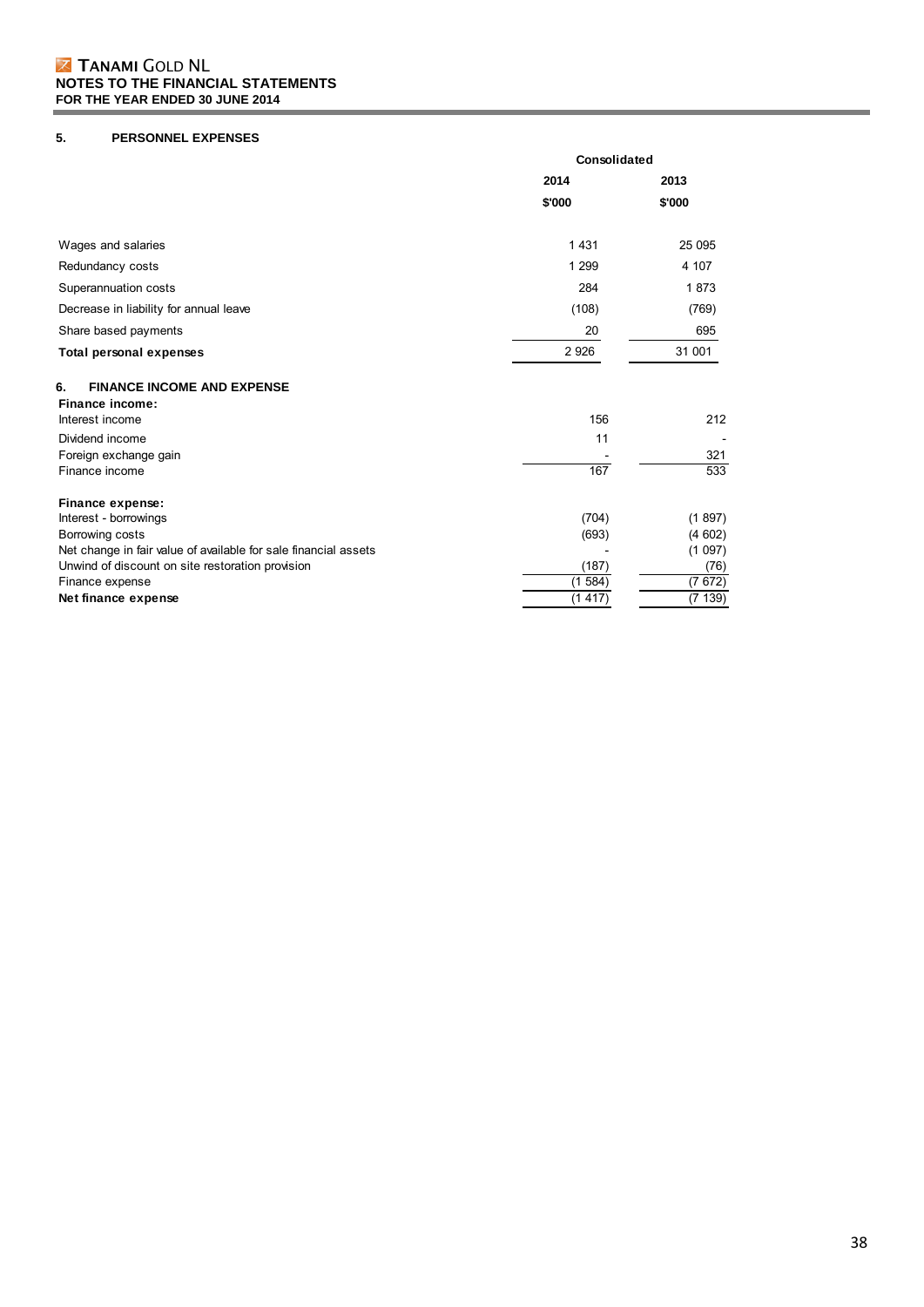## 5. PERSONNEL EXPENSES

| | Consolidated | |
|---|---|---|
| | 2014 | 2013 |
| | $'000 | $'000 |
| Wages and salaries | 1 431 | 25 095 |
| Redundancy costs | 1 299 | 4 107 |
| Superannuation costs | 284 | 1 873 |
| Decrease in liability for annual leave | (108) | (769) |
| Share based payments | 20 | 695 |
| **Total personal expenses** | 2 926 | 31 001 |

## 6. FINANCE INCOME AND EXPENSE

| | 2014 | 2013 |
|---|---|---|
| **Finance income:** | | |
| Interest income | 156 | 212 |
| Dividend income | 11 | - |
| Foreign exchange gain | - | 321 |
| Finance income | 167 | 533 |
| | | |
| **Finance expense:** | | |
| Interest - borrowings | (704) | (1 897) |
| Borrowing costs | (693) | (4 602) |
| Net change in fair value of available for sale financial assets | - | (1 097) |
| Unwind of discount on site restoration provision | (187) | (76) |
| Finance expense | (1 584) | (7 672) |
| **Net finance expense** | (1 417) | (7 139) |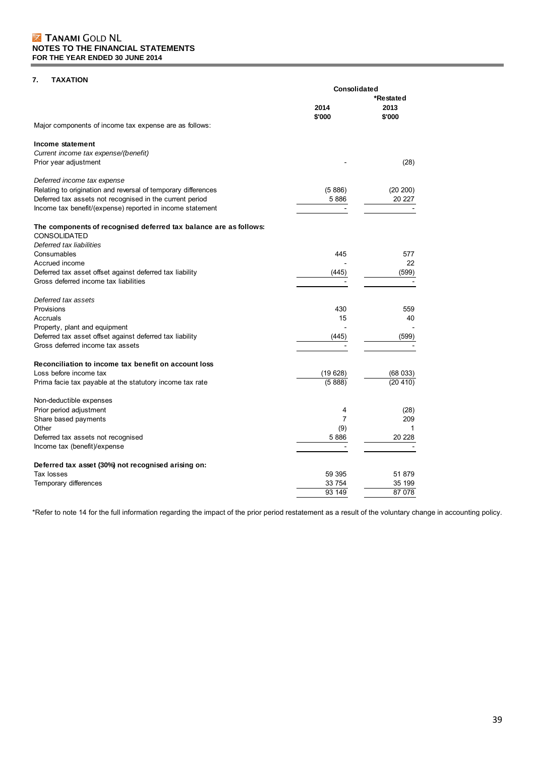## 7. TAXATION

| | Consolidated | |
|---|---|---|
| | | *Restated |
| | 2014 | 2013 |
| | $'000 | $'000 |
| Major components of income tax expense are as follows: | | |
| **Income statement** | | |
| *Current income tax expense/(benefit)* | | |
| Prior year adjustment | - | (28) |
| *Deferred income tax expense* | | |
| Relating to origination and reversal of temporary differences | (5 886) | (20 200) |
| Deferred tax assets not recognised in the current period | 5 886 | 20 227 |
| Income tax benefit/(expense) reported in income statement | - | - |
| **The components of recognised deferred tax balance are as follows:** | | |
| CONSOLIDATED | | |
| *Deferred tax liabilities* | | |
| Consumables | 445 | 577 |
| Accrued income | - | 22 |
| Deferred tax asset offset against deferred tax liability | (445) | (599) |
| Gross deferred income tax liabilities | - | - |
| *Deferred tax assets* | | |
| Provisions | 430 | 559 |
| Accruals | 15 | 40 |
| Property, plant and equipment | - | - |
| Deferred tax asset offset against deferred tax liability | (445) | (599) |
| Gross deferred income tax assets | - | - |
| **Reconciliation to income tax benefit on account loss** | | |
| Loss before income tax | (19 628) | (68 033) |
| Prima facie tax payable at the statutory income tax rate | (5 888) | (20 410) |
| Non-deductible expenses | | |
| Prior period adjustment | 4 | (28) |
| Share based payments | 7 | 209 |
| Other | (9) | 1 |
| Deferred tax assets not recognised | 5 886 | 20 228 |
| Income tax (benefit)/expense | - | - |
| **Deferred tax asset (30%) not recognised arising on:** | | |
| Tax losses | 59 395 | 51 879 |
| Temporary differences | 33 754 | 35 199 |
| | 93 149 | 87 078 |

*Refer to note 14 for the full information regarding the impact of the prior period restatement as a result of the voluntary change in accounting policy.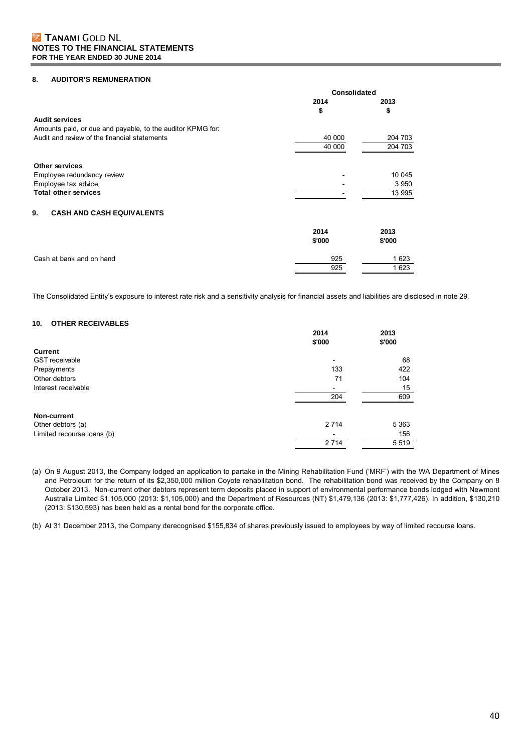## 8. AUDITOR'S REMUNERATION

| | Consolidated | |
|---|---|---|
| | 2014 | 2013 |
| | $ | $ |
| **Audit services** | | |
| Amounts paid, or due and payable, to the auditor KPMG for: | | |
| Audit and review of the financial statements | 40 000 | 204 703 |
| | 40 000 | 204 703 |
| | | |
| **Other services** | | |
| Employee redundancy review | - | 10 045 |
| Employee tax advice | - | 3 950 |
| **Total other services** | - | 13 995 |

## 9. CASH AND CASH EQUIVALENTS

| | 2014 | 2013 |
|---|---|---|
| | $'000 | $'000 |
| Cash at bank and on hand | 925 | 1 623 |
| | 925 | 1 623 |

The Consolidated Entity's exposure to interest rate risk and a sensitivity analysis for financial assets and liabilities are disclosed in note 29.

## 10. OTHER RECEIVABLES

| | 2014 | 2013 |
|---|---|---|
| | $'000 | $'000 |
| **Current** | | |
| GST receivable | - | 68 |
| Prepayments | 133 | 422 |
| Other debtors | 71 | 104 |
| Interest receivable | - | 15 |
| | 204 | 609 |
| | | |
| **Non-current** | | |
| Other debtors (a) | 2 714 | 5 363 |
| Limited recourse loans (b) | - | 156 |
| | 2 714 | 5 519 |

(a) On 9 August 2013, the Company lodged an application to partake in the Mining Rehabilitation Fund ('MRF') with the WA Department of Mines and Petroleum for the return of its $2,350,000 million Coyote rehabilitation bond. The rehabilitation bond was received by the Company on 8 October 2013. Non-current other debtors represent term deposits placed in support of environmental performance bonds lodged with Newmont Australia Limited $1,105,000 (2013: $1,105,000) and the Department of Resources (NT) $1,479,136 (2013: $1,777,426). In addition, $130,210 (2013: $130,593) has been held as a rental bond for the corporate office.

(b) At 31 December 2013, the Company derecognised $155,834 of shares previously issued to employees by way of limited recourse loans.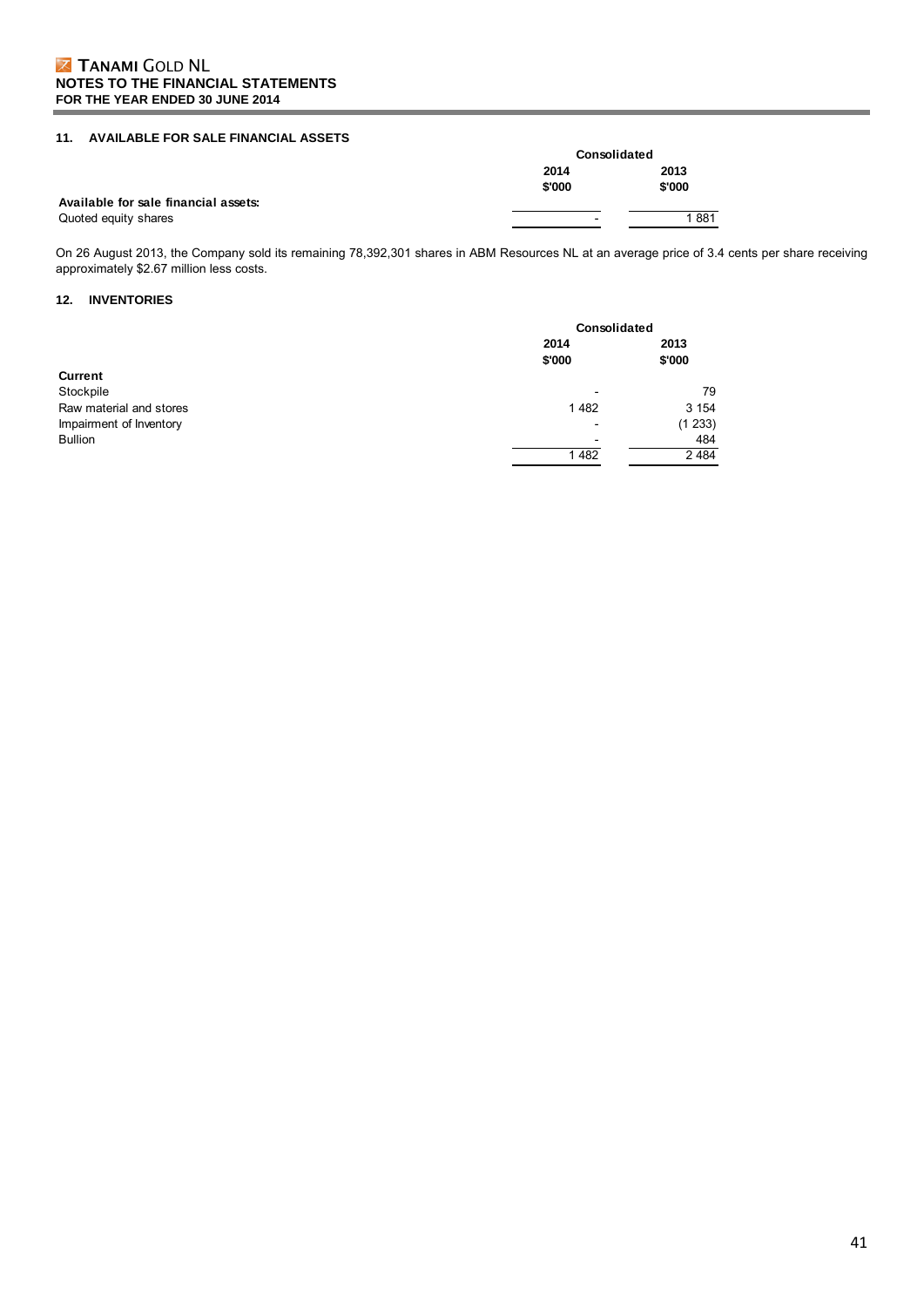## 11. AVAILABLE FOR SALE FINANCIAL ASSETS

| | Consolidated | |
|---|---|---|
| | 2014 | 2013 |
| | $'000 | $'000 |
| **Available for sale financial assets:** | | |
| Quoted equity shares | - | 1 881 |

On 26 August 2013, the Company sold its remaining 78,392,301 shares in ABM Resources NL at an average price of 3.4 cents per share receiving approximately $2.67 million less costs.

## 12. INVENTORIES

| | Consolidated | |
|---|---|---|
| | 2014 | 2013 |
| | $'000 | $'000 |
| **Current** | | |
| Stockpile | - | 79 |
| Raw material and stores | 1 482 | 3 154 |
| Impairment of Inventory | - | (1 233) |
| Bullion | - | 484 |
| | 1 482 | 2 484 |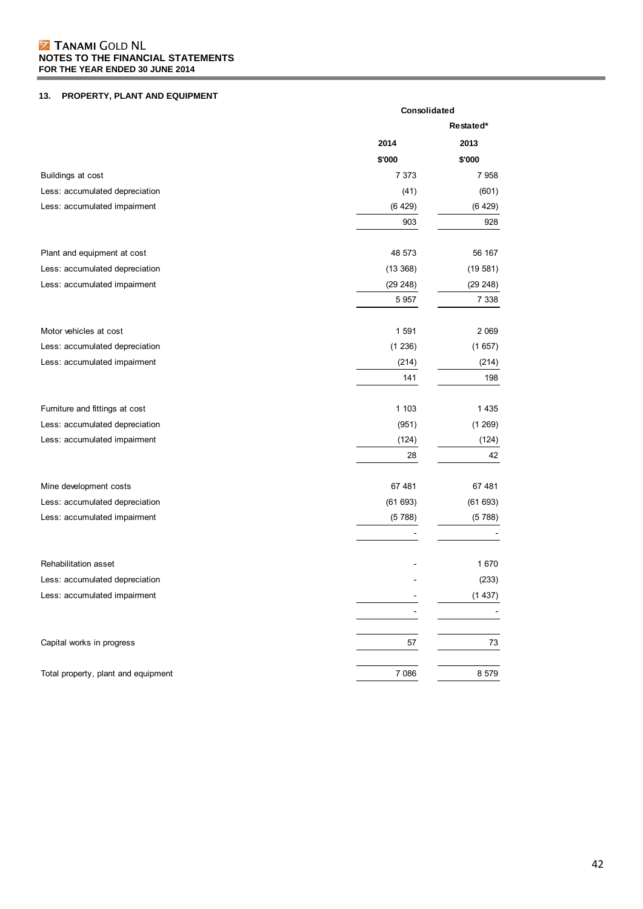## 13. PROPERTY, PLANT AND EQUIPMENT

| | Consolidated | |
|---|---|---|
| | | Restated* |
| | 2014 | 2013 |
| | $'000 | $'000 |
| Buildings at cost | 7 373 | 7 958 |
| Less: accumulated depreciation | (41) | (601) |
| Less: accumulated impairment | (6 429) | (6 429) |
| | 903 | 928 |
| | | |
| Plant and equipment at cost | 48 573 | 56 167 |
| Less: accumulated depreciation | (13 368) | (19 581) |
| Less: accumulated impairment | (29 248) | (29 248) |
| | 5 957 | 7 338 |
| | | |
| Motor vehicles at cost | 1 591 | 2 069 |
| Less: accumulated depreciation | (1 236) | (1 657) |
| Less: accumulated impairment | (214) | (214) |
| | 141 | 198 |
| | | |
| Furniture and fittings at cost | 1 103 | 1 435 |
| Less: accumulated depreciation | (951) | (1 269) |
| Less: accumulated impairment | (124) | (124) |
| | 28 | 42 |
| | | |
| Mine development costs | 67 481 | 67 481 |
| Less: accumulated depreciation | (61 693) | (61 693) |
| Less: accumulated impairment | (5 788) | (5 788) |
| | - | - |
| | | |
| Rehabilitation asset | - | 1 670 |
| Less: accumulated depreciation | - | (233) |
| Less: accumulated impairment | - | (1 437) |
| | - | - |
| | | |
| Capital works in progress | 57 | 73 |
| | | |
| Total property, plant and equipment | 7 086 | 8 579 |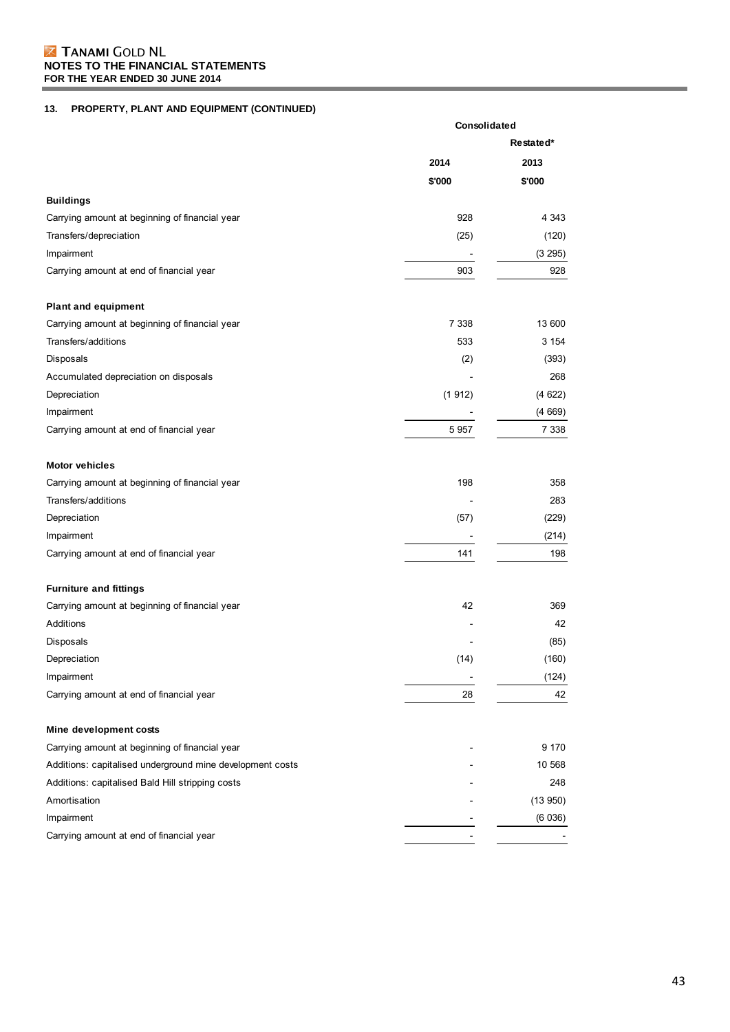**TANAMI GOLD NL**
**NOTES TO THE FINANCIAL STATEMENTS**
**FOR THE YEAR ENDED 30 JUNE 2014**

## 13. PROPERTY, PLANT AND EQUIPMENT (CONTINUED)

| | Consolidated | |
|---|---|---|
| | | Restated* |
| | 2014 | 2013 |
| | $'000 | $'000 |
| **Buildings** | | |
| Carrying amount at beginning of financial year | 928 | 4 343 |
| Transfers/depreciation | (25) | (120) |
| Impairment | - | (3 295) |
| Carrying amount at end of financial year | 903 | 928 |
| | | |
| **Plant and equipment** | | |
| Carrying amount at beginning of financial year | 7 338 | 13 600 |
| Transfers/additions | 533 | 3 154 |
| Disposals | (2) | (393) |
| Accumulated depreciation on disposals | - | 268 |
| Depreciation | (1 912) | (4 622) |
| Impairment | - | (4 669) |
| Carrying amount at end of financial year | 5 957 | 7 338 |
| | | |
| **Motor vehicles** | | |
| Carrying amount at beginning of financial year | 198 | 358 |
| Transfers/additions | - | 283 |
| Depreciation | (57) | (229) |
| Impairment | - | (214) |
| Carrying amount at end of financial year | 141 | 198 |
| | | |
| **Furniture and fittings** | | |
| Carrying amount at beginning of financial year | 42 | 369 |
| Additions | - | 42 |
| Disposals | - | (85) |
| Depreciation | (14) | (160) |
| Impairment | - | (124) |
| Carrying amount at end of financial year | 28 | 42 |
| | | |
| **Mine development costs** | | |
| Carrying amount at beginning of financial year | - | 9 170 |
| Additions: capitalised underground mine development costs | - | 10 568 |
| Additions: capitalised Bald Hill stripping costs | - | 248 |
| Amortisation | - | (13 950) |
| Impairment | - | (6 036) |
| Carrying amount at end of financial year | - | - |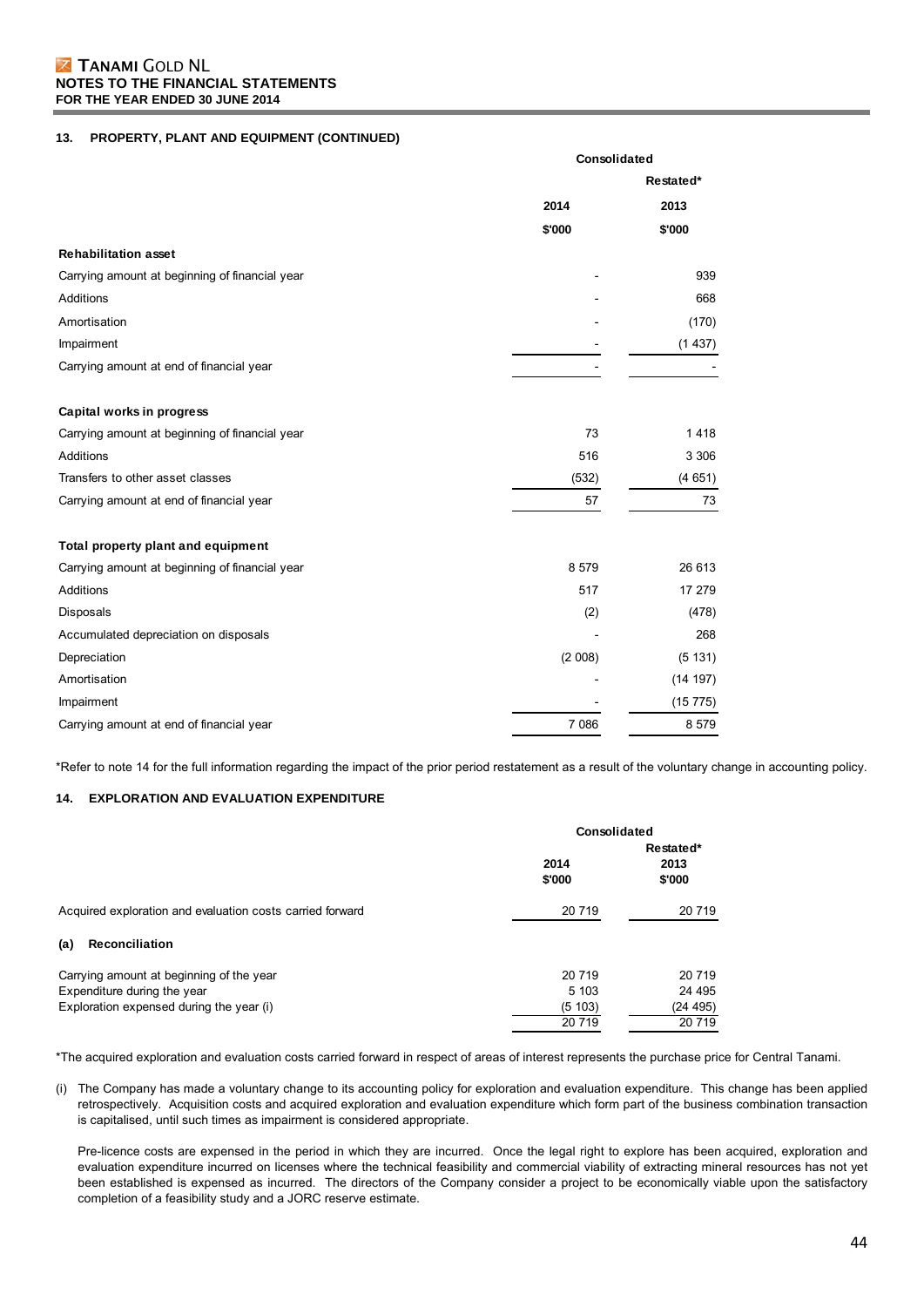# TANAMI GOLD NL

## NOTES TO THE FINANCIAL STATEMENTS

### FOR THE YEAR ENDED 30 JUNE 2014

### 13. PROPERTY, PLANT AND EQUIPMENT (CONTINUED)

| | Consolidated | |
|---|---|---|
| | | Restated* |
| | 2014 | 2013 |
| | $'000 | $'000 |
| **Rehabilitation asset** | | |
| Carrying amount at beginning of financial year | - | 939 |
| Additions | - | 668 |
| Amortisation | - | (170) |
| Impairment | - | (1 437) |
| Carrying amount at end of financial year | - | - |
| | | |
| **Capital works in progress** | | |
| Carrying amount at beginning of financial year | 73 | 1 418 |
| Additions | 516 | 3 306 |
| Transfers to other asset classes | (532) | (4 651) |
| Carrying amount at end of financial year | 57 | 73 |
| | | |
| **Total property plant and equipment** | | |
| Carrying amount at beginning of financial year | 8 579 | 26 613 |
| Additions | 517 | 17 279 |
| Disposals | (2) | (478) |
| Accumulated depreciation on disposals | - | 268 |
| Depreciation | (2 008) | (5 131) |
| Amortisation | - | (14 197) |
| Impairment | - | (15 775) |
| Carrying amount at end of financial year | 7 086 | 8 579 |

*Refer to note 14 for the full information regarding the impact of the prior period restatement as a result of the voluntary change in accounting policy.

### 14. EXPLORATION AND EVALUATION EXPENDITURE

| | Consolidated | |
|---|---|---|
| | 2014 | Restated* 2013 |
| | $'000 | $'000 |
| Acquired exploration and evaluation costs carried forward | 20 719 | 20 719 |
| **(a) Reconciliation** | | |
| Carrying amount at beginning of the year | 20 719 | 20 719 |
| Expenditure during the year | 5 103 | 24 495 |
| Exploration expensed during the year (i) | (5 103) | (24 495) |
| | 20 719 | 20 719 |

*The acquired exploration and evaluation costs carried forward in respect of areas of interest represents the purchase price for Central Tanami.

(i) The Company has made a voluntary change to its accounting policy for exploration and evaluation expenditure. This change has been applied retrospectively. Acquisition costs and acquired exploration and evaluation expenditure which form part of the business combination transaction is capitalised, until such times as impairment is considered appropriate.

Pre-licence costs are expensed in the period in which they are incurred. Once the legal right to explore has been acquired, exploration and evaluation expenditure incurred on licenses where the technical feasibility and commercial viability of extracting mineral resources has not yet been established is expensed as incurred. The directors of the Company consider a project to be economically viable upon the satisfactory completion of a feasibility study and a JORC reserve estimate.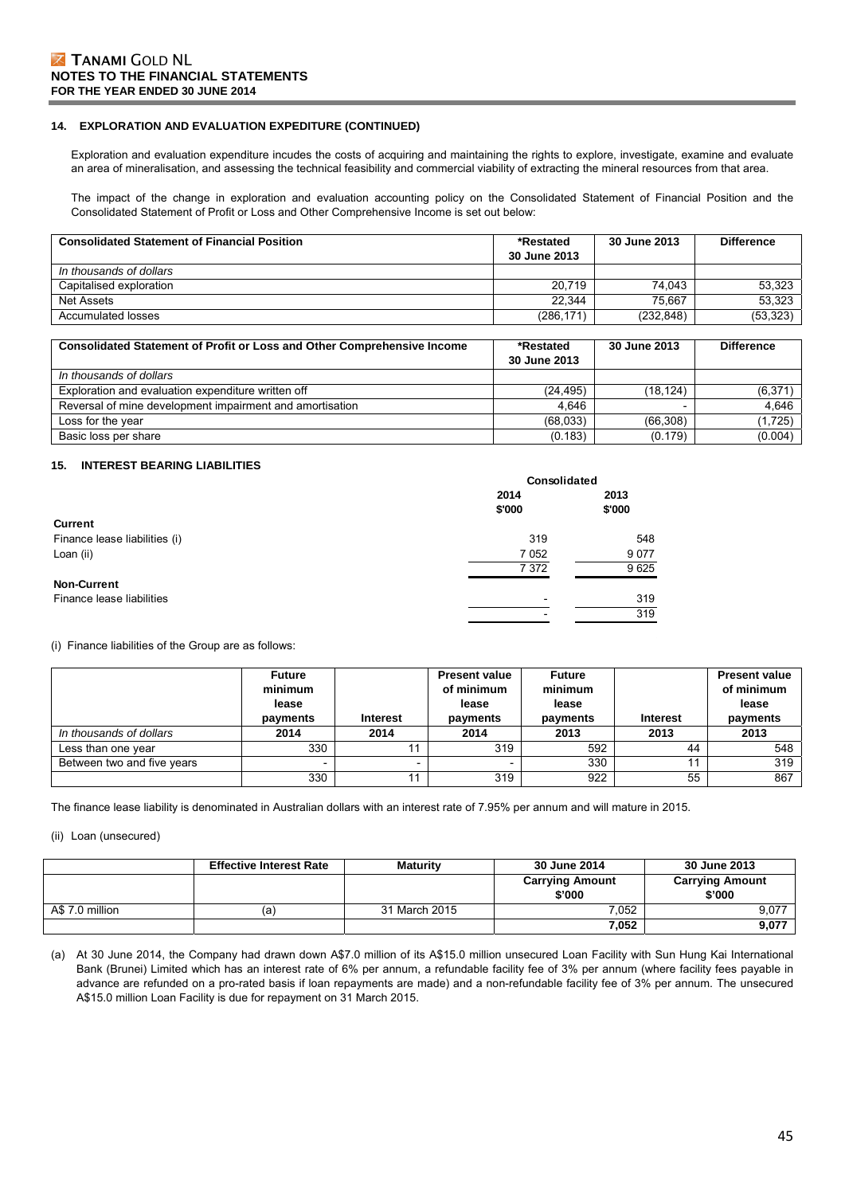### 14. EXPLORATION AND EVALUATION EXPEDITURE (CONTINUED)

Exploration and evaluation expenditure incudes the costs of acquiring and maintaining the rights to explore, investigate, examine and evaluate an area of mineralisation, and assessing the technical feasibility and commercial viability of extracting the mineral resources from that area.

The impact of the change in exploration and evaluation accounting policy on the Consolidated Statement of Financial Position and the Consolidated Statement of Profit or Loss and Other Comprehensive Income is set out below:

| Consolidated Statement of Financial Position | *Restated 30 June 2013 | 30 June 2013 | Difference |
|---|---|---|---|
| *In thousands of dollars* | | | |
| Capitalised exploration | 20,719 | 74,043 | 53,323 |
| Net Assets | 22,344 | 75,667 | 53,323 |
| Accumulated losses | (286,171) | (232,848) | (53,323) |

| Consolidated Statement of Profit or Loss and Other Comprehensive Income | *Restated 30 June 2013 | 30 June 2013 | Difference |
|---|---|---|---|
| *In thousands of dollars* | | | |
| Exploration and evaluation expenditure written off | (24,495) | (18,124) | (6,371) |
| Reversal of mine development impairment and amortisation | 4,646 | - | 4,646 |
| Loss for the year | (68,033) | (66,308) | (1,725) |
| Basic loss per share | (0.183) | (0.179) | (0.004) |

### 15. INTEREST BEARING LIABILITIES

| | Consolidated | |
|---|---|---|
| | 2014 $'000 | 2013 $'000 |
| **Current** | | |
| Finance lease liabilities (i) | 319 | 548 |
| Loan (ii) | 7 052 | 9 077 |
| | 7 372 | 9 625 |
| **Non-Current** | | |
| Finance lease liabilities | - | 319 |
| | - | 319 |

(i) Finance liabilities of the Group are as follows:

| | Future minimum lease payments | Interest | Present value of minimum lease payments | Future minimum lease payments | Interest | Present value of minimum lease payments |
|---|---|---|---|---|---|---|
| *In thousands of dollars* | 2014 | 2014 | 2014 | 2013 | 2013 | 2013 |
| Less than one year | 330 | 11 | 319 | 592 | 44 | 548 |
| Between two and five years | - | - | - | 330 | 11 | 319 |
| | 330 | 11 | 319 | 922 | 55 | 867 |

The finance lease liability is denominated in Australian dollars with an interest rate of 7.95% per annum and will mature in 2015.

(ii) Loan (unsecured)

| | Effective Interest Rate | Maturity | 30 June 2014 | 30 June 2013 |
|---|---|---|---|---|
| | | | Carrying Amount $'000 | Carrying Amount $'000 |
| A$ 7.0 million | (a) | 31 March 2015 | 7,052 | 9,077 |
| | | | **7,052** | **9,077** |

(a) At 30 June 2014, the Company had drawn down A$7.0 million of its A$15.0 million unsecured Loan Facility with Sun Hung Kai International Bank (Brunei) Limited which has an interest rate of 6% per annum, a refundable facility fee of 3% per annum (where facility fees payable in advance are refunded on a pro-rated basis if loan repayments are made) and a non-refundable facility fee of 3% per annum. The unsecured A$15.0 million Loan Facility is due for repayment on 31 March 2015.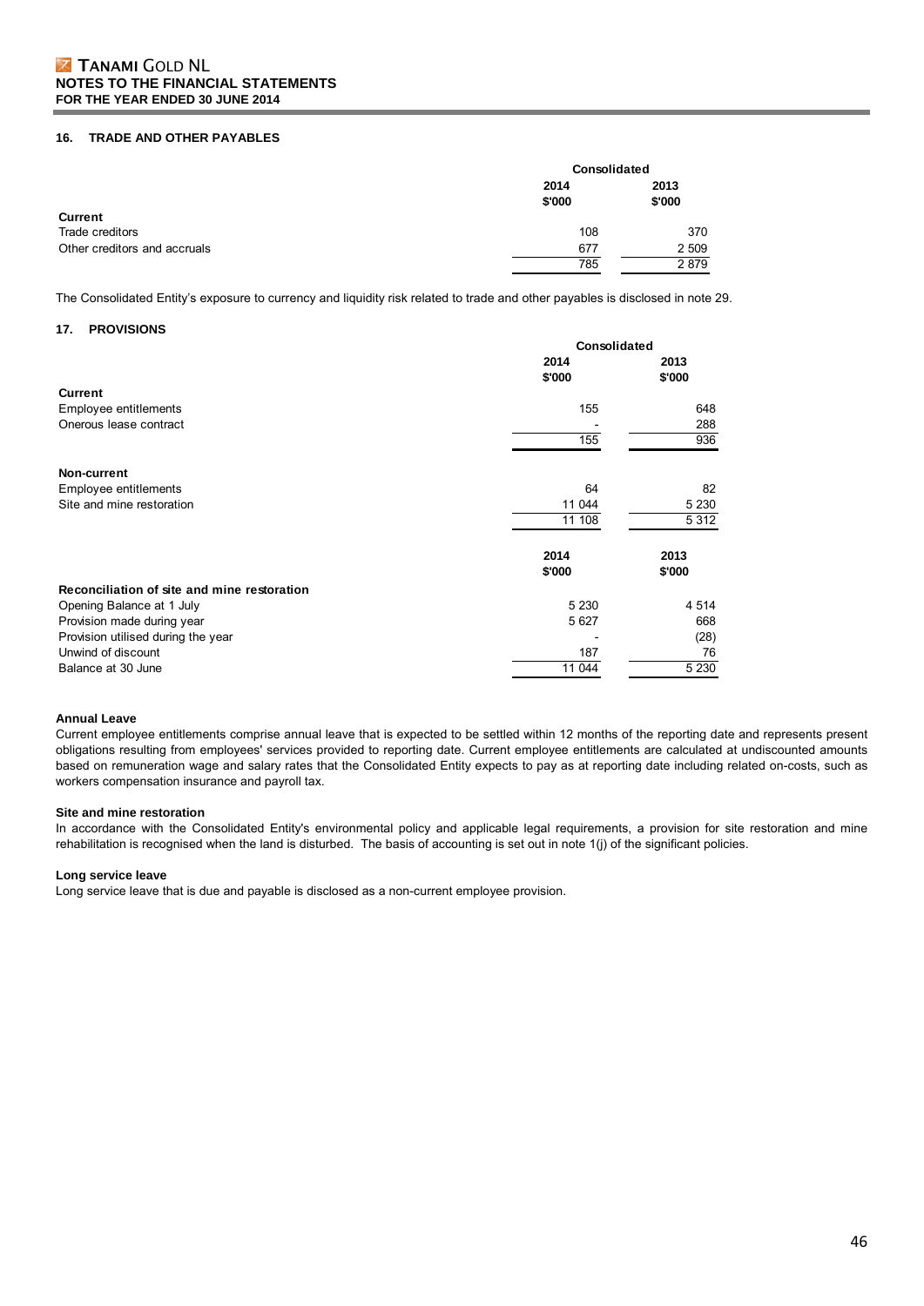## 16. TRADE AND OTHER PAYABLES

| | Consolidated | |
|---|---|---|
| | 2014<br>$'000 | 2013<br>$'000 |
| **Current** | | |
| Trade creditors | 108 | 370 |
| Other creditors and accruals | 677 | 2 509 |
| | 785 | 2 879 |

The Consolidated Entity's exposure to currency and liquidity risk related to trade and other payables is disclosed in note 29.

## 17. PROVISIONS

| | Consolidated | |
|---|---|---|
| | 2014<br>$'000 | 2013<br>$'000 |
| **Current** | | |
| Employee entitlements | 155 | 648 |
| Onerous lease contract | - | 288 |
| | 155 | 936 |
| **Non-current** | | |
| Employee entitlements | 64 | 82 |
| Site and mine restoration | 11 044 | 5 230 |
| | 11 108 | 5 312 |

| | 2014<br>$'000 | 2013<br>$'000 |
|---|---|---|
| **Reconciliation of site and mine restoration** | | |
| Opening Balance at 1 July | 5 230 | 4 514 |
| Provision made during year | 5 627 | 668 |
| Provision utilised during the year | - | (28) |
| Unwind of discount | 187 | 76 |
| Balance at 30 June | 11 044 | 5 230 |

**Annual Leave**

Current employee entitlements comprise annual leave that is expected to be settled within 12 months of the reporting date and represents present obligations resulting from employees' services provided to reporting date. Current employee entitlements are calculated at undiscounted amounts based on remuneration wage and salary rates that the Consolidated Entity expects to pay as at reporting date including related on-costs, such as workers compensation insurance and payroll tax.

**Site and mine restoration**

In accordance with the Consolidated Entity's environmental policy and applicable legal requirements, a provision for site restoration and mine rehabilitation is recognised when the land is disturbed. The basis of accounting is set out in note 1(j) of the significant policies.

**Long service leave**

Long service leave that is due and payable is disclosed as a non-current employee provision.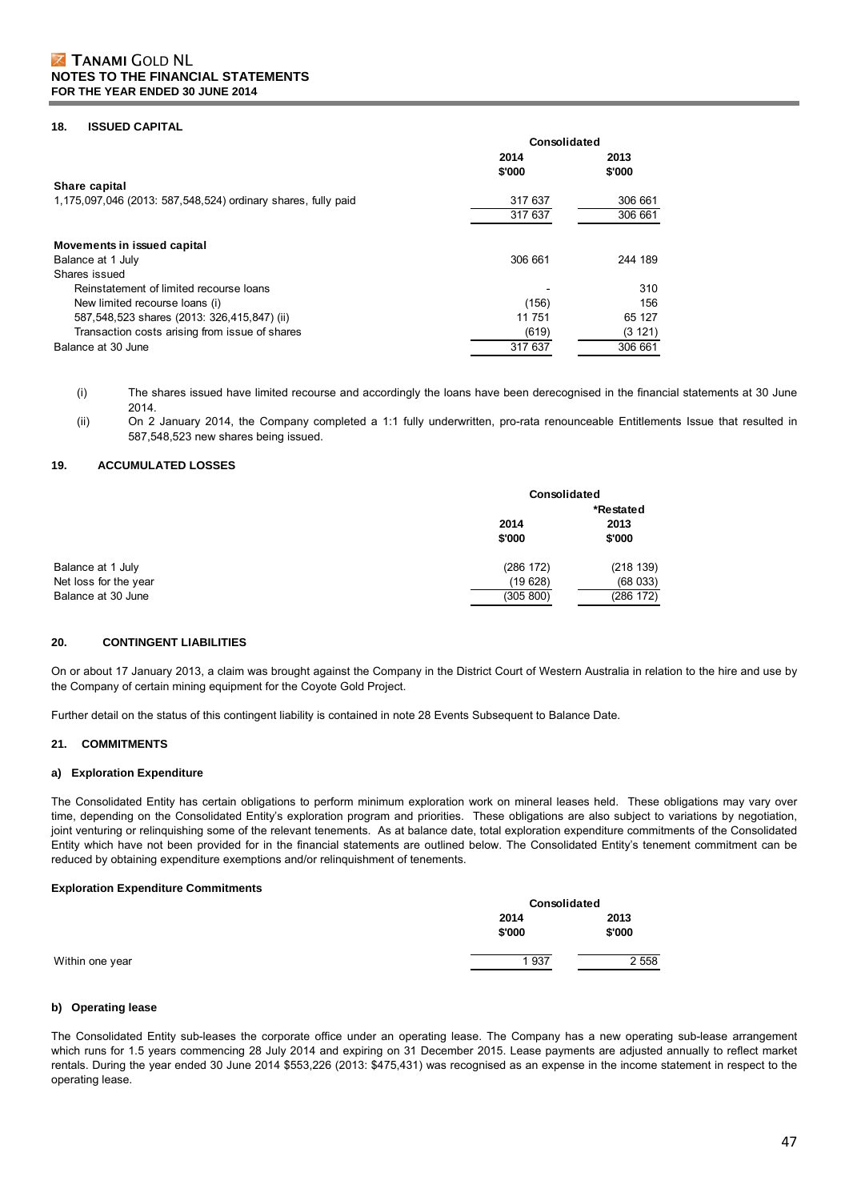## 18. ISSUED CAPITAL

| | Consolidated | |
|---|---|---|
| | 2014 | 2013 |
| | $'000 | $'000 |
| **Share capital** | | |
| 1,175,097,046 (2013: 587,548,524) ordinary shares, fully paid | 317 637 | 306 661 |
| | 317 637 | 306 661 |
| | | |
| **Movements in issued capital** | | |
| Balance at 1 July | 306 661 | 244 189 |
| Shares issued | | |
| Reinstatement of limited recourse loans | - | 310 |
| New limited recourse loans (i) | (156) | 156 |
| 587,548,523 shares (2013: 326,415,847) (ii) | 11 751 | 65 127 |
| Transaction costs arising from issue of shares | (619) | (3 121) |
| Balance at 30 June | 317 637 | 306 661 |

(i) The shares issued have limited recourse and accordingly the loans have been derecognised in the financial statements at 30 June 2014.

(ii) On 2 January 2014, the Company completed a 1:1 fully underwritten, pro-rata renounceable Entitlements Issue that resulted in 587,548,523 new shares being issued.

## 19. ACCUMULATED LOSSES

| | Consolidated | |
|---|---|---|
| | | *Restated |
| | 2014 | 2013 |
| | $'000 | $'000 |
| Balance at 1 July | (286 172) | (218 139) |
| Net loss for the year | (19 628) | (68 033) |
| Balance at 30 June | (305 800) | (286 172) |

## 20. CONTINGENT LIABILITIES

On or about 17 January 2013, a claim was brought against the Company in the District Court of Western Australia in relation to the hire and use by the Company of certain mining equipment for the Coyote Gold Project.

Further detail on the status of this contingent liability is contained in note 28 Events Subsequent to Balance Date.

## 21. COMMITMENTS

### a) Exploration Expenditure

The Consolidated Entity has certain obligations to perform minimum exploration work on mineral leases held. These obligations may vary over time, depending on the Consolidated Entity's exploration program and priorities. These obligations are also subject to variations by negotiation, joint venturing or relinquishing some of the relevant tenements. As at balance date, total exploration expenditure commitments of the Consolidated Entity which have not been provided for in the financial statements are outlined below. The Consolidated Entity's tenement commitment can be reduced by obtaining expenditure exemptions and/or relinquishment of tenements.

**Exploration Expenditure Commitments**

| | Consolidated | |
|---|---|---|
| | 2014 | 2013 |
| | $'000 | $'000 |
| Within one year | 1 937 | 2 558 |

### b) Operating lease

The Consolidated Entity sub-leases the corporate office under an operating lease. The Company has a new operating sub-lease arrangement which runs for 1.5 years commencing 28 July 2014 and expiring on 31 December 2015. Lease payments are adjusted annually to reflect market rentals. During the year ended 30 June 2014 $553,226 (2013: $475,431) was recognised as an expense in the income statement in respect to the operating lease.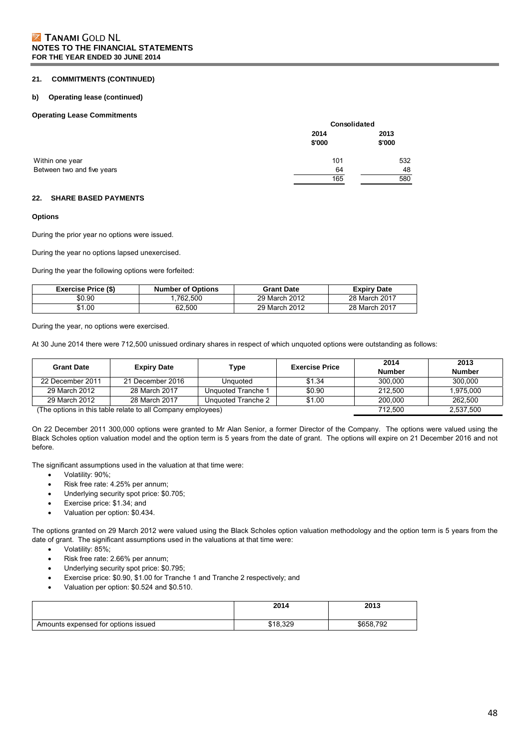### 21. COMMITMENTS (CONTINUED)

**b) Operating lease (continued)**

**Operating Lease Commitments**

| | Consolidated | |
|---|---|---|
| | **2014 \$'000** | **2013 \$'000** |
| Within one year | 101 | 532 |
| Between two and five years | 64 | 48 |
| | 165 | 580 |

### 22. SHARE BASED PAYMENTS

**Options**

During the prior year no options were issued.

During the year no options lapsed unexercised.

During the year the following options were forfeited:

| Exercise Price ($) | Number of Options | Grant Date | Expiry Date |
|---|---|---|---|
| $0.90 | 1,762,500 | 29 March 2012 | 28 March 2017 |
| $1.00 | 62,500 | 29 March 2012 | 28 March 2017 |

During the year, no options were exercised.

At 30 June 2014 there were 712,500 unissued ordinary shares in respect of which unquoted options were outstanding as follows:

| Grant Date | Expiry Date | Type | Exercise Price | 2014 Number | 2013 Number |
|---|---|---|---|---|---|
| 22 December 2011 | 21 December 2016 | Unquoted | $1.34 | 300,000 | 300,000 |
| 29 March 2012 | 28 March 2017 | Unquoted Tranche 1 | $0.90 | 212,500 | 1,975,000 |
| 29 March 2012 | 28 March 2017 | Unquoted Tranche 2 | $1.00 | 200,000 | 262,500 |
| (The options in this table relate to all Company employees) | | | | 712,500 | 2,537,500 |

On 22 December 2011 300,000 options were granted to Mr Alan Senior, a former Director of the Company. The options were valued using the Black Scholes option valuation model and the option term is 5 years from the date of grant. The options will expire on 21 December 2016 and not before.

The significant assumptions used in the valuation at that time were:

- Volatility: 90%;
- Risk free rate: 4.25% per annum;
- Underlying security spot price: $0.705;
- Exercise price: $1.34; and
- Valuation per option: $0.434.

The options granted on 29 March 2012 were valued using the Black Scholes option valuation methodology and the option term is 5 years from the date of grant. The significant assumptions used in the valuations at that time were:

- Volatility: 85%;
- Risk free rate: 2.66% per annum;
- Underlying security spot price: $0.795;
- Exercise price: $0.90, $1.00 for Tranche 1 and Tranche 2 respectively; and
- Valuation per option: $0.524 and $0.510.

| | 2014 | 2013 |
|---|---|---|
| Amounts expensed for options issued | $18,329 | $658,792 |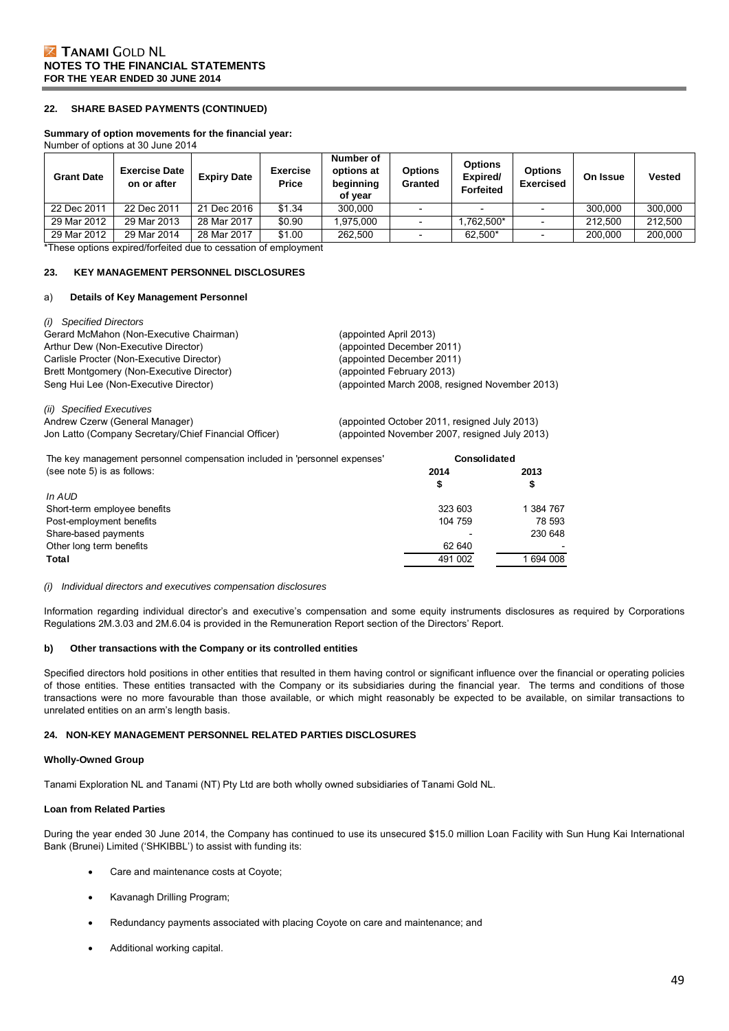## 22. SHARE BASED PAYMENTS (CONTINUED)

**Summary of option movements for the financial year:**
Number of options at 30 June 2014

| Grant Date | Exercise Date on or after | Expiry Date | Exercise Price | Number of options at beginning of year | Options Granted | Options Expired/ Forfeited | Options Exercised | On Issue | Vested |
|---|---|---|---|---|---|---|---|---|---|
| 22 Dec 2011 | 22 Dec 2011 | 21 Dec 2016 | $1.34 | 300,000 | - | - | - | 300,000 | 300,000 |
| 29 Mar 2012 | 29 Mar 2013 | 28 Mar 2017 | $0.90 | 1,975,000 | - | 1,762,500* | - | 212,500 | 212,500 |
| 29 Mar 2012 | 29 Mar 2014 | 28 Mar 2017 | $1.00 | 262,500 | - | 62,500* | - | 200,000 | 200,000 |

*These options expired/forfeited due to cessation of employment

## 23. KEY MANAGEMENT PERSONNEL DISCLOSURES

### a) Details of Key Management Personnel

*(i) Specified Directors*

Gerard McMahon (Non-Executive Chairman) (appointed April 2013)
Arthur Dew (Non-Executive Director) (appointed December 2011)
Carlisle Procter (Non-Executive Director) (appointed December 2011)
Brett Montgomery (Non-Executive Director) (appointed February 2013)
Seng Hui Lee (Non-Executive Director) (appointed March 2008, resigned November 2013)

*(ii) Specified Executives*

Andrew Czerw (General Manager) (appointed October 2011, resigned July 2013)
Jon Latto (Company Secretary/Chief Financial Officer) (appointed November 2007, resigned July 2013)

| The key management personnel compensation included in 'personnel expenses' (see note 5) is as follows: | Consolidated 2014 $ | Consolidated 2013 $ |
|---|---|---|
| *In AUD* | | |
| Short-term employee benefits | 323 603 | 1 384 767 |
| Post-employment benefits | 104 759 | 78 593 |
| Share-based payments | - | 230 648 |
| Other long term benefits | 62 640 | - |
| **Total** | 491 002 | 1 694 008 |

*(i) Individual directors and executives compensation disclosures*

Information regarding individual director's and executive's compensation and some equity instruments disclosures as required by Corporations Regulations 2M.3.03 and 2M.6.04 is provided in the Remuneration Report section of the Directors' Report.

### b) Other transactions with the Company or its controlled entities

Specified directors hold positions in other entities that resulted in them having control or significant influence over the financial or operating policies of those entities. These entities transacted with the Company or its subsidiaries during the financial year. The terms and conditions of those transactions were no more favourable than those available, or which might reasonably be expected to be available, on similar transactions to unrelated entities on an arm's length basis.

## 24. NON-KEY MANAGEMENT PERSONNEL RELATED PARTIES DISCLOSURES

**Wholly-Owned Group**

Tanami Exploration NL and Tanami (NT) Pty Ltd are both wholly owned subsidiaries of Tanami Gold NL.

**Loan from Related Parties**

During the year ended 30 June 2014, the Company has continued to use its unsecured $15.0 million Loan Facility with Sun Hung Kai International Bank (Brunei) Limited ('SHKIBBL') to assist with funding its:

- Care and maintenance costs at Coyote;
- Kavanagh Drilling Program;
- Redundancy payments associated with placing Coyote on care and maintenance; and
- Additional working capital.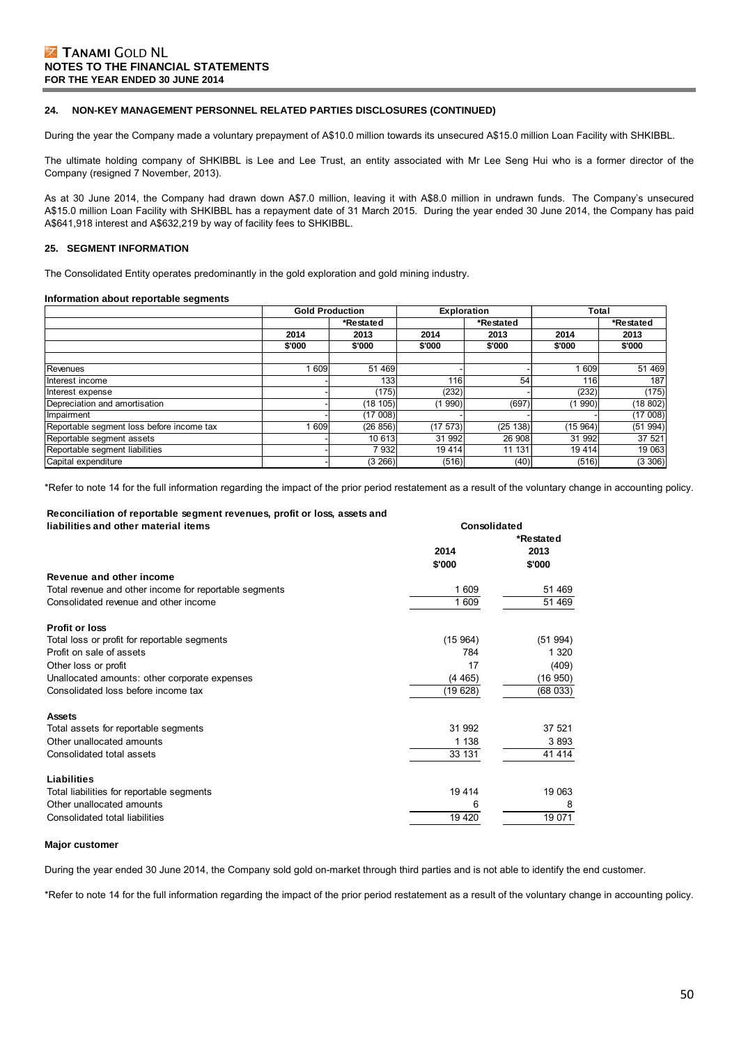### 24. NON-KEY MANAGEMENT PERSONNEL RELATED PARTIES DISCLOSURES (CONTINUED)

During the year the Company made a voluntary prepayment of A$10.0 million towards its unsecured A$15.0 million Loan Facility with SHKIBBL.

The ultimate holding company of SHKIBBL is Lee and Lee Trust, an entity associated with Mr Lee Seng Hui who is a former director of the Company (resigned 7 November, 2013).

As at 30 June 2014, the Company had drawn down A$7.0 million, leaving it with A$8.0 million in undrawn funds. The Company's unsecured A$15.0 million Loan Facility with SHKIBBL has a repayment date of 31 March 2015. During the year ended 30 June 2014, the Company has paid A$641,918 interest and A$632,219 by way of facility fees to SHKIBBL.

### 25. SEGMENT INFORMATION

The Consolidated Entity operates predominantly in the gold exploration and gold mining industry.

**Information about reportable segments**

| | Gold Production | | Exploration | | Total | |
|---|---|---|---|---|---|---|
| | | *Restated | | *Restated | | *Restated |
| | 2014 | 2013 | 2014 | 2013 | 2014 | 2013 |
| | $'000 | $'000 | $'000 | $'000 | $'000 | $'000 |
| Revenues | 1 609 | 51 469 | - | - | 1 609 | 51 469 |
| Interest income | - | 133 | 116 | 54 | 116 | 187 |
| Interest expense | - | (175) | (232) | - | (232) | (175) |
| Depreciation and amortisation | - | (18 105) | (1 990) | (697) | (1 990) | (18 802) |
| Impairment | - | (17 008) | - | - | - | (17 008) |
| Reportable segment loss before income tax | 1 609 | (26 856) | (17 573) | (25 138) | (15 964) | (51 994) |
| Reportable segment assets | - | 10 613 | 31 992 | 26 908 | 31 992 | 37 521 |
| Reportable segment liabilities | - | 7 932 | 19 414 | 11 131 | 19 414 | 19 063 |
| Capital expenditure | - | (3 266) | (516) | (40) | (516) | (3 306) |

*Refer to note 14 for the full information regarding the impact of the prior period restatement as a result of the voluntary change in accounting policy.

**Reconciliation of reportable segment revenues, profit or loss, assets and liabilities and other material items**

| | Consolidated | |
|---|---|---|
| | | *Restated |
| | 2014 | 2013 |
| | $'000 | $'000 |
| **Revenue and other income** | | |
| Total revenue and other income for reportable segments | 1 609 | 51 469 |
| Consolidated revenue and other income | 1 609 | 51 469 |
| **Profit or loss** | | |
| Total loss or profit for reportable segments | (15 964) | (51 994) |
| Profit on sale of assets | 784 | 1 320 |
| Other loss or profit | 17 | (409) |
| Unallocated amounts: other corporate expenses | (4 465) | (16 950) |
| Consolidated loss before income tax | (19 628) | (68 033) |
| **Assets** | | |
| Total assets for reportable segments | 31 992 | 37 521 |
| Other unallocated amounts | 1 138 | 3 893 |
| Consolidated total assets | 33 131 | 41 414 |
| **Liabilities** | | |
| Total liabilities for reportable segments | 19 414 | 19 063 |
| Other unallocated amounts | 6 | 8 |
| Consolidated total liabilities | 19 420 | 19 071 |

**Major customer**

During the year ended 30 June 2014, the Company sold gold on-market through third parties and is not able to identify the end customer.

*Refer to note 14 for the full information regarding the impact of the prior period restatement as a result of the voluntary change in accounting policy.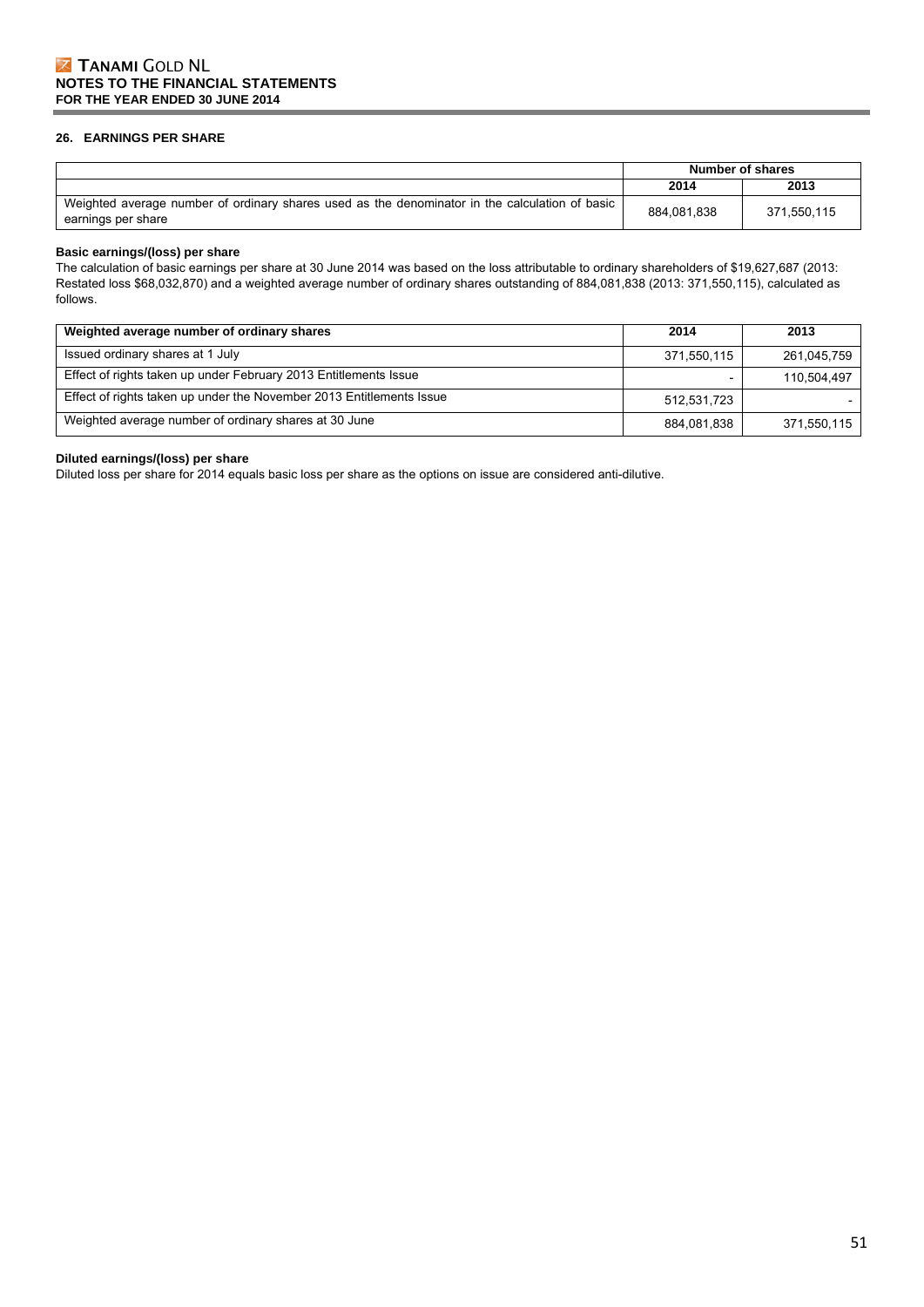## 26. EARNINGS PER SHARE

| | Number of shares | |
|---|---|---|
| | 2014 | 2013 |
| Weighted average number of ordinary shares used as the denominator in the calculation of basic earnings per share | 884,081,838 | 371,550,115 |

**Basic earnings/(loss) per share**

The calculation of basic earnings per share at 30 June 2014 was based on the loss attributable to ordinary shareholders of $19,627,687 (2013: Restated loss $68,032,870) and a weighted average number of ordinary shares outstanding of 884,081,838 (2013: 371,550,115), calculated as follows.

| Weighted average number of ordinary shares | 2014 | 2013 |
|---|---|---|
| Issued ordinary shares at 1 July | 371,550,115 | 261,045,759 |
| Effect of rights taken up under February 2013 Entitlements Issue | - | 110,504,497 |
| Effect of rights taken up under the November 2013 Entitlements Issue | 512,531,723 | - |
| Weighted average number of ordinary shares at 30 June | 884,081,838 | 371,550,115 |

**Diluted earnings/(loss) per share**

Diluted loss per share for 2014 equals basic loss per share as the options on issue are considered anti-dilutive.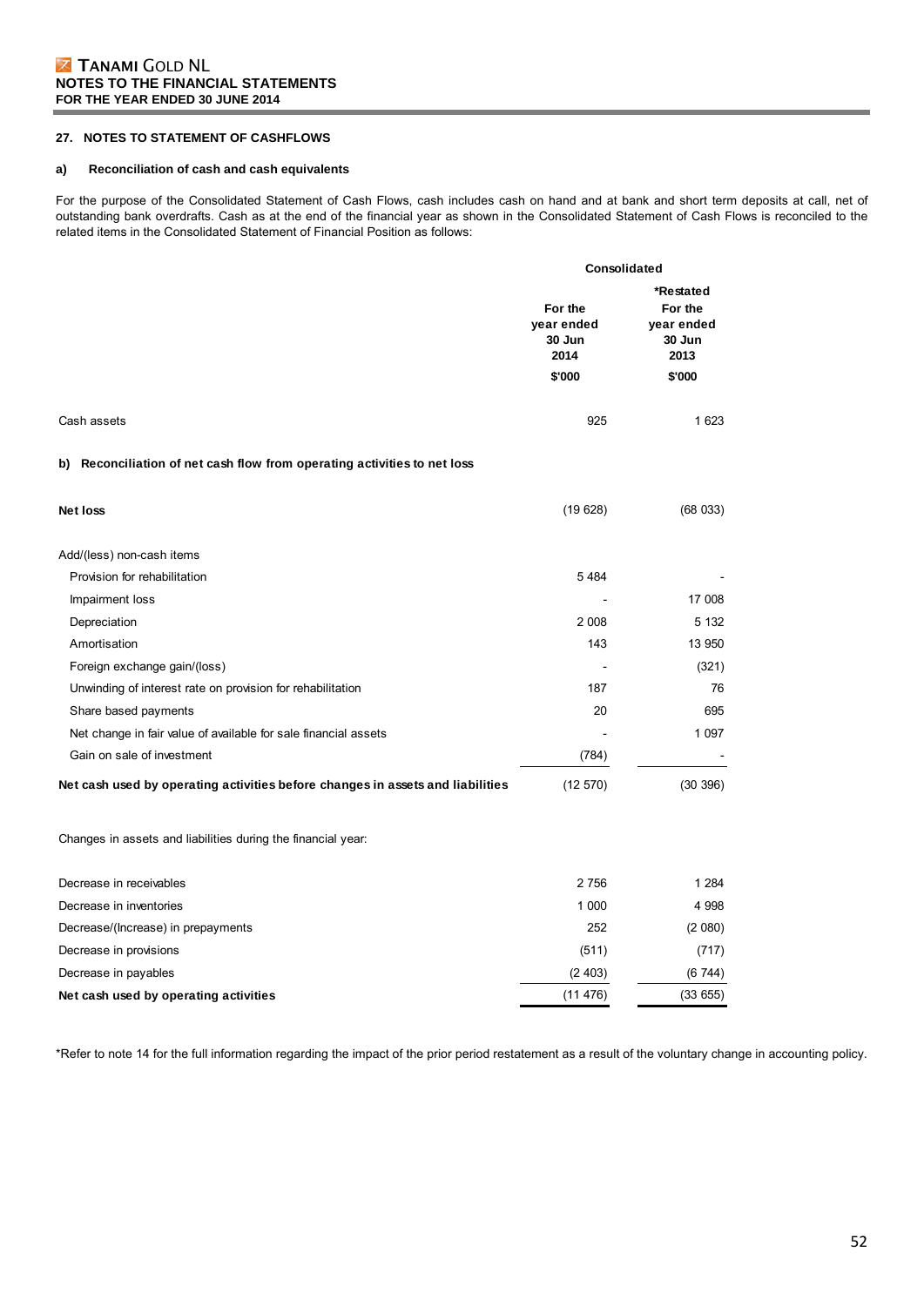## 27. NOTES TO STATEMENT OF CASHFLOWS

### a) Reconciliation of cash and cash equivalents

For the purpose of the Consolidated Statement of Cash Flows, cash includes cash on hand and at bank and short term deposits at call, net of outstanding bank overdrafts. Cash as at the end of the financial year as shown in the Consolidated Statement of Cash Flows is reconciled to the related items in the Consolidated Statement of Financial Position as follows:

| | Consolidated | |
|---|---|---|
| | For the year ended 30 Jun 2014 | *Restated For the year ended 30 Jun 2013 |
| | $'000 | $'000 |
| Cash assets | 925 | 1 623 |

### b) Reconciliation of net cash flow from operating activities to net loss

| | For the year ended 30 Jun 2014 | *Restated For the year ended 30 Jun 2013 |
|---|---|---|
| | $'000 | $'000 |
| **Net loss** | (19 628) | (68 033) |
| Add/(less) non-cash items | | |
| Provision for rehabilitation | 5 484 | - |
| Impairment loss | - | 17 008 |
| Depreciation | 2 008 | 5 132 |
| Amortisation | 143 | 13 950 |
| Foreign exchange gain/(loss) | - | (321) |
| Unwinding of interest rate on provision for rehabilitation | 187 | 76 |
| Share based payments | 20 | 695 |
| Net change in fair value of available for sale financial assets | - | 1 097 |
| Gain on sale of investment | (784) | - |
| **Net cash used by operating activities before changes in assets and liabilities** | (12 570) | (30 396) |
| Changes in assets and liabilities during the financial year: | | |
| Decrease in receivables | 2 756 | 1 284 |
| Decrease in inventories | 1 000 | 4 998 |
| Decrease/(Increase) in prepayments | 252 | (2 080) |
| Decrease in provisions | (511) | (717) |
| Decrease in payables | (2 403) | (6 744) |
| **Net cash used by operating activities** | (11 476) | (33 655) |

*Refer to note 14 for the full information regarding the impact of the prior period restatement as a result of the voluntary change in accounting policy.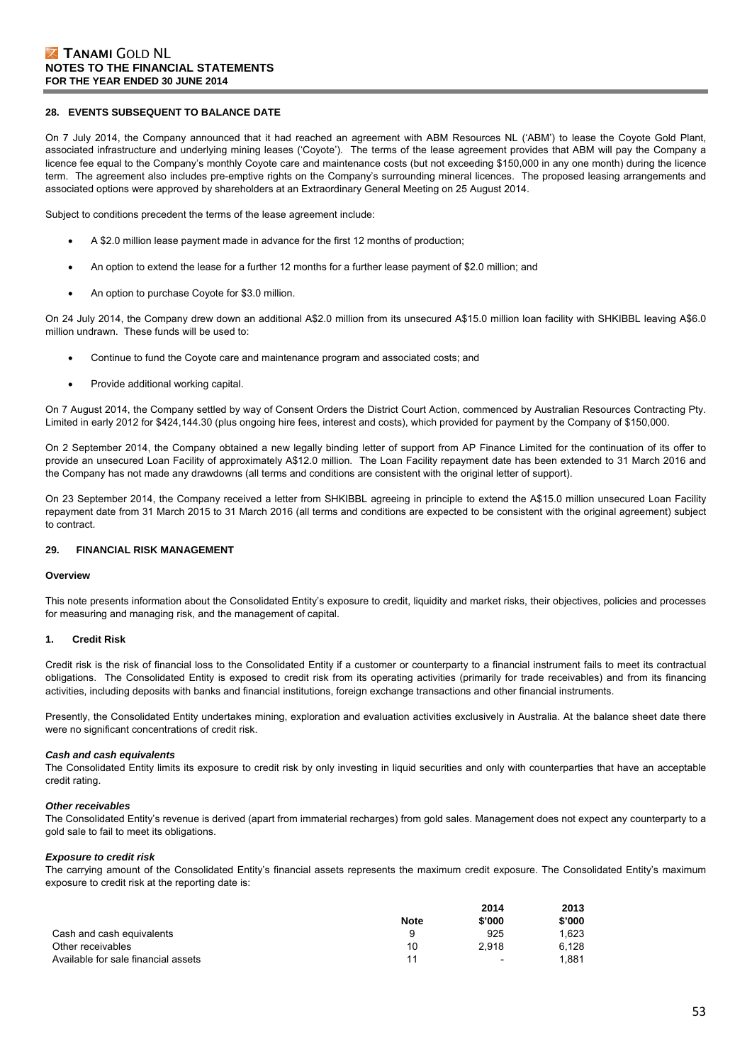## 28. EVENTS SUBSEQUENT TO BALANCE DATE

On 7 July 2014, the Company announced that it had reached an agreement with ABM Resources NL ('ABM') to lease the Coyote Gold Plant, associated infrastructure and underlying mining leases ('Coyote'). The terms of the lease agreement provides that ABM will pay the Company a licence fee equal to the Company's monthly Coyote care and maintenance costs (but not exceeding $150,000 in any one month) during the licence term. The agreement also includes pre-emptive rights on the Company's surrounding mineral licences. The proposed leasing arrangements and associated options were approved by shareholders at an Extraordinary General Meeting on 25 August 2014.

Subject to conditions precedent the terms of the lease agreement include:

- A $2.0 million lease payment made in advance for the first 12 months of production;
- An option to extend the lease for a further 12 months for a further lease payment of $2.0 million; and
- An option to purchase Coyote for $3.0 million.

On 24 July 2014, the Company drew down an additional A$2.0 million from its unsecured A$15.0 million loan facility with SHKIBBL leaving A$6.0 million undrawn. These funds will be used to:

- Continue to fund the Coyote care and maintenance program and associated costs; and
- Provide additional working capital.

On 7 August 2014, the Company settled by way of Consent Orders the District Court Action, commenced by Australian Resources Contracting Pty. Limited in early 2012 for $424,144.30 (plus ongoing hire fees, interest and costs), which provided for payment by the Company of $150,000.

On 2 September 2014, the Company obtained a new legally binding letter of support from AP Finance Limited for the continuation of its offer to provide an unsecured Loan Facility of approximately A$12.0 million. The Loan Facility repayment date has been extended to 31 March 2016 and the Company has not made any drawdowns (all terms and conditions are consistent with the original letter of support).

On 23 September 2014, the Company received a letter from SHKIBBL agreeing in principle to extend the A$15.0 million unsecured Loan Facility repayment date from 31 March 2015 to 31 March 2016 (all terms and conditions are expected to be consistent with the original agreement) subject to contract.

## 29. FINANCIAL RISK MANAGEMENT

### Overview

This note presents information about the Consolidated Entity's exposure to credit, liquidity and market risks, their objectives, policies and processes for measuring and managing risk, and the management of capital.

### 1. Credit Risk

Credit risk is the risk of financial loss to the Consolidated Entity if a customer or counterparty to a financial instrument fails to meet its contractual obligations. The Consolidated Entity is exposed to credit risk from its operating activities (primarily for trade receivables) and from its financing activities, including deposits with banks and financial institutions, foreign exchange transactions and other financial instruments.

Presently, the Consolidated Entity undertakes mining, exploration and evaluation activities exclusively in Australia. At the balance sheet date there were no significant concentrations of credit risk.

***Cash and cash equivalents***

The Consolidated Entity limits its exposure to credit risk by only investing in liquid securities and only with counterparties that have an acceptable credit rating.

***Other receivables***

The Consolidated Entity's revenue is derived (apart from immaterial recharges) from gold sales. Management does not expect any counterparty to a gold sale to fail to meet its obligations.

***Exposure to credit risk***

The carrying amount of the Consolidated Entity's financial assets represents the maximum credit exposure. The Consolidated Entity's maximum exposure to credit risk at the reporting date is:

| | Note | 2014 $'000 | 2013 $'000 |
|---|---|---|---|
| Cash and cash equivalents | 9 | 925 | 1,623 |
| Other receivables | 10 | 2,918 | 6,128 |
| Available for sale financial assets | 11 | - | 1,881 |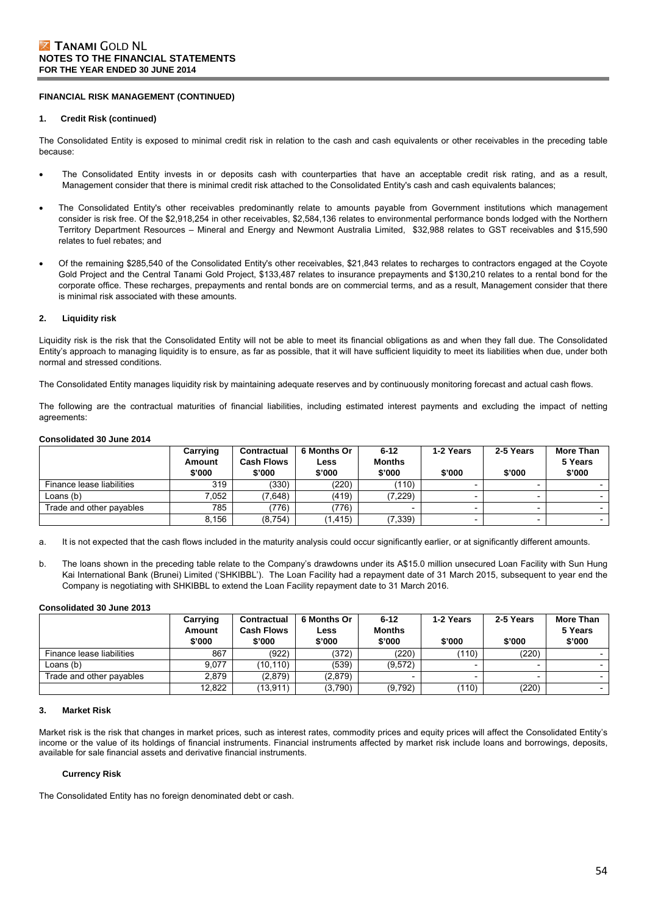## FINANCIAL RISK MANAGEMENT (CONTINUED)

### 1. Credit Risk (continued)

The Consolidated Entity is exposed to minimal credit risk in relation to the cash and cash equivalents or other receivables in the preceding table because:

- The Consolidated Entity invests in or deposits cash with counterparties that have an acceptable credit risk rating, and as a result, Management consider that there is minimal credit risk attached to the Consolidated Entity's cash and cash equivalents balances;
- The Consolidated Entity's other receivables predominantly relate to amounts payable from Government institutions which management consider is risk free. Of the $2,918,254 in other receivables, $2,584,136 relates to environmental performance bonds lodged with the Northern Territory Department Resources – Mineral and Energy and Newmont Australia Limited, $32,988 relates to GST receivables and $15,590 relates to fuel rebates; and
- Of the remaining $285,540 of the Consolidated Entity's other receivables, $21,843 relates to recharges to contractors engaged at the Coyote Gold Project and the Central Tanami Gold Project, $133,487 relates to insurance prepayments and $130,210 relates to a rental bond for the corporate office. These recharges, prepayments and rental bonds are on commercial terms, and as a result, Management consider that there is minimal risk associated with these amounts.

### 2. Liquidity risk

Liquidity risk is the risk that the Consolidated Entity will not be able to meet its financial obligations as and when they fall due. The Consolidated Entity's approach to managing liquidity is to ensure, as far as possible, that it will have sufficient liquidity to meet its liabilities when due, under both normal and stressed conditions.

The Consolidated Entity manages liquidity risk by maintaining adequate reserves and by continuously monitoring forecast and actual cash flows.

The following are the contractual maturities of financial liabilities, including estimated interest payments and excluding the impact of netting agreements:

**Consolidated 30 June 2014**

| | Carrying Amount $'000 | Contractual Cash Flows $'000 | 6 Months Or Less $'000 | 6-12 Months $'000 | 1-2 Years $'000 | 2-5 Years $'000 | More Than 5 Years $'000 |
|---|---|---|---|---|---|---|---|
| Finance lease liabilities | 319 | (330) | (220) | (110) | - | - | - |
| Loans (b) | 7,052 | (7,648) | (419) | (7,229) | - | - | - |
| Trade and other payables | 785 | (776) | (776) | - | - | - | - |
| | 8,156 | (8,754) | (1,415) | (7,339) | - | - | - |

a. It is not expected that the cash flows included in the maturity analysis could occur significantly earlier, or at significantly different amounts.

b. The loans shown in the preceding table relate to the Company's drawdowns under its A$15.0 million unsecured Loan Facility with Sun Hung Kai International Bank (Brunei) Limited ('SHKIBBL'). The Loan Facility had a repayment date of 31 March 2015, subsequent to year end the Company is negotiating with SHKIBBL to extend the Loan Facility repayment date to 31 March 2016.

**Consolidated 30 June 2013**

| | Carrying Amount $'000 | Contractual Cash Flows $'000 | 6 Months Or Less $'000 | 6-12 Months $'000 | 1-2 Years $'000 | 2-5 Years $'000 | More Than 5 Years $'000 |
|---|---|---|---|---|---|---|---|
| Finance lease liabilities | 867 | (922) | (372) | (220) | (110) | (220) | - |
| Loans (b) | 9,077 | (10,110) | (539) | (9,572) | - | - | - |
| Trade and other payables | 2,879 | (2,879) | (2,879) | - | - | - | - |
| | 12,822 | (13,911) | (3,790) | (9,792) | (110) | (220) | - |

### 3. Market Risk

Market risk is the risk that changes in market prices, such as interest rates, commodity prices and equity prices will affect the Consolidated Entity's income or the value of its holdings of financial instruments. Financial instruments affected by market risk include loans and borrowings, deposits, available for sale financial assets and derivative financial instruments.

#### Currency Risk

The Consolidated Entity has no foreign denominated debt or cash.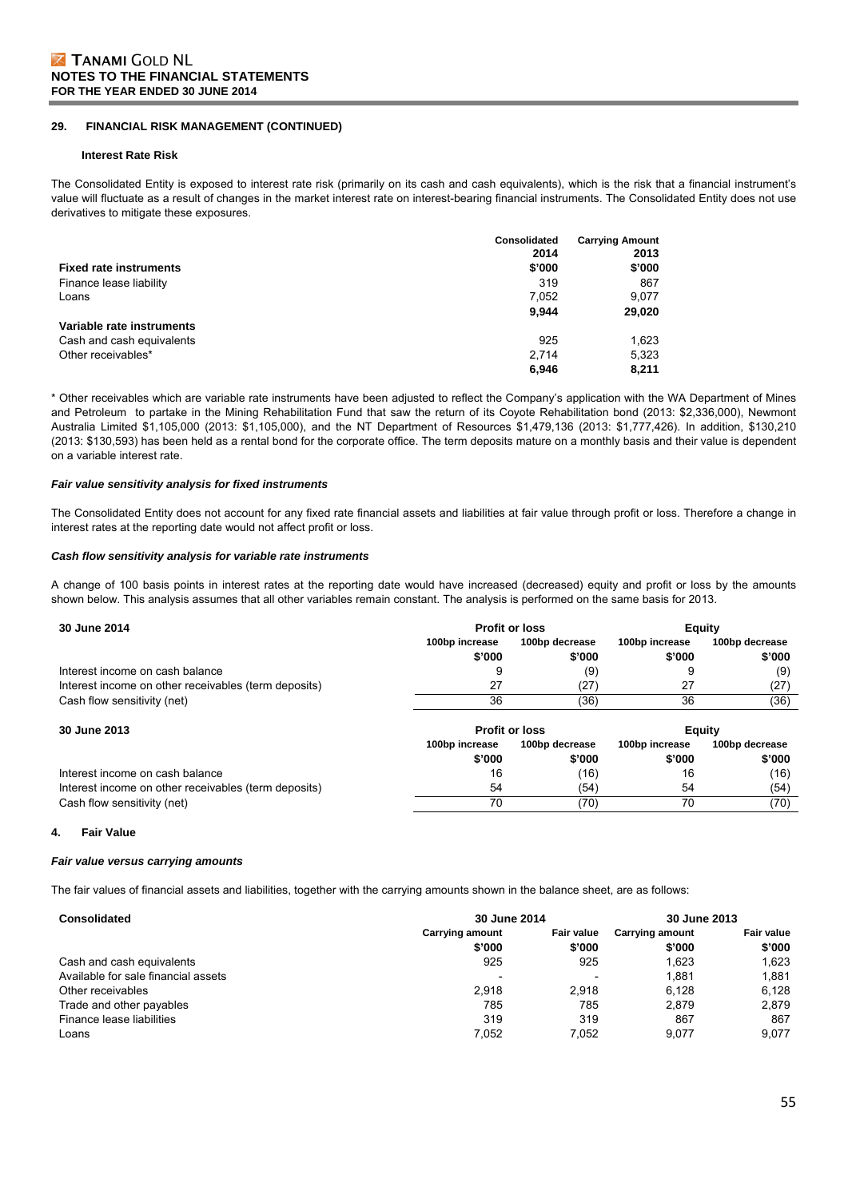## 29. FINANCIAL RISK MANAGEMENT (CONTINUED)

### Interest Rate Risk

The Consolidated Entity is exposed to interest rate risk (primarily on its cash and cash equivalents), which is the risk that a financial instrument's value will fluctuate as a result of changes in the market interest rate on interest-bearing financial instruments. The Consolidated Entity does not use derivatives to mitigate these exposures.

| | Consolidated | Carrying Amount |
|---|---|---|
| | 2014 | 2013 |
| **Fixed rate instruments** | **\$'000** | **\$'000** |
| Finance lease liability | 319 | 867 |
| Loans | 7,052 | 9,077 |
| | **9,944** | **29,020** |
| **Variable rate instruments** | | |
| Cash and cash equivalents | 925 | 1,623 |
| Other receivables* | 2,714 | 5,323 |
| | **6,946** | **8,211** |

\* Other receivables which are variable rate instruments have been adjusted to reflect the Company's application with the WA Department of Mines and Petroleum to partake in the Mining Rehabilitation Fund that saw the return of its Coyote Rehabilitation bond (2013: \$2,336,000), Newmont Australia Limited \$1,105,000 (2013: \$1,105,000), and the NT Department of Resources \$1,479,136 (2013: \$1,777,426). In addition, \$130,210 (2013: \$130,593) has been held as a rental bond for the corporate office. The term deposits mature on a monthly basis and their value is dependent on a variable interest rate.

***Fair value sensitivity analysis for fixed instruments***

The Consolidated Entity does not account for any fixed rate financial assets and liabilities at fair value through profit or loss. Therefore a change in interest rates at the reporting date would not affect profit or loss.

***Cash flow sensitivity analysis for variable rate instruments***

A change of 100 basis points in interest rates at the reporting date would have increased (decreased) equity and profit or loss by the amounts shown below. This analysis assumes that all other variables remain constant. The analysis is performed on the same basis for 2013.

| **30 June 2014** | Profit or loss | | Equity | |
|---|---|---|---|---|
| | 100bp increase | 100bp decrease | 100bp increase | 100bp decrease |
| | \$'000 | \$'000 | \$'000 | \$'000 |
| Interest income on cash balance | 9 | (9) | 9 | (9) |
| Interest income on other receivables (term deposits) | 27 | (27) | 27 | (27) |
| Cash flow sensitivity (net) | 36 | (36) | 36 | (36) |

| **30 June 2013** | Profit or loss | | Equity | |
|---|---|---|---|---|
| | 100bp increase | 100bp decrease | 100bp increase | 100bp decrease |
| | \$'000 | \$'000 | \$'000 | \$'000 |
| Interest income on cash balance | 16 | (16) | 16 | (16) |
| Interest income on other receivables (term deposits) | 54 | (54) | 54 | (54) |
| Cash flow sensitivity (net) | 70 | (70) | 70 | (70) |

## 4. Fair Value

***Fair value versus carrying amounts***

The fair values of financial assets and liabilities, together with the carrying amounts shown in the balance sheet, are as follows:

| **Consolidated** | 30 June 2014 | | 30 June 2013 | |
|---|---|---|---|---|
| | Carrying amount | Fair value | Carrying amount | Fair value |
| | \$'000 | \$'000 | \$'000 | \$'000 |
| Cash and cash equivalents | 925 | 925 | 1,623 | 1,623 |
| Available for sale financial assets | - | - | 1,881 | 1,881 |
| Other receivables | 2,918 | 2,918 | 6,128 | 6,128 |
| Trade and other payables | 785 | 785 | 2,879 | 2,879 |
| Finance lease liabilities | 319 | 319 | 867 | 867 |
| Loans | 7,052 | 7,052 | 9,077 | 9,077 |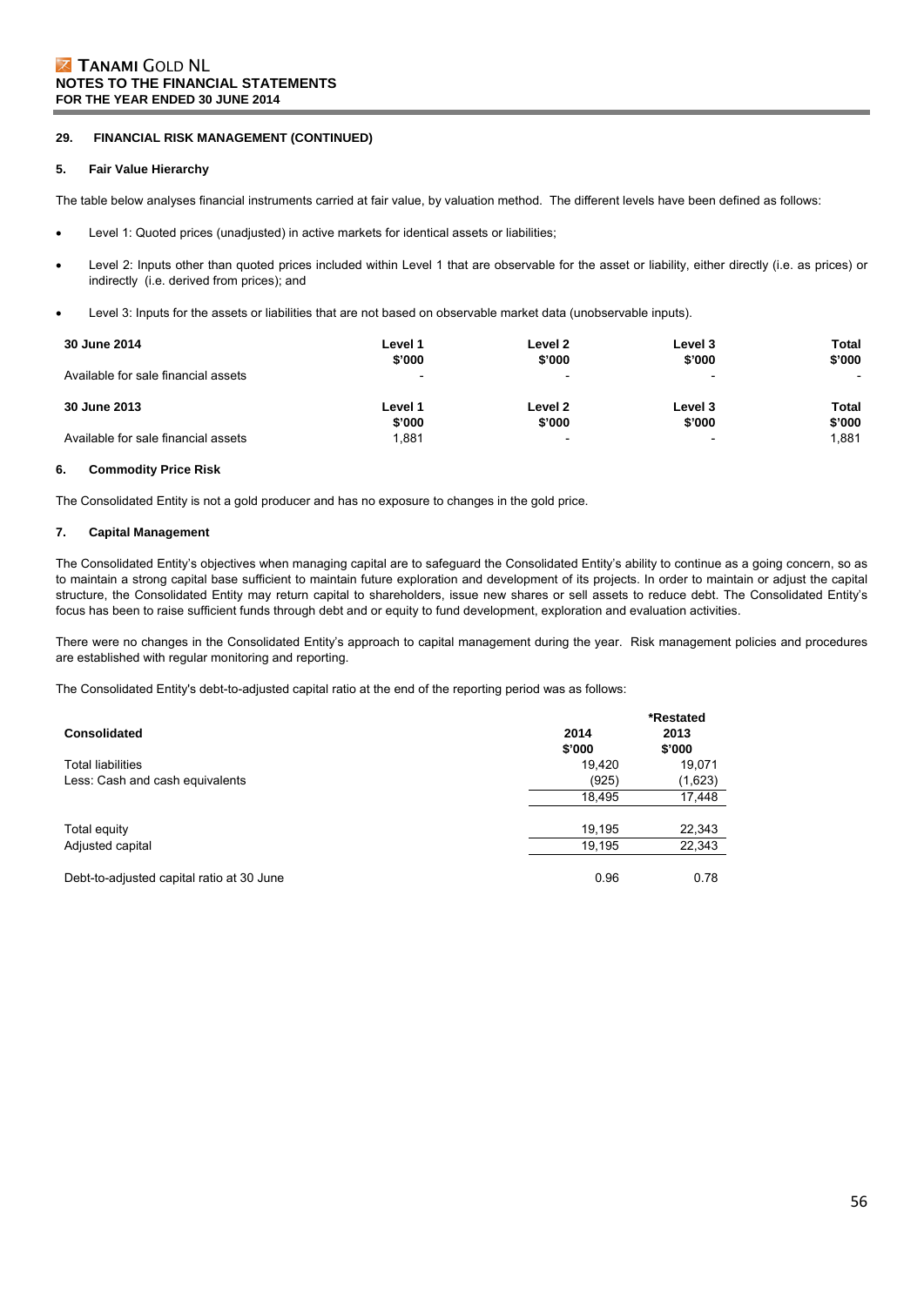## 29. FINANCIAL RISK MANAGEMENT (CONTINUED)

### 5. Fair Value Hierarchy

The table below analyses financial instruments carried at fair value, by valuation method. The different levels have been defined as follows:

- Level 1: Quoted prices (unadjusted) in active markets for identical assets or liabilities;
- Level 2: Inputs other than quoted prices included within Level 1 that are observable for the asset or liability, either directly (i.e. as prices) or indirectly (i.e. derived from prices); and
- Level 3: Inputs for the assets or liabilities that are not based on observable market data (unobservable inputs).

| 30 June 2014 | Level 1 $'000 | Level 2 $'000 | Level 3 $'000 | Total $'000 |
|---|---|---|---|---|
| Available for sale financial assets | - | - | - | - |
| **30 June 2013** | **Level 1 $'000** | **Level 2 $'000** | **Level 3 $'000** | **Total $'000** |
| Available for sale financial assets | 1,881 | - | - | 1,881 |

### 6. Commodity Price Risk

The Consolidated Entity is not a gold producer and has no exposure to changes in the gold price.

### 7. Capital Management

The Consolidated Entity's objectives when managing capital are to safeguard the Consolidated Entity's ability to continue as a going concern, so as to maintain a strong capital base sufficient to maintain future exploration and development of its projects. In order to maintain or adjust the capital structure, the Consolidated Entity may return capital to shareholders, issue new shares or sell assets to reduce debt. The Consolidated Entity's focus has been to raise sufficient funds through debt and or equity to fund development, exploration and evaluation activities.

There were no changes in the Consolidated Entity's approach to capital management during the year. Risk management policies and procedures are established with regular monitoring and reporting.

The Consolidated Entity's debt-to-adjusted capital ratio at the end of the reporting period was as follows:

| Consolidated | 2014 $'000 | *Restated 2013 $'000 |
|---|---|---|
| Total liabilities | 19,420 | 19,071 |
| Less: Cash and cash equivalents | (925) | (1,623) |
| | 18,495 | 17,448 |
| Total equity | 19,195 | 22,343 |
| Adjusted capital | 19,195 | 22,343 |
| Debt-to-adjusted capital ratio at 30 June | 0.96 | 0.78 |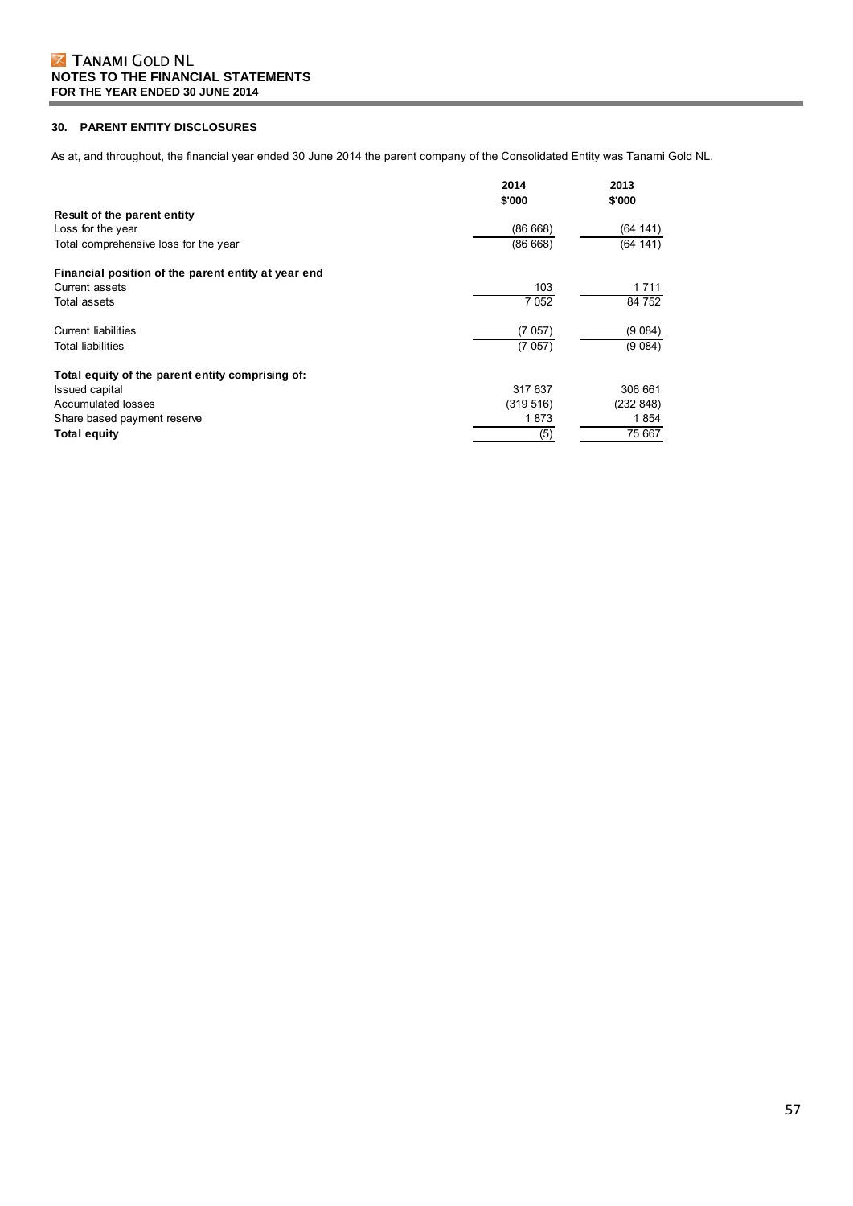## 30. PARENT ENTITY DISCLOSURES

As at, and throughout, the financial year ended 30 June 2014 the parent company of the Consolidated Entity was Tanami Gold NL.

| | 2014<br>$'000 | 2013<br>$'000 |
|---|---|---|
| **Result of the parent entity** | | |
| Loss for the year | (86 668) | (64 141) |
| Total comprehensive loss for the year | (86 668) | (64 141) |
| | | |
| **Financial position of the parent entity at year end** | | |
| Current assets | 103 | 1 711 |
| Total assets | 7 052 | 84 752 |
| | | |
| Current liabilities | (7 057) | (9 084) |
| Total liabilities | (7 057) | (9 084) |
| | | |
| **Total equity of the parent entity comprising of:** | | |
| Issued capital | 317 637 | 306 661 |
| Accumulated losses | (319 516) | (232 848) |
| Share based payment reserve | 1 873 | 1 854 |
| **Total equity** | (5) | 75 667 |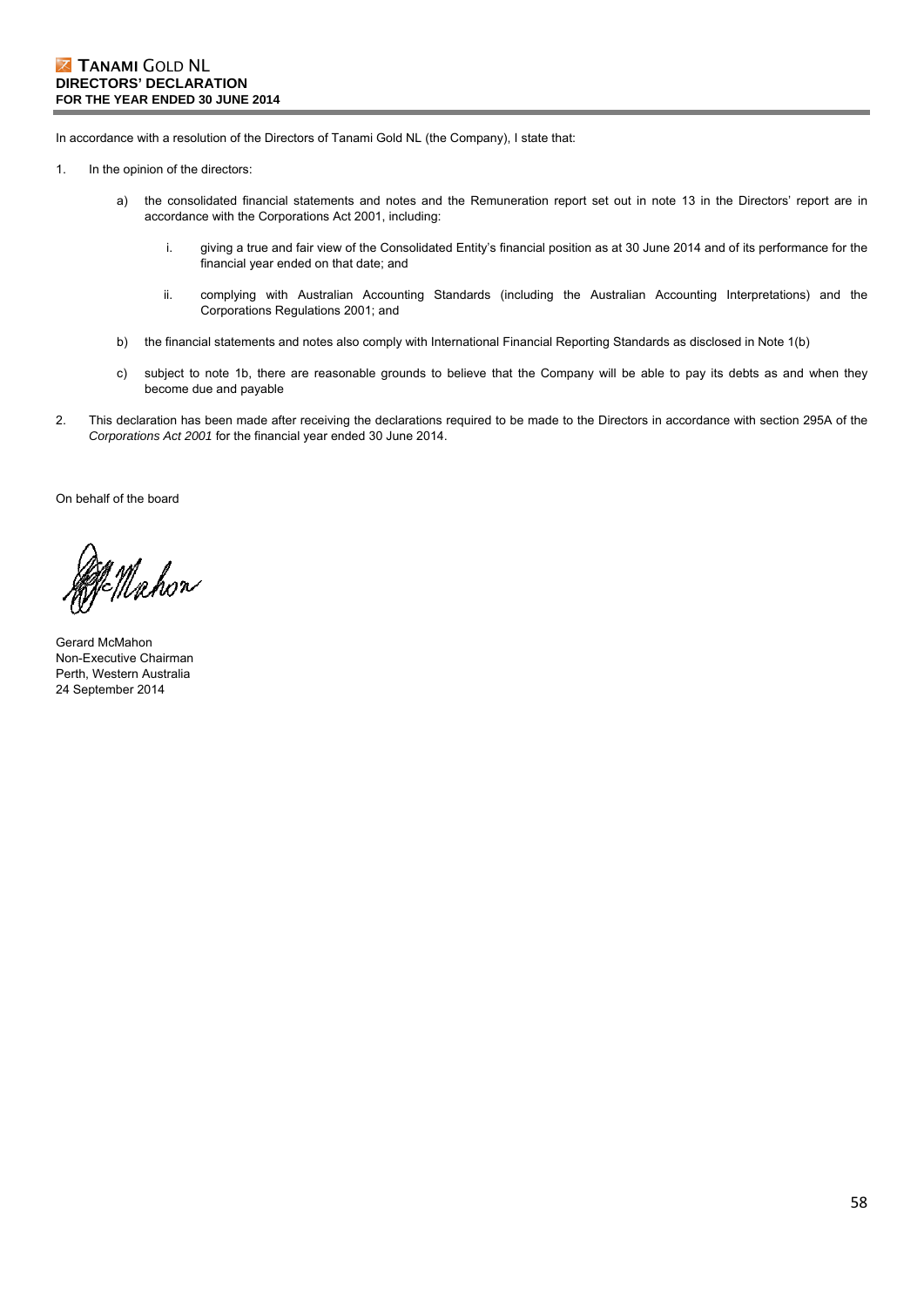**TANAMI GOLD NL**
**DIRECTORS' DECLARATION**
**FOR THE YEAR ENDED 30 JUNE 2014**

In accordance with a resolution of the Directors of Tanami Gold NL (the Company), I state that:

1. In the opinion of the directors:

    a) the consolidated financial statements and notes and the Remuneration report set out in note 13 in the Directors' report are in accordance with the Corporations Act 2001, including:

        i. giving a true and fair view of the Consolidated Entity's financial position as at 30 June 2014 and of its performance for the financial year ended on that date; and

        ii. complying with Australian Accounting Standards (including the Australian Accounting Interpretations) and the Corporations Regulations 2001; and

    b) the financial statements and notes also comply with International Financial Reporting Standards as disclosed in Note 1(b)

    c) subject to note 1b, there are reasonable grounds to believe that the Company will be able to pay its debts as and when they become due and payable

2. This declaration has been made after receiving the declarations required to be made to the Directors in accordance with section 295A of the *Corporations Act 2001* for the financial year ended 30 June 2014.

On behalf of the board

Gerard McMahon
Non-Executive Chairman
Perth, Western Australia
24 September 2014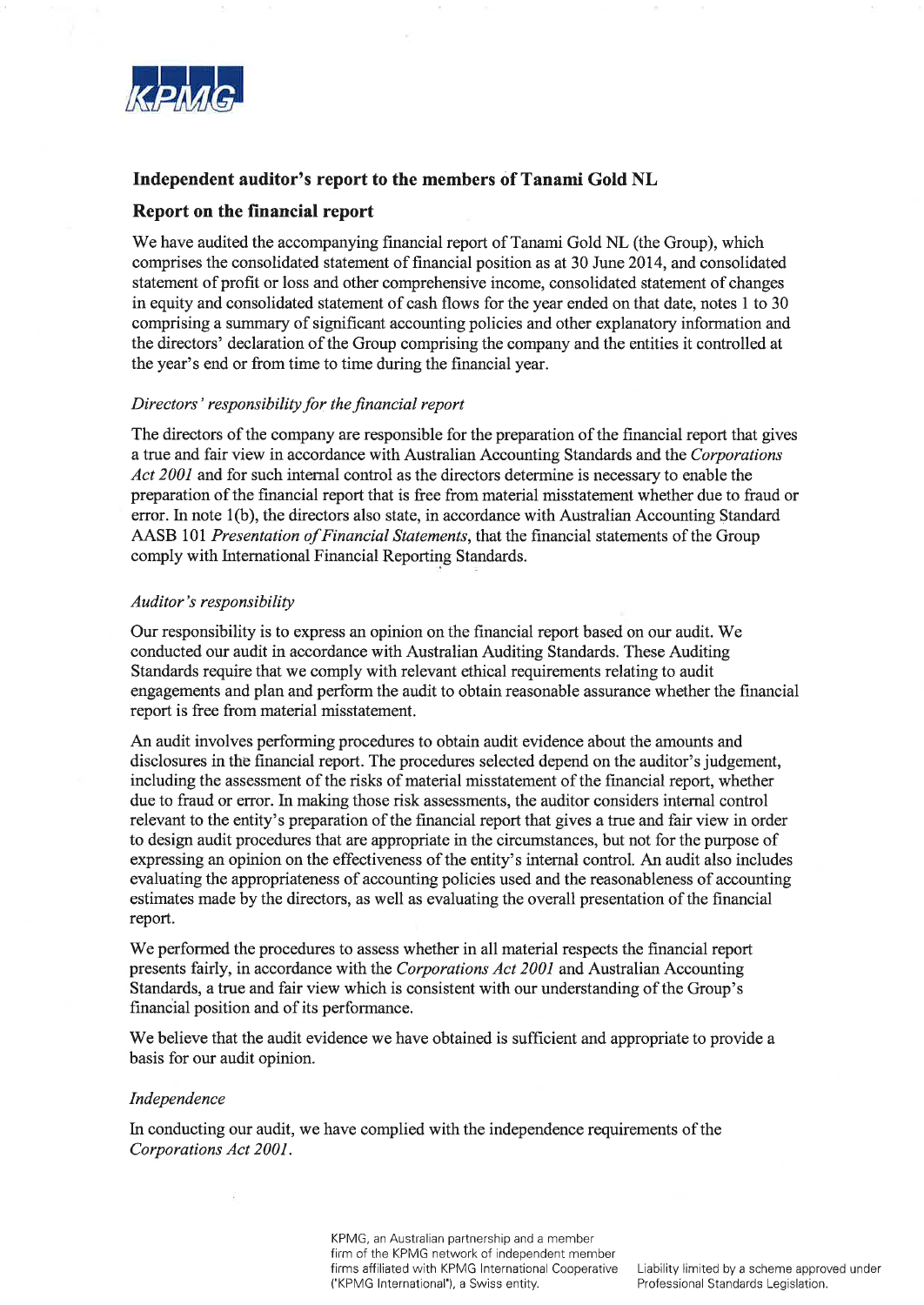KPMG

## Independent auditor's report to the members of Tanami Gold NL

### Report on the financial report

We have audited the accompanying financial report of Tanami Gold NL (the Group), which comprises the consolidated statement of financial position as at 30 June 2014, and consolidated statement of profit or loss and other comprehensive income, consolidated statement of changes in equity and consolidated statement of cash flows for the year ended on that date, notes 1 to 30 comprising a summary of significant accounting policies and other explanatory information and the directors' declaration of the Group comprising the company and the entities it controlled at the year's end or from time to time during the financial year.

*Directors' responsibility for the financial report*

The directors of the company are responsible for the preparation of the financial report that gives a true and fair view in accordance with Australian Accounting Standards and the *Corporations Act 2001* and for such internal control as the directors determine is necessary to enable the preparation of the financial report that is free from material misstatement whether due to fraud or error. In note 1(b), the directors also state, in accordance with Australian Accounting Standard AASB 101 *Presentation of Financial Statements*, that the financial statements of the Group comply with International Financial Reporting Standards.

*Auditor's responsibility*

Our responsibility is to express an opinion on the financial report based on our audit. We conducted our audit in accordance with Australian Auditing Standards. These Auditing Standards require that we comply with relevant ethical requirements relating to audit engagements and plan and perform the audit to obtain reasonable assurance whether the financial report is free from material misstatement.

An audit involves performing procedures to obtain audit evidence about the amounts and disclosures in the financial report. The procedures selected depend on the auditor's judgement, including the assessment of the risks of material misstatement of the financial report, whether due to fraud or error. In making those risk assessments, the auditor considers internal control relevant to the entity's preparation of the financial report that gives a true and fair view in order to design audit procedures that are appropriate in the circumstances, but not for the purpose of expressing an opinion on the effectiveness of the entity's internal control. An audit also includes evaluating the appropriateness of accounting policies used and the reasonableness of accounting estimates made by the directors, as well as evaluating the overall presentation of the financial report.

We performed the procedures to assess whether in all material respects the financial report presents fairly, in accordance with the *Corporations Act 2001* and Australian Accounting Standards, a true and fair view which is consistent with our understanding of the Group's financial position and of its performance.

We believe that the audit evidence we have obtained is sufficient and appropriate to provide a basis for our audit opinion.

*Independence*

In conducting our audit, we have complied with the independence requirements of the *Corporations Act 2001*.

KPMG, an Australian partnership and a member firm of the KPMG network of independent member firms affiliated with KPMG International Cooperative ("KPMG International"), a Swiss entity.

Liability limited by a scheme approved under Professional Standards Legislation.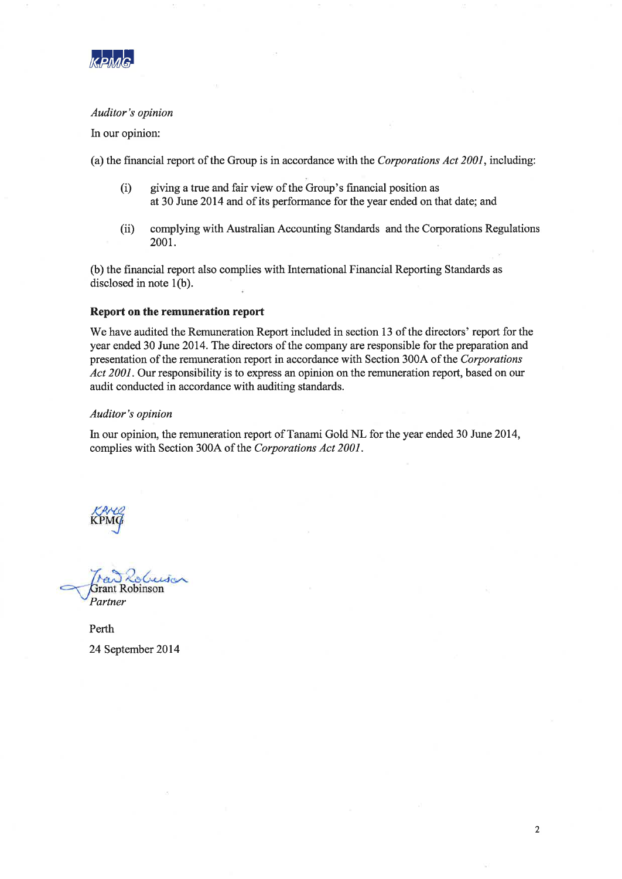KPMG

*Auditor's opinion*

In our opinion:

(a) the financial report of the Group is in accordance with the *Corporations Act 2001*, including:

(i) giving a true and fair view of the Group's financial position as at 30 June 2014 and of its performance for the year ended on that date; and

(ii) complying with Australian Accounting Standards and the Corporations Regulations 2001.

(b) the financial report also complies with International Financial Reporting Standards as disclosed in note 1(b).

**Report on the remuneration report**

We have audited the Remuneration Report included in section 13 of the directors' report for the year ended 30 June 2014. The directors of the company are responsible for the preparation and presentation of the remuneration report in accordance with Section 300A of the *Corporations Act 2001*. Our responsibility is to express an opinion on the remuneration report, based on our audit conducted in accordance with auditing standards.

*Auditor's opinion*

In our opinion, the remuneration report of Tanami Gold NL for the year ended 30 June 2014, complies with Section 300A of the *Corporations Act 2001*.

KPMG

Grant Robinson
*Partner*

Perth

24 September 2014